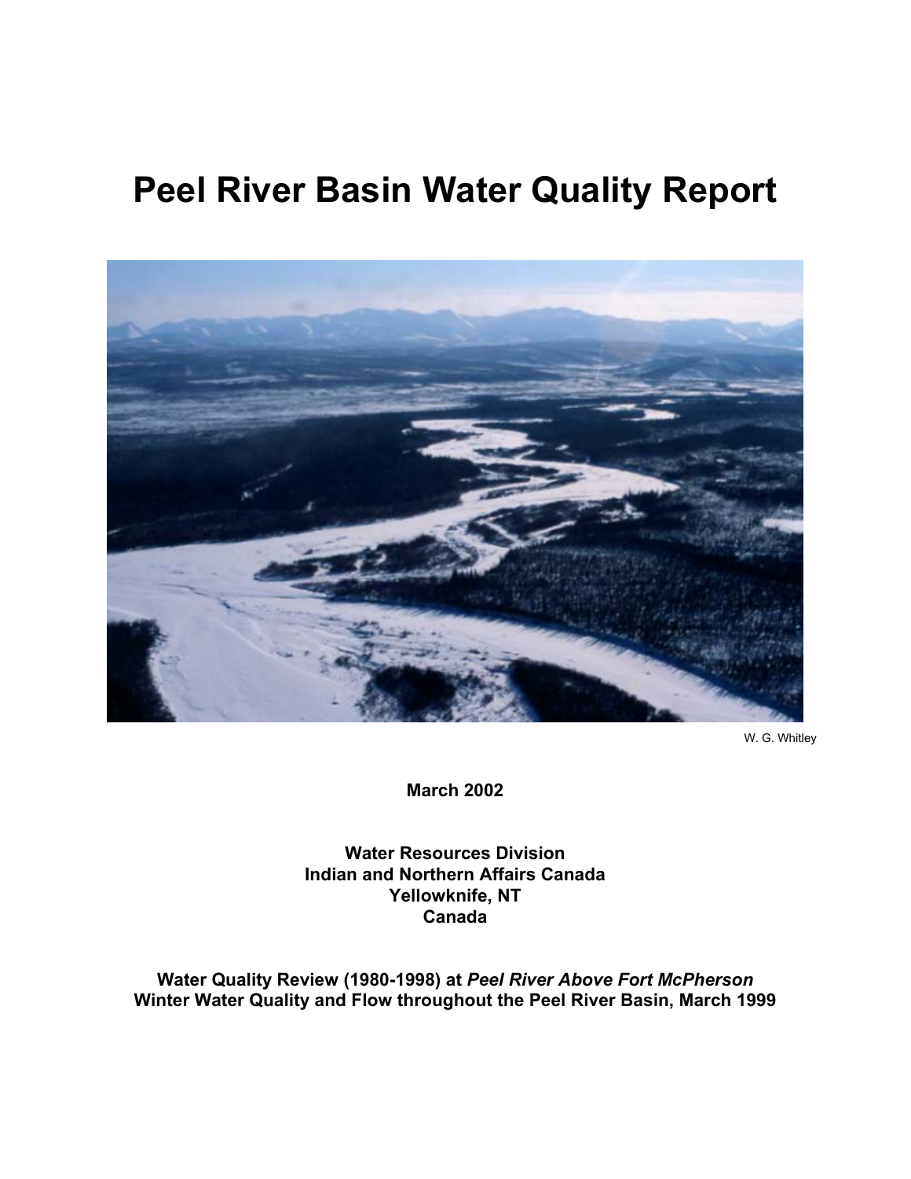# Peel River Basin Water Quality Report

W. G. Whitley

**March 2002**

**Water Resources Division**
**Indian and Northern Affairs Canada**
**Yellowknife, NT**
**Canada**

**Water Quality Review (1980-1998) at *Peel River Above Fort McPherson***
**Winter Water Quality and Flow throughout the Peel River Basin, March 1999**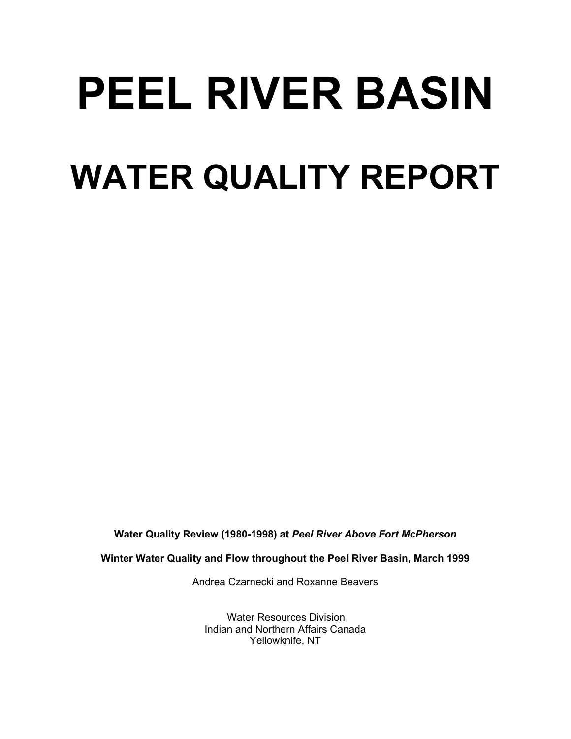# PEEL RIVER BASIN

# WATER QUALITY REPORT

**Water Quality Review (1980-1998) at *Peel River Above Fort McPherson***

**Winter Water Quality and Flow throughout the Peel River Basin, March 1999**

Andrea Czarnecki and Roxanne Beavers

Water Resources Division
Indian and Northern Affairs Canada
Yellowknife, NT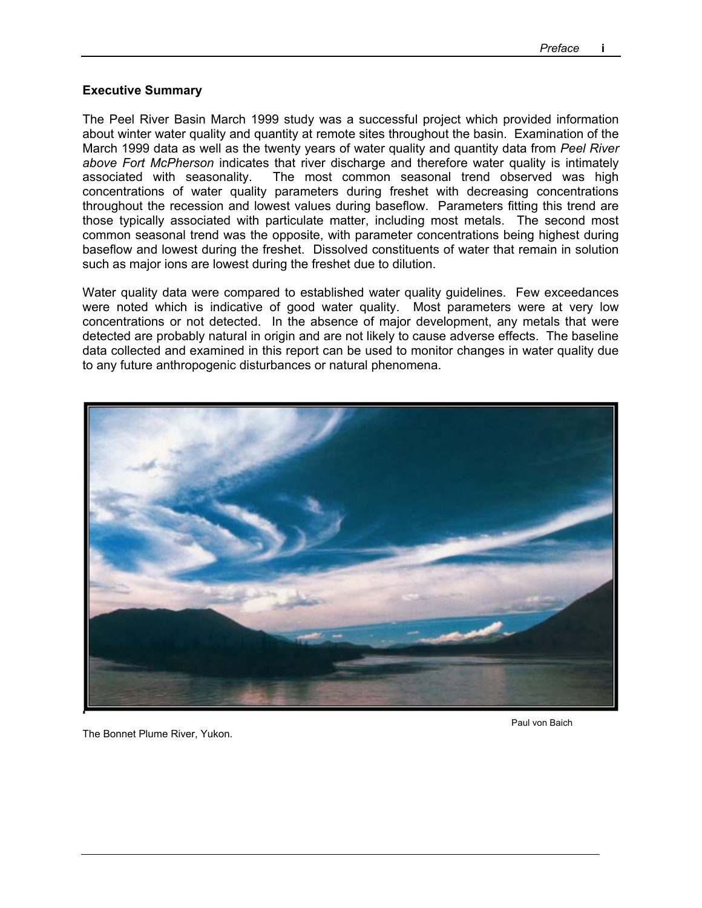## Executive Summary

The Peel River Basin March 1999 study was a successful project which provided information about winter water quality and quantity at remote sites throughout the basin. Examination of the March 1999 data as well as the twenty years of water quality and quantity data from *Peel River above Fort McPherson* indicates that river discharge and therefore water quality is intimately associated with seasonality. The most common seasonal trend observed was high concentrations of water quality parameters during freshet with decreasing concentrations throughout the recession and lowest values during baseflow. Parameters fitting this trend are those typically associated with particulate matter, including most metals. The second most common seasonal trend was the opposite, with parameter concentrations being highest during baseflow and lowest during the freshet. Dissolved constituents of water that remain in solution such as major ions are lowest during the freshet due to dilution.

Water quality data were compared to established water quality guidelines. Few exceedances were noted which is indicative of good water quality. Most parameters were at very low concentrations or not detected. In the absence of major development, any metals that were detected are probably natural in origin and are not likely to cause adverse effects. The baseline data collected and examined in this report can be used to monitor changes in water quality due to any future anthropogenic disturbances or natural phenomena.

Paul von Baich

The Bonnet Plume River, Yukon.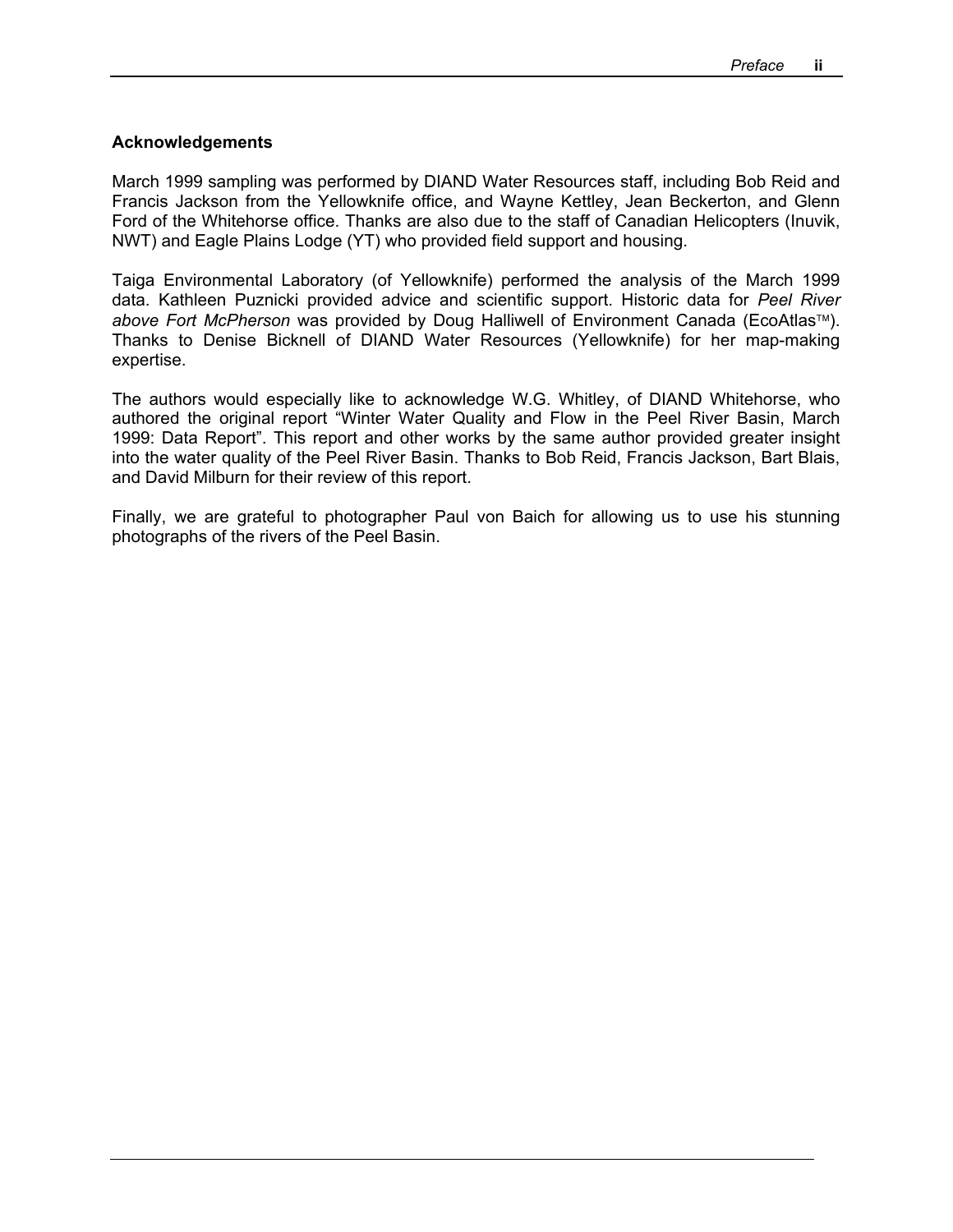## Acknowledgements

March 1999 sampling was performed by DIAND Water Resources staff, including Bob Reid and Francis Jackson from the Yellowknife office, and Wayne Kettley, Jean Beckerton, and Glenn Ford of the Whitehorse office. Thanks are also due to the staff of Canadian Helicopters (Inuvik, NWT) and Eagle Plains Lodge (YT) who provided field support and housing.

Taiga Environmental Laboratory (of Yellowknife) performed the analysis of the March 1999 data. Kathleen Puznicki provided advice and scientific support. Historic data for *Peel River above Fort McPherson* was provided by Doug Halliwell of Environment Canada (EcoAtlas™). Thanks to Denise Bicknell of DIAND Water Resources (Yellowknife) for her map-making expertise.

The authors would especially like to acknowledge W.G. Whitley, of DIAND Whitehorse, who authored the original report "Winter Water Quality and Flow in the Peel River Basin, March 1999: Data Report". This report and other works by the same author provided greater insight into the water quality of the Peel River Basin. Thanks to Bob Reid, Francis Jackson, Bart Blais, and David Milburn for their review of this report.

Finally, we are grateful to photographer Paul von Baich for allowing us to use his stunning photographs of the rivers of the Peel Basin.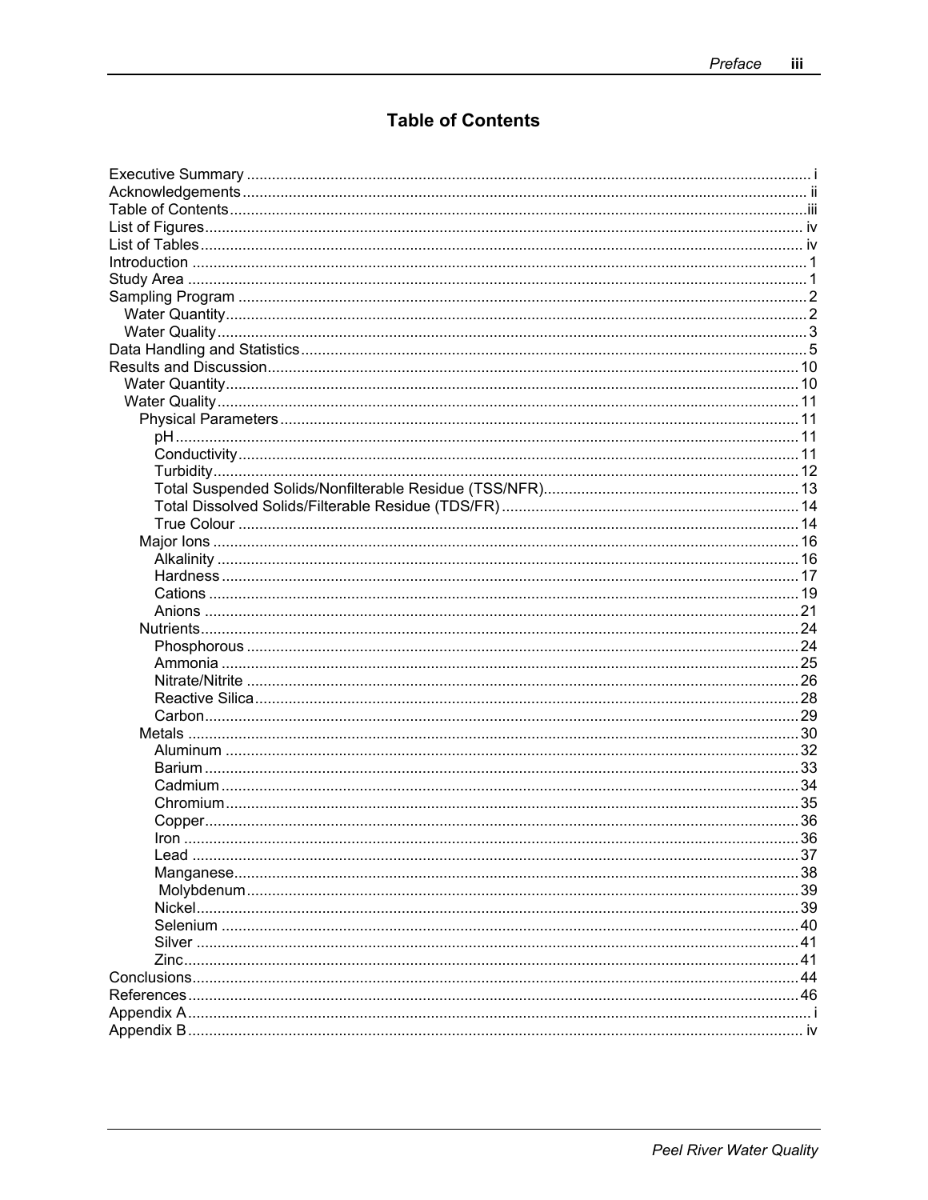# Table of Contents

- Executive Summary ..... i
- Acknowledgements ..... ii
- Table of Contents ..... iii
- List of Figures ..... iv
- List of Tables ..... iv
- Introduction ..... 1
- Study Area ..... 1
- Sampling Program ..... 2
  - Water Quantity ..... 2
  - Water Quality ..... 3
- Data Handling and Statistics ..... 5
- Results and Discussion ..... 10
  - Water Quantity ..... 10
  - Water Quality ..... 11
    - Physical Parameters ..... 11
      - pH ..... 11
      - Conductivity ..... 11
      - Turbidity ..... 12
      - Total Suspended Solids/Nonfilterable Residue (TSS/NFR) ..... 13
      - Total Dissolved Solids/Filterable Residue (TDS/FR) ..... 14
      - True Colour ..... 14
    - Major Ions ..... 16
      - Alkalinity ..... 16
      - Hardness ..... 17
      - Cations ..... 19
      - Anions ..... 21
    - Nutrients ..... 24
      - Phosphorous ..... 24
      - Ammonia ..... 25
      - Nitrate/Nitrite ..... 26
      - Reactive Silica ..... 28
      - Carbon ..... 29
    - Metals ..... 30
      - Aluminum ..... 32
      - Barium ..... 33
      - Cadmium ..... 34
      - Chromium ..... 35
      - Copper ..... 36
      - Iron ..... 36
      - Lead ..... 37
      - Manganese ..... 38
      - Molybdenum ..... 39
      - Nickel ..... 39
      - Selenium ..... 40
      - Silver ..... 41
      - Zinc ..... 41
- Conclusions ..... 44
- References ..... 46
- Appendix A ..... i
- Appendix B ..... iv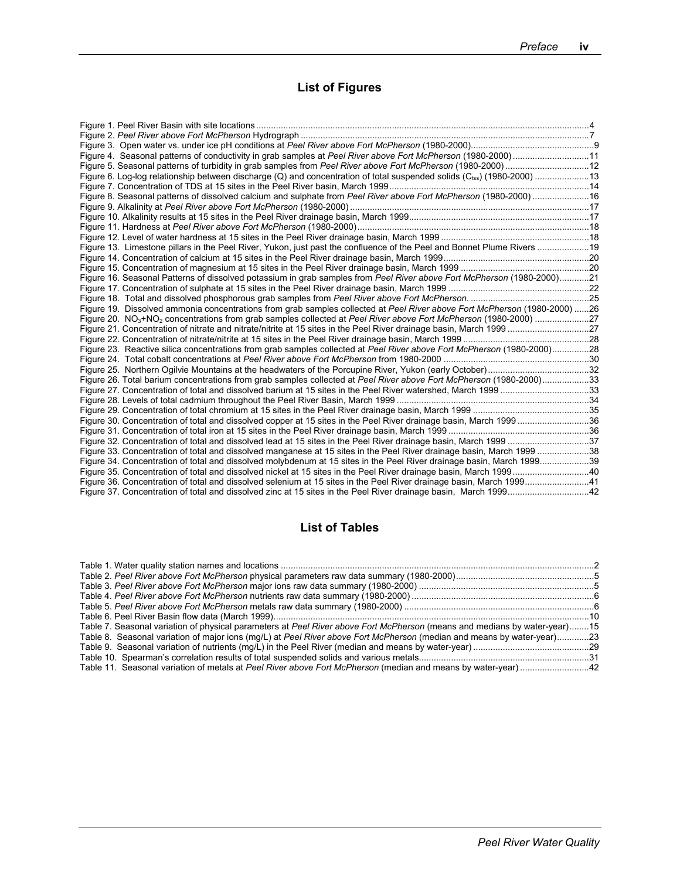## List of Figures

Figure 1. Peel River Basin with site locations ....................................................................................................................................4
Figure 2. *Peel River above Fort McPherson* Hydrograph ..................................................................................................................7
Figure 3. Open water vs. under ice pH conditions at *Peel River above Fort McPherson* (1980-2000)..................................................9
Figure 4. Seasonal patterns of conductivity in grab samples at *Peel River above Fort McPherson* (1980-2000) ...............................11
Figure 5. Seasonal patterns of turbidity in grab samples from *Peel River above Fort McPherson* (1980-2000) ..................................12
Figure 6. Log-log relationship between discharge (Q) and concentration of total suspended solids ($C_{tss}$) (1980-2000) ......................13
Figure 7. Concentration of TDS at 15 sites in the Peel River basin, March 1999................................................................................14
Figure 8. Seasonal patterns of dissolved calcium and sulphate from *Peel River above Fort McPherson* (1980-2000) .......................16
Figure 9. Alkalinity at *Peel River above Fort McPherson* (1980-2000) ..............................................................................................17
Figure 10. Alkalinity results at 15 sites in the Peel River drainage basin, March 1999.........................................................................17
Figure 11. Hardness at *Peel River above Fort McPherson* (1980-2000)............................................................................................18
Figure 12. Level of water hardness at 15 sites in the Peel River drainage basin, March 1999 ............................................................18
Figure 13. Limestone pillars in the Peel River, Yukon, just past the confluence of the Peel and Bonnet Plume Rivers .....................19
Figure 14. Concentration of calcium at 15 sites in the Peel River drainage basin, March 1999...........................................................20
Figure 15. Concentration of magnesium at 15 sites in the Peel River drainage basin, March 1999 ....................................................20
Figure 16. Seasonal Patterns of dissolved potassium in grab samples from *Peel River above Fort McPherson* (1980-2000)............21
Figure 17. Concentration of sulphate at 15 sites in the Peel River drainage basin, March 1999 .........................................................22
Figure 18. Total and dissolved phosphorous grab samples from *Peel River above Fort McPherson*. ................................................25
Figure 19. Dissolved ammonia concentrations from grab samples collected at *Peel River above Fort McPherson* (1980-2000) .......26
Figure 20. $NO_3$+$NO_2$ concentrations from grab samples collected at *Peel River above Fort McPherson* (1980-2000) ......................27
Figure 21. Concentration of nitrate and nitrate/nitrite at 15 sites in the Peel River drainage basin, March 1999 .................................27
Figure 22. Concentration of nitrate/nitrite at 15 sites in the Peel River drainage basin, March 1999 ...................................................28
Figure 23. Reactive silica concentrations from grab samples collected at *Peel River above Fort McPherson* (1980-2000)...............28
Figure 24. Total cobalt concentrations at *Peel River above Fort McPherson* from 1980-2000 ...........................................................30
Figure 25. Northern Ogilvie Mountains at the headwaters of the Porcupine River, Yukon (early October).........................................32
Figure 26. Total barium concentrations from grab samples collected at *Peel River above Fort McPherson* (1980-2000)...................33
Figure 27. Concentration of total and dissolved barium at 15 sites in the Peel River watershed, March 1999 ....................................33
Figure 28. Levels of total cadmium throughout the Peel River Basin, March 1999 .............................................................................34
Figure 29. Concentration of total chromium at 15 sites in the Peel River drainage basin, March 1999 ...............................................35
Figure 30. Concentration of total and dissolved copper at 15 sites in the Peel River drainage basin, March 1999 .............................36
Figure 31. Concentration of total iron at 15 sites in the Peel River drainage basin, March 1999 .........................................................36
Figure 32. Concentration of total and dissolved lead at 15 sites in the Peel River drainage basin, March 1999 .................................37
Figure 33. Concentration of total and dissolved manganese at 15 sites in the Peel River drainage basin, March 1999 .....................38
Figure 34. Concentration of total and dissolved molybdenum at 15 sites in the Peel River drainage basin, March 1999....................39
Figure 35. Concentration of total and dissolved nickel at 15 sites in the Peel River drainage basin, March 1999...............................40
Figure 36. Concentration of total and dissolved selenium at 15 sites in the Peel River drainage basin, March 1999..........................41
Figure 37. Concentration of total and dissolved zinc at 15 sites in the Peel River drainage basin, March 1999.................................42

## List of Tables

Table 1. Water quality station names and locations .............................................................................................................................2
Table 2. *Peel River above Fort McPherson* physical parameters raw data summary (1980-2000).......................................................5
Table 3. *Peel River above Fort McPherson* major ions raw data summary (1980-2000) ......................................................................5
Table 4. *Peel River above Fort McPherson* nutrients raw data summary (1980-2000) ..........................................................................6
Table 5. *Peel River above Fort McPherson* metals raw data summary (1980-2000) ............................................................................6
Table 6. Peel River Basin flow data (March 1999)...............................................................................................................................10
Table 7. Seasonal variation of physical parameters at *Peel River above Fort McPherson* (means and medians by water-year)........15
Table 8. Seasonal variation of major ions (mg/L) at *Peel River above Fort McPherson* (median and means by water-year).............23
Table 9. Seasonal variation of nutrients (mg/L) in the Peel River (median and means by water-year) ..............................................29
Table 10. Spearman's correlation results of total suspended solids and various metals....................................................................31
Table 11. Seasonal variation of metals at *Peel River above Fort McPherson* (median and means by water-year) ...........................42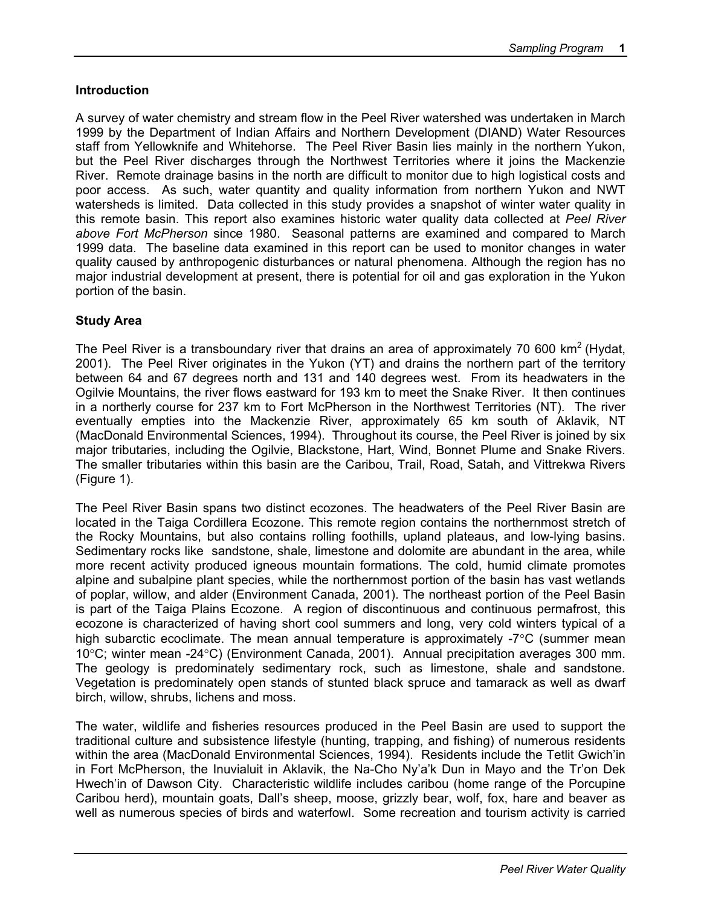## Introduction

A survey of water chemistry and stream flow in the Peel River watershed was undertaken in March 1999 by the Department of Indian Affairs and Northern Development (DIAND) Water Resources staff from Yellowknife and Whitehorse. The Peel River Basin lies mainly in the northern Yukon, but the Peel River discharges through the Northwest Territories where it joins the Mackenzie River. Remote drainage basins in the north are difficult to monitor due to high logistical costs and poor access. As such, water quantity and quality information from northern Yukon and NWT watersheds is limited. Data collected in this study provides a snapshot of winter water quality in this remote basin. This report also examines historic water quality data collected at *Peel River above Fort McPherson* since 1980. Seasonal patterns are examined and compared to March 1999 data. The baseline data examined in this report can be used to monitor changes in water quality caused by anthropogenic disturbances or natural phenomena. Although the region has no major industrial development at present, there is potential for oil and gas exploration in the Yukon portion of the basin.

## Study Area

The Peel River is a transboundary river that drains an area of approximately 70 600 km$^2$ (Hydat, 2001). The Peel River originates in the Yukon (YT) and drains the northern part of the territory between 64 and 67 degrees north and 131 and 140 degrees west. From its headwaters in the Ogilvie Mountains, the river flows eastward for 193 km to meet the Snake River. It then continues in a northerly course for 237 km to Fort McPherson in the Northwest Territories (NT). The river eventually empties into the Mackenzie River, approximately 65 km south of Aklavik, NT (MacDonald Environmental Sciences, 1994). Throughout its course, the Peel River is joined by six major tributaries, including the Ogilvie, Blackstone, Hart, Wind, Bonnet Plume and Snake Rivers. The smaller tributaries within this basin are the Caribou, Trail, Road, Satah, and Vittrekwa Rivers (Figure 1).

The Peel River Basin spans two distinct ecozones. The headwaters of the Peel River Basin are located in the Taiga Cordillera Ecozone. This remote region contains the northernmost stretch of the Rocky Mountains, but also contains rolling foothills, upland plateaus, and low-lying basins. Sedimentary rocks like sandstone, shale, limestone and dolomite are abundant in the area, while more recent activity produced igneous mountain formations. The cold, humid climate promotes alpine and subalpine plant species, while the northernmost portion of the basin has vast wetlands of poplar, willow, and alder (Environment Canada, 2001). The northeast portion of the Peel Basin is part of the Taiga Plains Ecozone. A region of discontinuous and continuous permafrost, this ecozone is characterized of having short cool summers and long, very cold winters typical of a high subarctic ecoclimate. The mean annual temperature is approximately -7°C (summer mean 10°C; winter mean -24°C) (Environment Canada, 2001). Annual precipitation averages 300 mm. The geology is predominately sedimentary rock, such as limestone, shale and sandstone. Vegetation is predominately open stands of stunted black spruce and tamarack as well as dwarf birch, willow, shrubs, lichens and moss.

The water, wildlife and fisheries resources produced in the Peel Basin are used to support the traditional culture and subsistence lifestyle (hunting, trapping, and fishing) of numerous residents within the area (MacDonald Environmental Sciences, 1994). Residents include the Tetlit Gwich'in in Fort McPherson, the Inuvialuit in Aklavik, the Na-Cho Ny'a'k Dun in Mayo and the Tr'on Dek Hwech'in of Dawson City. Characteristic wildlife includes caribou (home range of the Porcupine Caribou herd), mountain goats, Dall's sheep, moose, grizzly bear, wolf, fox, hare and beaver as well as numerous species of birds and waterfowl. Some recreation and tourism activity is carried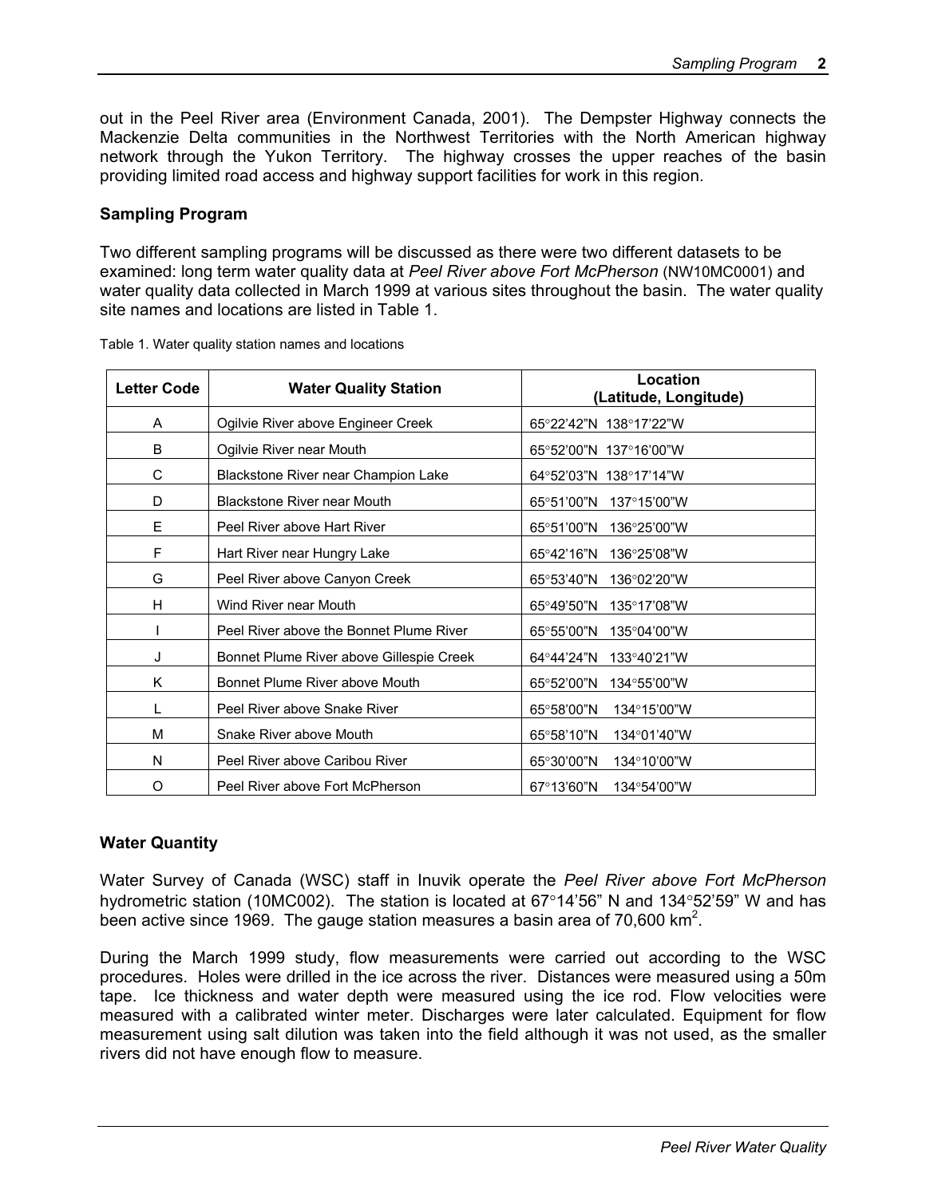out in the Peel River area (Environment Canada, 2001). The Dempster Highway connects the Mackenzie Delta communities in the Northwest Territories with the North American highway network through the Yukon Territory. The highway crosses the upper reaches of the basin providing limited road access and highway support facilities for work in this region.

## Sampling Program

Two different sampling programs will be discussed as there were two different datasets to be examined: long term water quality data at *Peel River above Fort McPherson* (NW10MC0001) and water quality data collected in March 1999 at various sites throughout the basin. The water quality site names and locations are listed in Table 1.

Table 1. Water quality station names and locations

| Letter Code | Water Quality Station | Location (Latitude, Longitude) |
|---|---|---|
| A | Ogilvie River above Engineer Creek | 65°22’42”N 138°17’22”W |
| B | Ogilvie River near Mouth | 65°52’00”N 137°16’00”W |
| C | Blackstone River near Champion Lake | 64°52’03”N 138°17’14”W |
| D | Blackstone River near Mouth | 65°51’00”N 137°15’00”W |
| E | Peel River above Hart River | 65°51’00”N 136°25’00”W |
| F | Hart River near Hungry Lake | 65°42’16”N 136°25’08”W |
| G | Peel River above Canyon Creek | 65°53’40”N 136°02’20”W |
| H | Wind River near Mouth | 65°49’50”N 135°17’08”W |
| I | Peel River above the Bonnet Plume River | 65°55’00”N 135°04’00”W |
| J | Bonnet Plume River above Gillespie Creek | 64°44’24”N 133°40’21”W |
| K | Bonnet Plume River above Mouth | 65°52’00”N 134°55’00”W |
| L | Peel River above Snake River | 65°58’00”N 134°15’00”W |
| M | Snake River above Mouth | 65°58’10”N 134°01’40”W |
| N | Peel River above Caribou River | 65°30’00”N 134°10’00”W |
| O | Peel River above Fort McPherson | 67°13’60”N 134°54’00”W |

## Water Quantity

Water Survey of Canada (WSC) staff in Inuvik operate the *Peel River above Fort McPherson* hydrometric station (10MC002). The station is located at 67°14’56” N and 134°52’59” W and has been active since 1969. The gauge station measures a basin area of 70,600 km$^2$.

During the March 1999 study, flow measurements were carried out according to the WSC procedures. Holes were drilled in the ice across the river. Distances were measured using a 50m tape. Ice thickness and water depth were measured using the ice rod. Flow velocities were measured with a calibrated winter meter. Discharges were later calculated. Equipment for flow measurement using salt dilution was taken into the field although it was not used, as the smaller rivers did not have enough flow to measure.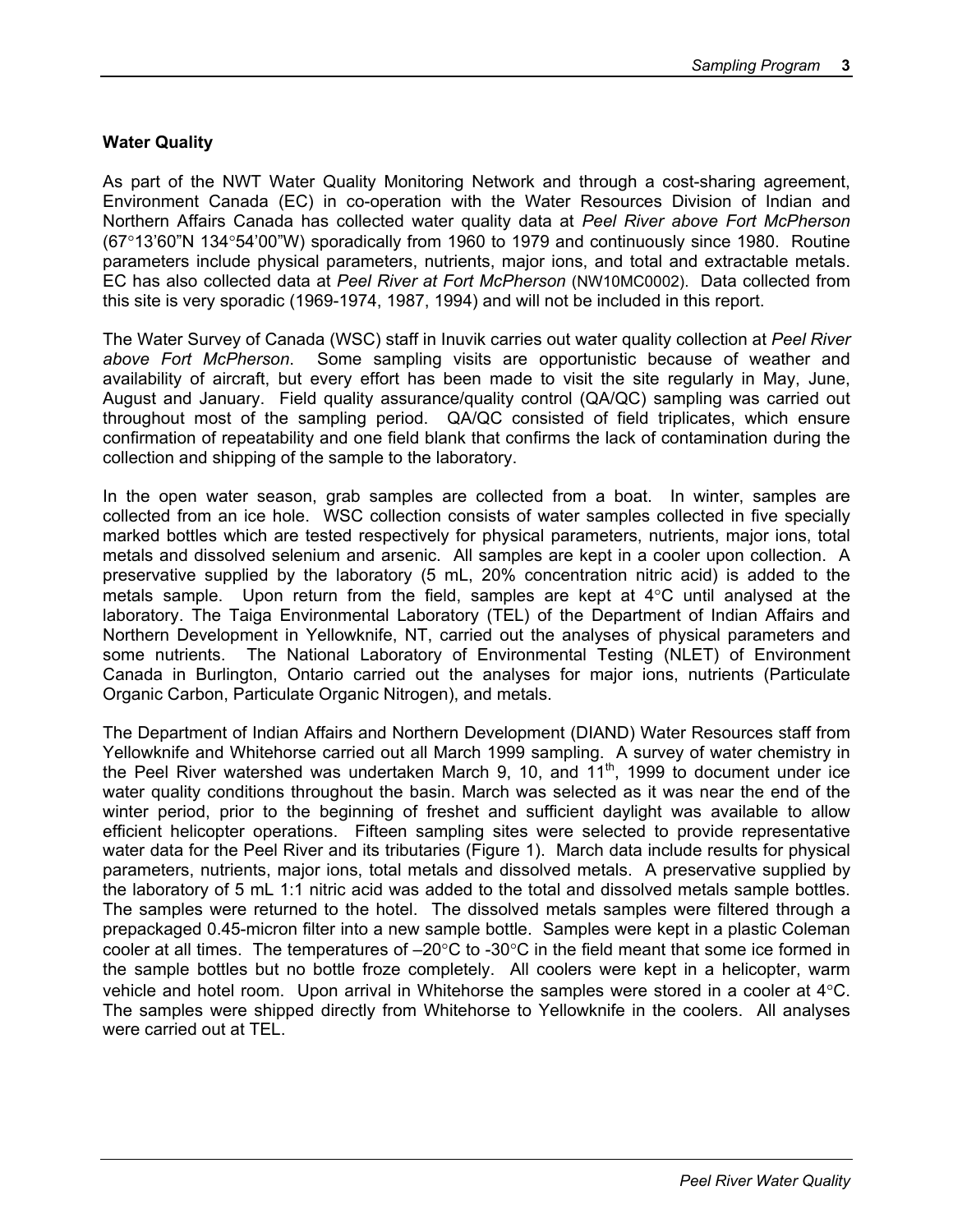### Water Quality

As part of the NWT Water Quality Monitoring Network and through a cost-sharing agreement, Environment Canada (EC) in co-operation with the Water Resources Division of Indian and Northern Affairs Canada has collected water quality data at *Peel River above Fort McPherson* (67°13'60"N 134°54'00"W) sporadically from 1960 to 1979 and continuously since 1980. Routine parameters include physical parameters, nutrients, major ions, and total and extractable metals. EC has also collected data at *Peel River at Fort McPherson* (NW10MC0002). Data collected from this site is very sporadic (1969-1974, 1987, 1994) and will not be included in this report.

The Water Survey of Canada (WSC) staff in Inuvik carries out water quality collection at *Peel River above Fort McPherson*. Some sampling visits are opportunistic because of weather and availability of aircraft, but every effort has been made to visit the site regularly in May, June, August and January. Field quality assurance/quality control (QA/QC) sampling was carried out throughout most of the sampling period. QA/QC consisted of field triplicates, which ensure confirmation of repeatability and one field blank that confirms the lack of contamination during the collection and shipping of the sample to the laboratory.

In the open water season, grab samples are collected from a boat. In winter, samples are collected from an ice hole. WSC collection consists of water samples collected in five specially marked bottles which are tested respectively for physical parameters, nutrients, major ions, total metals and dissolved selenium and arsenic. All samples are kept in a cooler upon collection. A preservative supplied by the laboratory (5 mL, 20% concentration nitric acid) is added to the metals sample. Upon return from the field, samples are kept at 4°C until analysed at the laboratory. The Taiga Environmental Laboratory (TEL) of the Department of Indian Affairs and Northern Development in Yellowknife, NT, carried out the analyses of physical parameters and some nutrients. The National Laboratory of Environmental Testing (NLET) of Environment Canada in Burlington, Ontario carried out the analyses for major ions, nutrients (Particulate Organic Carbon, Particulate Organic Nitrogen), and metals.

The Department of Indian Affairs and Northern Development (DIAND) Water Resources staff from Yellowknife and Whitehorse carried out all March 1999 sampling. A survey of water chemistry in the Peel River watershed was undertaken March 9, 10, and 11th, 1999 to document under ice water quality conditions throughout the basin. March was selected as it was near the end of the winter period, prior to the beginning of freshet and sufficient daylight was available to allow efficient helicopter operations. Fifteen sampling sites were selected to provide representative water data for the Peel River and its tributaries (Figure 1). March data include results for physical parameters, nutrients, major ions, total metals and dissolved metals. A preservative supplied by the laboratory of 5 mL 1:1 nitric acid was added to the total and dissolved metals sample bottles. The samples were returned to the hotel. The dissolved metals samples were filtered through a prepackaged 0.45-micron filter into a new sample bottle. Samples were kept in a plastic Coleman cooler at all times. The temperatures of –20°C to -30°C in the field meant that some ice formed in the sample bottles but no bottle froze completely. All coolers were kept in a helicopter, warm vehicle and hotel room. Upon arrival in Whitehorse the samples were stored in a cooler at 4°C. The samples were shipped directly from Whitehorse to Yellowknife in the coolers. All analyses were carried out at TEL.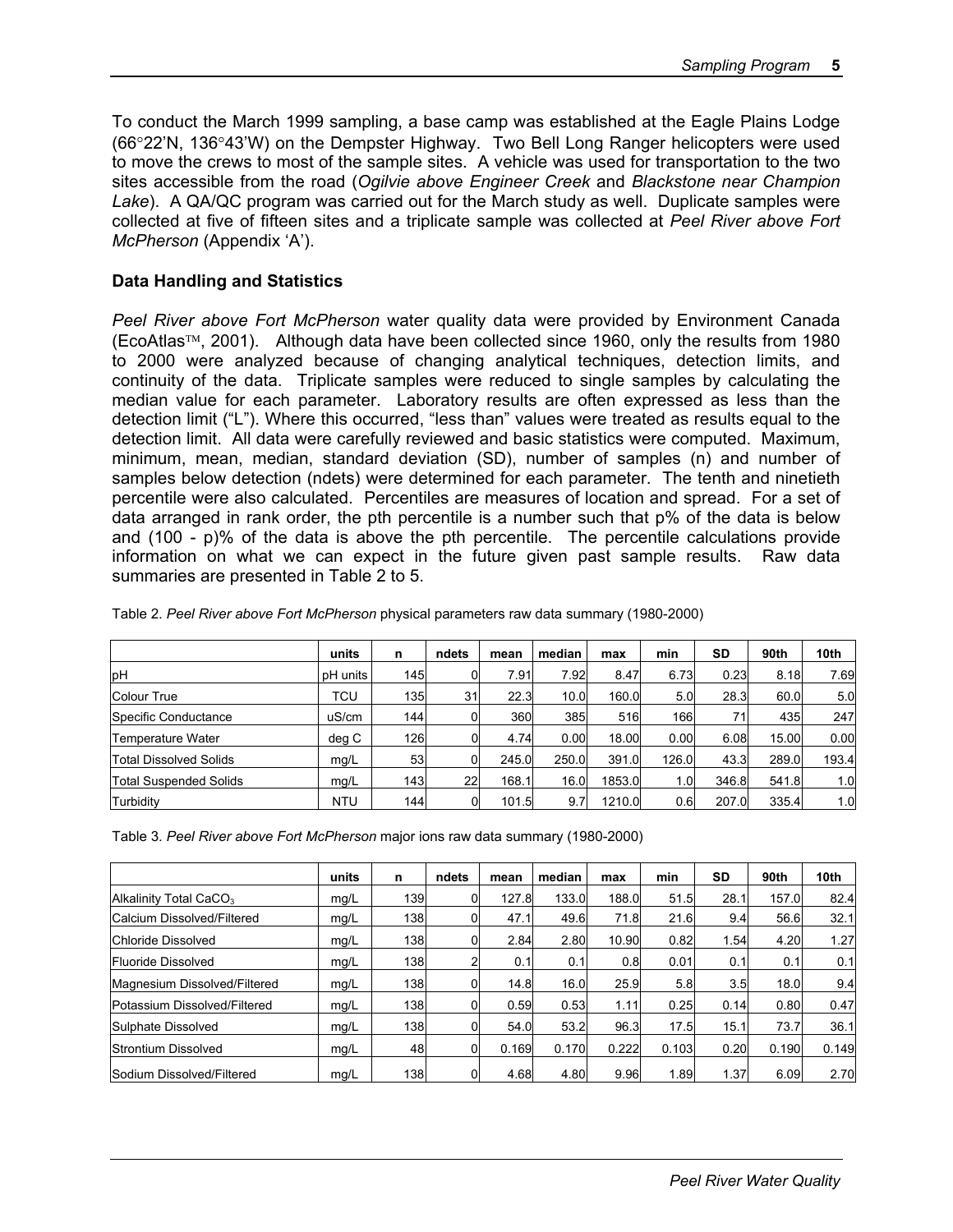To conduct the March 1999 sampling, a base camp was established at the Eagle Plains Lodge (66°22'N, 136°43'W) on the Dempster Highway. Two Bell Long Ranger helicopters were used to move the crews to most of the sample sites. A vehicle was used for transportation to the two sites accessible from the road (*Ogilvie above Engineer Creek* and *Blackstone near Champion Lake*). A QA/QC program was carried out for the March study as well. Duplicate samples were collected at five of fifteen sites and a triplicate sample was collected at *Peel River above Fort McPherson* (Appendix 'A').

### Data Handling and Statistics

*Peel River above Fort McPherson* water quality data were provided by Environment Canada (EcoAtlas™, 2001). Although data have been collected since 1960, only the results from 1980 to 2000 were analyzed because of changing analytical techniques, detection limits, and continuity of the data. Triplicate samples were reduced to single samples by calculating the median value for each parameter. Laboratory results are often expressed as less than the detection limit ("L"). Where this occurred, "less than" values were treated as results equal to the detection limit. All data were carefully reviewed and basic statistics were computed. Maximum, minimum, mean, median, standard deviation (SD), number of samples (n) and number of samples below detection (ndets) were determined for each parameter. The tenth and ninetieth percentile were also calculated. Percentiles are measures of location and spread. For a set of data arranged in rank order, the pth percentile is a number such that p% of the data is below and (100 - p)% of the data is above the pth percentile. The percentile calculations provide information on what we can expect in the future given past sample results. Raw data summaries are presented in Table 2 to 5.

Table 2. *Peel River above Fort McPherson* physical parameters raw data summary (1980-2000)

| | units | n | ndets | mean | median | max | min | SD | 90th | 10th |
|---|---|---|---|---|---|---|---|---|---|---|
| pH | pH units | 145 | 0 | 7.91 | 7.92 | 8.47 | 6.73 | 0.23 | 8.18 | 7.69 |
| Colour True | TCU | 135 | 31 | 22.3 | 10.0 | 160.0 | 5.0 | 28.3 | 60.0 | 5.0 |
| Specific Conductance | uS/cm | 144 | 0 | 360 | 385 | 516 | 166 | 71 | 435 | 247 |
| Temperature Water | deg C | 126 | 0 | 4.74 | 0.00 | 18.00 | 0.00 | 6.08 | 15.00 | 0.00 |
| Total Dissolved Solids | mg/L | 53 | 0 | 245.0 | 250.0 | 391.0 | 126.0 | 43.3 | 289.0 | 193.4 |
| Total Suspended Solids | mg/L | 143 | 22 | 168.1 | 16.0 | 1853.0 | 1.0 | 346.8 | 541.8 | 1.0 |
| Turbidity | NTU | 144 | 0 | 101.5 | 9.7 | 1210.0 | 0.6 | 207.0 | 335.4 | 1.0 |

Table 3. *Peel River above Fort McPherson* major ions raw data summary (1980-2000)

| | units | n | ndets | mean | median | max | min | SD | 90th | 10th |
|---|---|---|---|---|---|---|---|---|---|---|
| Alkalinity Total $CaCO_3$ | mg/L | 139 | 0 | 127.8 | 133.0 | 188.0 | 51.5 | 28.1 | 157.0 | 82.4 |
| Calcium Dissolved/Filtered | mg/L | 138 | 0 | 47.1 | 49.6 | 71.8 | 21.6 | 9.4 | 56.6 | 32.1 |
| Chloride Dissolved | mg/L | 138 | 0 | 2.84 | 2.80 | 10.90 | 0.82 | 1.54 | 4.20 | 1.27 |
| Fluoride Dissolved | mg/L | 138 | 2 | 0.1 | 0.1 | 0.8 | 0.01 | 0.1 | 0.1 | 0.1 |
| Magnesium Dissolved/Filtered | mg/L | 138 | 0 | 14.8 | 16.0 | 25.9 | 5.8 | 3.5 | 18.0 | 9.4 |
| Potassium Dissolved/Filtered | mg/L | 138 | 0 | 0.59 | 0.53 | 1.11 | 0.25 | 0.14 | 0.80 | 0.47 |
| Sulphate Dissolved | mg/L | 138 | 0 | 54.0 | 53.2 | 96.3 | 17.5 | 15.1 | 73.7 | 36.1 |
| Strontium Dissolved | mg/L | 48 | 0 | 0.169 | 0.170 | 0.222 | 0.103 | 0.20 | 0.190 | 0.149 |
| Sodium Dissolved/Filtered | mg/L | 138 | 0 | 4.68 | 4.80 | 9.96 | 1.89 | 1.37 | 6.09 | 2.70 |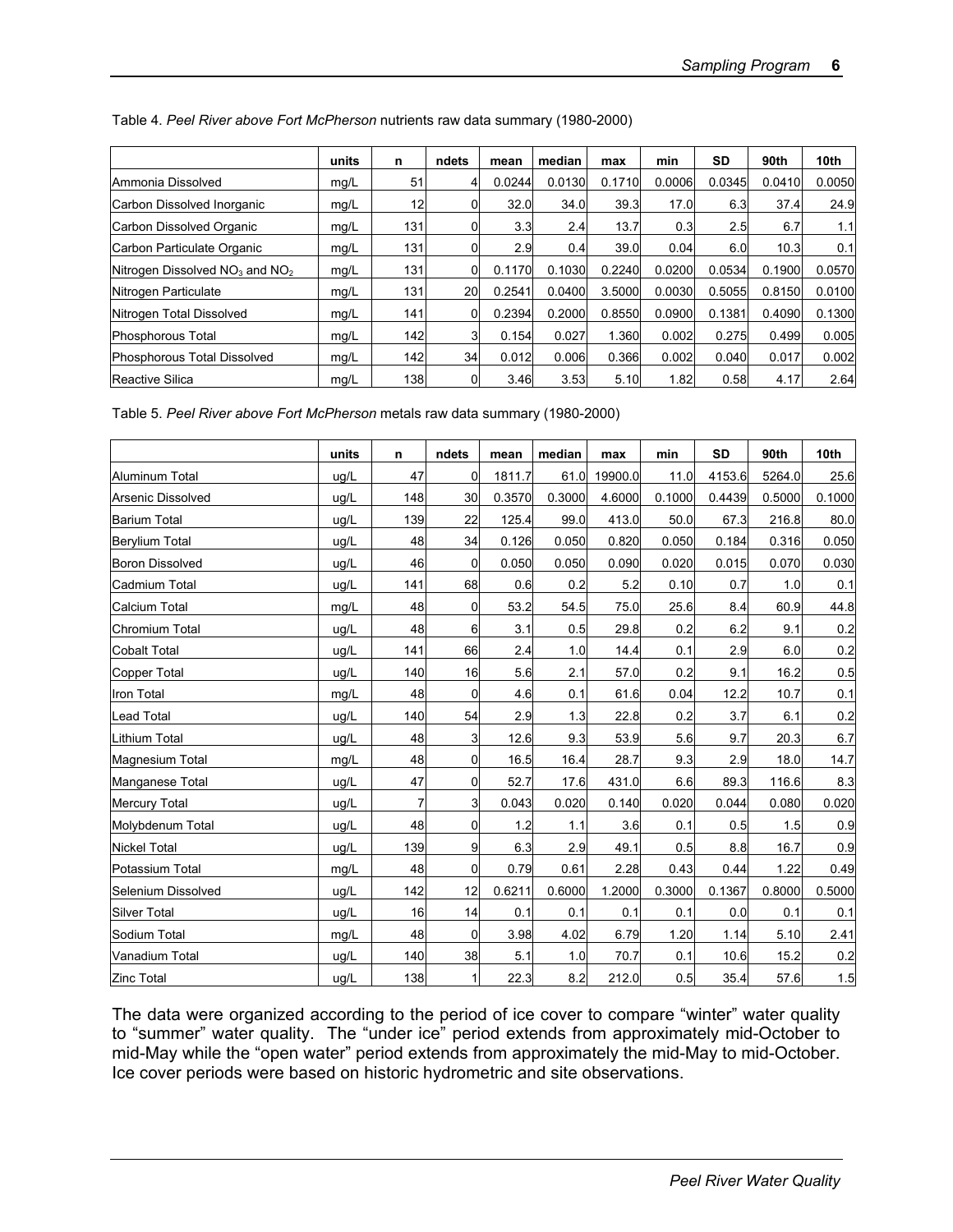Table 4. *Peel River above Fort McPherson* nutrients raw data summary (1980-2000)

| | units | n | ndets | mean | median | max | min | SD | 90th | 10th |
|---|---|---|---|---|---|---|---|---|---|---|
| Ammonia Dissolved | mg/L | 51 | 4 | 0.0244 | 0.0130 | 0.1710 | 0.0006 | 0.0345 | 0.0410 | 0.0050 |
| Carbon Dissolved Inorganic | mg/L | 12 | 0 | 32.0 | 34.0 | 39.3 | 17.0 | 6.3 | 37.4 | 24.9 |
| Carbon Dissolved Organic | mg/L | 131 | 0 | 3.3 | 2.4 | 13.7 | 0.3 | 2.5 | 6.7 | 1.1 |
| Carbon Particulate Organic | mg/L | 131 | 0 | 2.9 | 0.4 | 39.0 | 0.04 | 6.0 | 10.3 | 0.1 |
| Nitrogen Dissolved $NO_3$ and $NO_2$ | mg/L | 131 | 0 | 0.1170 | 0.1030 | 0.2240 | 0.0200 | 0.0534 | 0.1900 | 0.0570 |
| Nitrogen Particulate | mg/L | 131 | 20 | 0.2541 | 0.0400 | 3.5000 | 0.0030 | 0.5055 | 0.8150 | 0.0100 |
| Nitrogen Total Dissolved | mg/L | 141 | 0 | 0.2394 | 0.2000 | 0.8550 | 0.0900 | 0.1381 | 0.4090 | 0.1300 |
| Phosphorous Total | mg/L | 142 | 3 | 0.154 | 0.027 | 1.360 | 0.002 | 0.275 | 0.499 | 0.005 |
| Phosphorous Total Dissolved | mg/L | 142 | 34 | 0.012 | 0.006 | 0.366 | 0.002 | 0.040 | 0.017 | 0.002 |
| Reactive Silica | mg/L | 138 | 0 | 3.46 | 3.53 | 5.10 | 1.82 | 0.58 | 4.17 | 2.64 |

Table 5. *Peel River above Fort McPherson* metals raw data summary (1980-2000)

| | units | n | ndets | mean | median | max | min | SD | 90th | 10th |
|---|---|---|---|---|---|---|---|---|---|---|
| Aluminum Total | ug/L | 47 | 0 | 1811.7 | 61.0 | 19900.0 | 11.0 | 4153.6 | 5264.0 | 25.6 |
| Arsenic Dissolved | ug/L | 148 | 30 | 0.3570 | 0.3000 | 4.6000 | 0.1000 | 0.4439 | 0.5000 | 0.1000 |
| Barium Total | ug/L | 139 | 22 | 125.4 | 99.0 | 413.0 | 50.0 | 67.3 | 216.8 | 80.0 |
| Berylium Total | ug/L | 48 | 34 | 0.126 | 0.050 | 0.820 | 0.050 | 0.184 | 0.316 | 0.050 |
| Boron Dissolved | ug/L | 46 | 0 | 0.050 | 0.050 | 0.090 | 0.020 | 0.015 | 0.070 | 0.030 |
| Cadmium Total | ug/L | 141 | 68 | 0.6 | 0.2 | 5.2 | 0.10 | 0.7 | 1.0 | 0.1 |
| Calcium Total | mg/L | 48 | 0 | 53.2 | 54.5 | 75.0 | 25.6 | 8.4 | 60.9 | 44.8 |
| Chromium Total | ug/L | 48 | 6 | 3.1 | 0.5 | 29.8 | 0.2 | 6.2 | 9.1 | 0.2 |
| Cobalt Total | ug/L | 141 | 66 | 2.4 | 1.0 | 14.4 | 0.1 | 2.9 | 6.0 | 0.2 |
| Copper Total | ug/L | 140 | 16 | 5.6 | 2.1 | 57.0 | 0.2 | 9.1 | 16.2 | 0.5 |
| Iron Total | mg/L | 48 | 0 | 4.6 | 0.1 | 61.6 | 0.04 | 12.2 | 10.7 | 0.1 |
| Lead Total | ug/L | 140 | 54 | 2.9 | 1.3 | 22.8 | 0.2 | 3.7 | 6.1 | 0.2 |
| Lithium Total | ug/L | 48 | 3 | 12.6 | 9.3 | 53.9 | 5.6 | 9.7 | 20.3 | 6.7 |
| Magnesium Total | mg/L | 48 | 0 | 16.5 | 16.4 | 28.7 | 9.3 | 2.9 | 18.0 | 14.7 |
| Manganese Total | ug/L | 47 | 0 | 52.7 | 17.6 | 431.0 | 6.6 | 89.3 | 116.6 | 8.3 |
| Mercury Total | ug/L | 7 | 3 | 0.043 | 0.020 | 0.140 | 0.020 | 0.044 | 0.080 | 0.020 |
| Molybdenum Total | ug/L | 48 | 0 | 1.2 | 1.1 | 3.6 | 0.1 | 0.5 | 1.5 | 0.9 |
| Nickel Total | ug/L | 139 | 9 | 6.3 | 2.9 | 49.1 | 0.5 | 8.8 | 16.7 | 0.9 |
| Potassium Total | mg/L | 48 | 0 | 0.79 | 0.61 | 2.28 | 0.43 | 0.44 | 1.22 | 0.49 |
| Selenium Dissolved | ug/L | 142 | 12 | 0.6211 | 0.6000 | 1.2000 | 0.3000 | 0.1367 | 0.8000 | 0.5000 |
| Silver Total | ug/L | 16 | 14 | 0.1 | 0.1 | 0.1 | 0.1 | 0.0 | 0.1 | 0.1 |
| Sodium Total | mg/L | 48 | 0 | 3.98 | 4.02 | 6.79 | 1.20 | 1.14 | 5.10 | 2.41 |
| Vanadium Total | ug/L | 140 | 38 | 5.1 | 1.0 | 70.7 | 0.1 | 10.6 | 15.2 | 0.2 |
| Zinc Total | ug/L | 138 | 1 | 22.3 | 8.2 | 212.0 | 0.5 | 35.4 | 57.6 | 1.5 |

The data were organized according to the period of ice cover to compare "winter" water quality to "summer" water quality. The "under ice" period extends from approximately mid-October to mid-May while the "open water" period extends from approximately the mid-May to mid-October. Ice cover periods were based on historic hydrometric and site observations.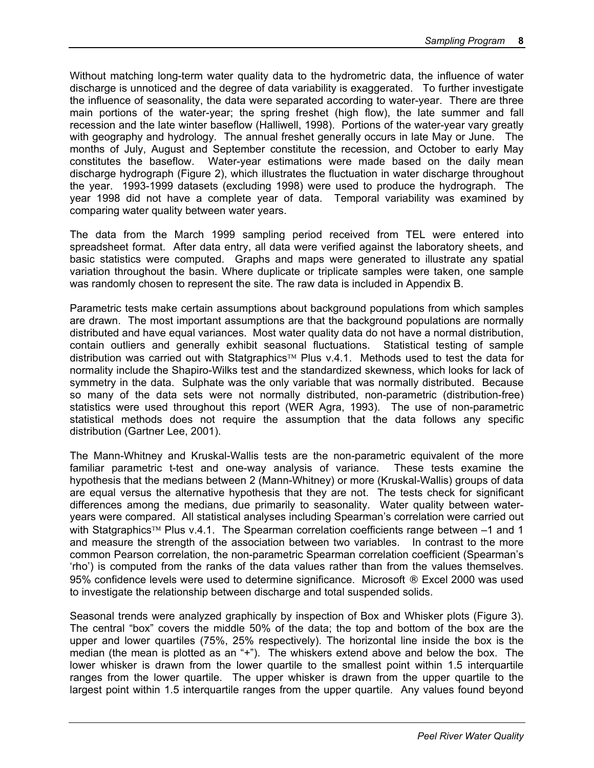Without matching long-term water quality data to the hydrometric data, the influence of water discharge is unnoticed and the degree of data variability is exaggerated. To further investigate the influence of seasonality, the data were separated according to water-year. There are three main portions of the water-year; the spring freshet (high flow), the late summer and fall recession and the late winter baseflow (Halliwell, 1998). Portions of the water-year vary greatly with geography and hydrology. The annual freshet generally occurs in late May or June. The months of July, August and September constitute the recession, and October to early May constitutes the baseflow. Water-year estimations were made based on the daily mean discharge hydrograph (Figure 2), which illustrates the fluctuation in water discharge throughout the year. 1993-1999 datasets (excluding 1998) were used to produce the hydrograph. The year 1998 did not have a complete year of data. Temporal variability was examined by comparing water quality between water years.

The data from the March 1999 sampling period received from TEL were entered into spreadsheet format. After data entry, all data were verified against the laboratory sheets, and basic statistics were computed. Graphs and maps were generated to illustrate any spatial variation throughout the basin. Where duplicate or triplicate samples were taken, one sample was randomly chosen to represent the site. The raw data is included in Appendix B.

Parametric tests make certain assumptions about background populations from which samples are drawn. The most important assumptions are that the background populations are normally distributed and have equal variances. Most water quality data do not have a normal distribution, contain outliers and generally exhibit seasonal fluctuations. Statistical testing of sample distribution was carried out with Statgraphics™ Plus v.4.1. Methods used to test the data for normality include the Shapiro-Wilks test and the standardized skewness, which looks for lack of symmetry in the data. Sulphate was the only variable that was normally distributed. Because so many of the data sets were not normally distributed, non-parametric (distribution-free) statistics were used throughout this report (WER Agra, 1993). The use of non-parametric statistical methods does not require the assumption that the data follows any specific distribution (Gartner Lee, 2001).

The Mann-Whitney and Kruskal-Wallis tests are the non-parametric equivalent of the more familiar parametric t-test and one-way analysis of variance. These tests examine the hypothesis that the medians between 2 (Mann-Whitney) or more (Kruskal-Wallis) groups of data are equal versus the alternative hypothesis that they are not. The tests check for significant differences among the medians, due primarily to seasonality. Water quality between water-years were compared. All statistical analyses including Spearman's correlation were carried out with Statgraphics™ Plus v.4.1. The Spearman correlation coefficients range between –1 and 1 and measure the strength of the association between two variables. In contrast to the more common Pearson correlation, the non-parametric Spearman correlation coefficient (Spearman's 'rho') is computed from the ranks of the data values rather than from the values themselves. 95% confidence levels were used to determine significance. Microsoft ® Excel 2000 was used to investigate the relationship between discharge and total suspended solids.

Seasonal trends were analyzed graphically by inspection of Box and Whisker plots (Figure 3). The central "box" covers the middle 50% of the data; the top and bottom of the box are the upper and lower quartiles (75%, 25% respectively). The horizontal line inside the box is the median (the mean is plotted as an "+"). The whiskers extend above and below the box. The lower whisker is drawn from the lower quartile to the smallest point within 1.5 interquartile ranges from the lower quartile. The upper whisker is drawn from the upper quartile to the largest point within 1.5 interquartile ranges from the upper quartile. Any values found beyond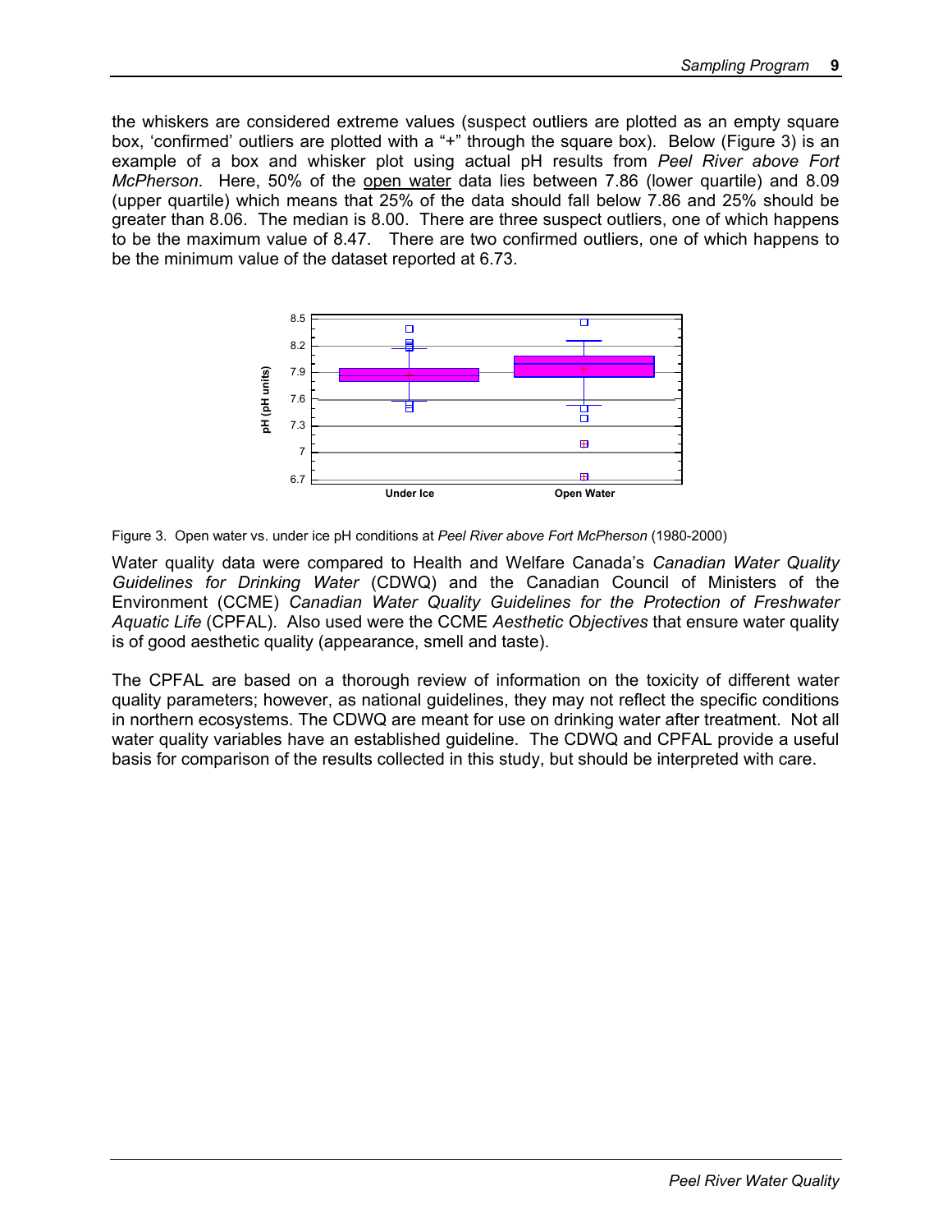the whiskers are considered extreme values (suspect outliers are plotted as an empty square box, 'confirmed' outliers are plotted with a "+" through the square box). Below (Figure 3) is an example of a box and whisker plot using actual pH results from *Peel River above Fort McPherson*. Here, 50% of the open water data lies between 7.86 (lower quartile) and 8.09 (upper quartile) which means that 25% of the data should fall below 7.86 and 25% should be greater than 8.06. The median is 8.00. There are three suspect outliers, one of which happens to be the maximum value of 8.47. There are two confirmed outliers, one of which happens to be the minimum value of the dataset reported at 6.73.

Figure 3. Open water vs. under ice pH conditions at *Peel River above Fort McPherson* (1980-2000)

Water quality data were compared to Health and Welfare Canada's *Canadian Water Quality Guidelines for Drinking Water* (CDWQ) and the Canadian Council of Ministers of the Environment (CCME) *Canadian Water Quality Guidelines for the Protection of Freshwater Aquatic Life* (CPFAL). Also used were the CCME *Aesthetic Objectives* that ensure water quality is of good aesthetic quality (appearance, smell and taste).

The CPFAL are based on a thorough review of information on the toxicity of different water quality parameters; however, as national guidelines, they may not reflect the specific conditions in northern ecosystems. The CDWQ are meant for use on drinking water after treatment. Not all water quality variables have an established guideline. The CDWQ and CPFAL provide a useful basis for comparison of the results collected in this study, but should be interpreted with care.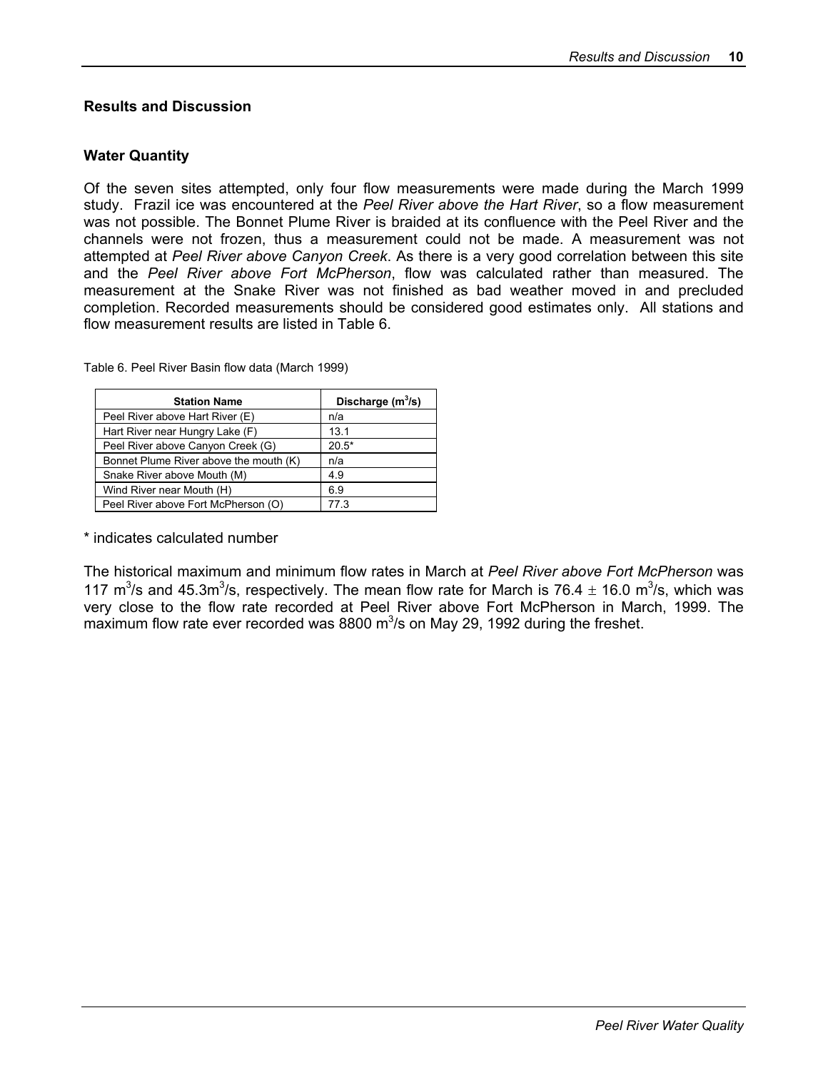## Results and Discussion

### Water Quantity

Of the seven sites attempted, only four flow measurements were made during the March 1999 study. Frazil ice was encountered at the *Peel River above the Hart River*, so a flow measurement was not possible. The Bonnet Plume River is braided at its confluence with the Peel River and the channels were not frozen, thus a measurement could not be made. A measurement was not attempted at *Peel River above Canyon Creek*. As there is a very good correlation between this site and the *Peel River above Fort McPherson*, flow was calculated rather than measured. The measurement at the Snake River was not finished as bad weather moved in and precluded completion. Recorded measurements should be considered good estimates only. All stations and flow measurement results are listed in Table 6.

Table 6. Peel River Basin flow data (March 1999)

| Station Name | Discharge ($m^3/s$) |
|---|---|
| Peel River above Hart River (E) | n/a |
| Hart River near Hungry Lake (F) | 13.1 |
| Peel River above Canyon Creek (G) | 20.5* |
| Bonnet Plume River above the mouth (K) | n/a |
| Snake River above Mouth (M) | 4.9 |
| Wind River near Mouth (H) | 6.9 |
| Peel River above Fort McPherson (O) | 77.3 |

* indicates calculated number

The historical maximum and minimum flow rates in March at *Peel River above Fort McPherson* was 117 $m^3/s$ and 45.3$m^3/s$, respectively. The mean flow rate for March is 76.4 $\pm$ 16.0 $m^3/s$, which was very close to the flow rate recorded at Peel River above Fort McPherson in March, 1999. The maximum flow rate ever recorded was 8800 $m^3/s$ on May 29, 1992 during the freshet.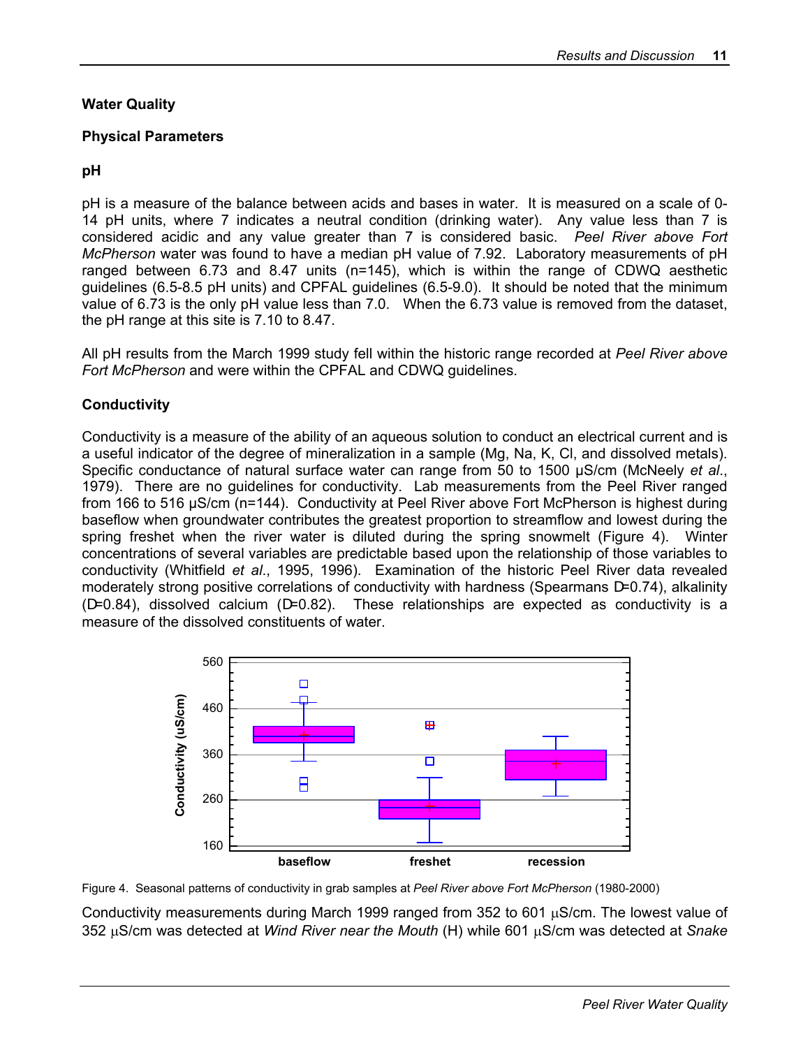## Water Quality

### Physical Parameters

#### pH

pH is a measure of the balance between acids and bases in water. It is measured on a scale of 0-14 pH units, where 7 indicates a neutral condition (drinking water). Any value less than 7 is considered acidic and any value greater than 7 is considered basic. *Peel River above Fort McPherson* water was found to have a median pH value of 7.92. Laboratory measurements of pH ranged between 6.73 and 8.47 units (n=145), which is within the range of CDWQ aesthetic guidelines (6.5-8.5 pH units) and CPFAL guidelines (6.5-9.0). It should be noted that the minimum value of 6.73 is the only pH value less than 7.0. When the 6.73 value is removed from the dataset, the pH range at this site is 7.10 to 8.47.

All pH results from the March 1999 study fell within the historic range recorded at *Peel River above Fort McPherson* and were within the CPFAL and CDWQ guidelines.

#### Conductivity

Conductivity is a measure of the ability of an aqueous solution to conduct an electrical current and is a useful indicator of the degree of mineralization in a sample (Mg, Na, K, Cl, and dissolved metals). Specific conductance of natural surface water can range from 50 to 1500 µS/cm (McNeely *et al*., 1979). There are no guidelines for conductivity. Lab measurements from the Peel River ranged from 166 to 516 µS/cm (n=144). Conductivity at Peel River above Fort McPherson is highest during baseflow when groundwater contributes the greatest proportion to streamflow and lowest during the spring freshet when the river water is diluted during the spring snowmelt (Figure 4). Winter concentrations of several variables are predictable based upon the relationship of those variables to conductivity (Whitfield *et al*., 1995, 1996). Examination of the historic Peel River data revealed moderately strong positive correlations of conductivity with hardness (Spearmans D=0.74), alkalinity (D=0.84), dissolved calcium (D=0.82). These relationships are expected as conductivity is a measure of the dissolved constituents of water.

Figure 4. Seasonal patterns of conductivity in grab samples at *Peel River above Fort McPherson* (1980-2000)

Conductivity measurements during March 1999 ranged from 352 to 601 µS/cm. The lowest value of 352 µS/cm was detected at *Wind River near the Mouth* (H) while 601 µS/cm was detected at *Snake*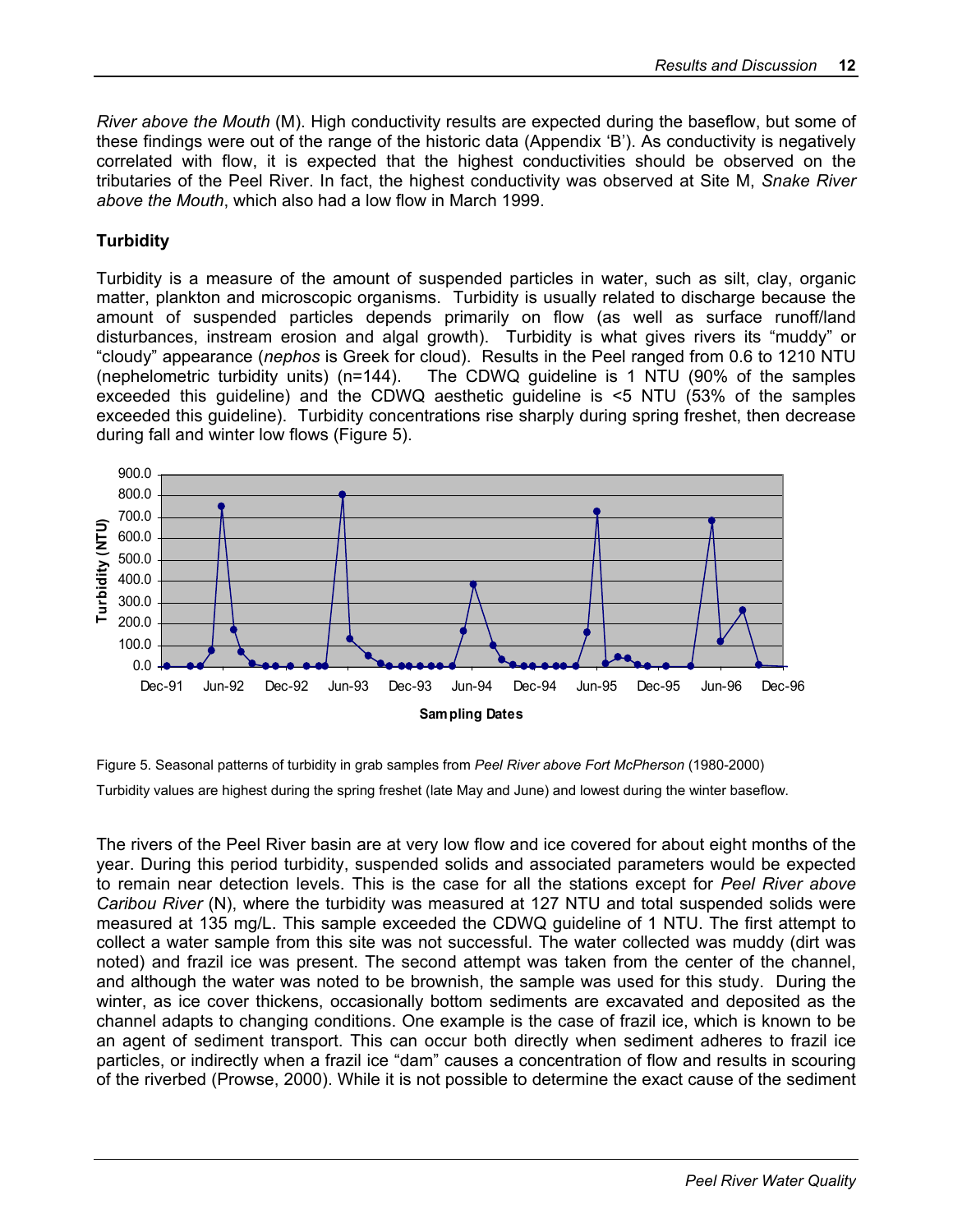*River above the Mouth* (M). High conductivity results are expected during the baseflow, but some of these findings were out of the range of the historic data (Appendix 'B'). As conductivity is negatively correlated with flow, it is expected that the highest conductivities should be observed on the tributaries of the Peel River. In fact, the highest conductivity was observed at Site M, *Snake River above the Mouth*, which also had a low flow in March 1999.

**Turbidity**

Turbidity is a measure of the amount of suspended particles in water, such as silt, clay, organic matter, plankton and microscopic organisms. Turbidity is usually related to discharge because the amount of suspended particles depends primarily on flow (as well as surface runoff/land disturbances, instream erosion and algal growth). Turbidity is what gives rivers its "muddy" or "cloudy" appearance (*nephos* is Greek for cloud). Results in the Peel ranged from 0.6 to 1210 NTU (nephelometric turbidity units) (n=144). The CDWQ guideline is 1 NTU (90% of the samples exceeded this guideline) and the CDWQ aesthetic guideline is <5 NTU (53% of the samples exceeded this guideline). Turbidity concentrations rise sharply during spring freshet, then decrease during fall and winter low flows (Figure 5).

Figure 5. Seasonal patterns of turbidity in grab samples from *Peel River above Fort McPherson* (1980-2000)

Turbidity values are highest during the spring freshet (late May and June) and lowest during the winter baseflow.

The rivers of the Peel River basin are at very low flow and ice covered for about eight months of the year. During this period turbidity, suspended solids and associated parameters would be expected to remain near detection levels. This is the case for all the stations except for *Peel River above Caribou River* (N), where the turbidity was measured at 127 NTU and total suspended solids were measured at 135 mg/L. This sample exceeded the CDWQ guideline of 1 NTU. The first attempt to collect a water sample from this site was not successful. The water collected was muddy (dirt was noted) and frazil ice was present. The second attempt was taken from the center of the channel, and although the water was noted to be brownish, the sample was used for this study. During the winter, as ice cover thickens, occasionally bottom sediments are excavated and deposited as the channel adapts to changing conditions. One example is the case of frazil ice, which is known to be an agent of sediment transport. This can occur both directly when sediment adheres to frazil ice particles, or indirectly when a frazil ice "dam" causes a concentration of flow and results in scouring of the riverbed (Prowse, 2000). While it is not possible to determine the exact cause of the sediment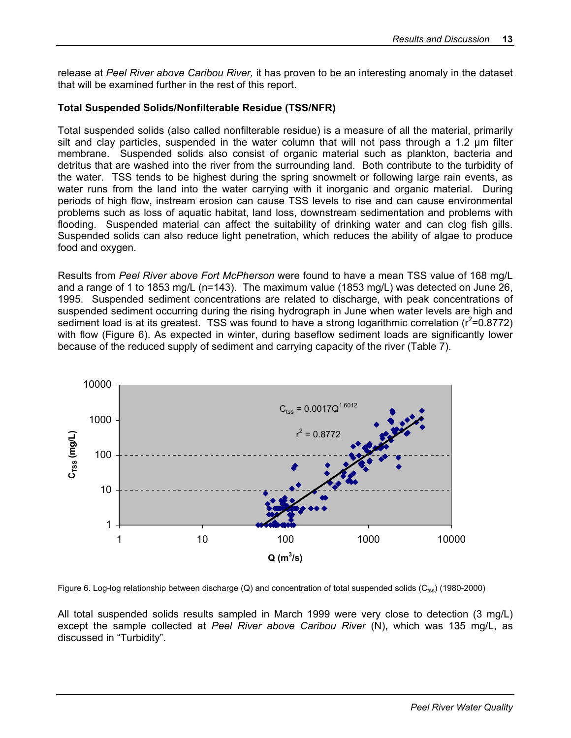release at *Peel River above Caribou River,* it has proven to be an interesting anomaly in the dataset that will be examined further in the rest of this report.

**Total Suspended Solids/Nonfilterable Residue (TSS/NFR)**

Total suspended solids (also called nonfilterable residue) is a measure of all the material, primarily silt and clay particles, suspended in the water column that will not pass through a 1.2 µm filter membrane. Suspended solids also consist of organic material such as plankton, bacteria and detritus that are washed into the river from the surrounding land. Both contribute to the turbidity of the water. TSS tends to be highest during the spring snowmelt or following large rain events, as water runs from the land into the water carrying with it inorganic and organic material. During periods of high flow, instream erosion can cause TSS levels to rise and can cause environmental problems such as loss of aquatic habitat, land loss, downstream sedimentation and problems with flooding. Suspended material can affect the suitability of drinking water and can clog fish gills. Suspended solids can also reduce light penetration, which reduces the ability of algae to produce food and oxygen.

Results from *Peel River above Fort McPherson* were found to have a mean TSS value of 168 mg/L and a range of 1 to 1853 mg/L (n=143). The maximum value (1853 mg/L) was detected on June 26, 1995. Suspended sediment concentrations are related to discharge, with peak concentrations of suspended sediment occurring during the rising hydrograph in June when water levels are high and sediment load is at its greatest. TSS was found to have a strong logarithmic correlation ($r^2$=0.8772) with flow (Figure 6). As expected in winter, during baseflow sediment loads are significantly lower because of the reduced supply of sediment and carrying capacity of the river (Table 7).

$C_{tss} = 0.0017Q^{1.6012}$

$r^2 = 0.8772$

Figure 6. Log-log relationship between discharge (Q) and concentration of total suspended solids ($C_{tss}$) (1980-2000)

All total suspended solids results sampled in March 1999 were very close to detection (3 mg/L) except the sample collected at *Peel River above Caribou River* (N), which was 135 mg/L, as discussed in "Turbidity".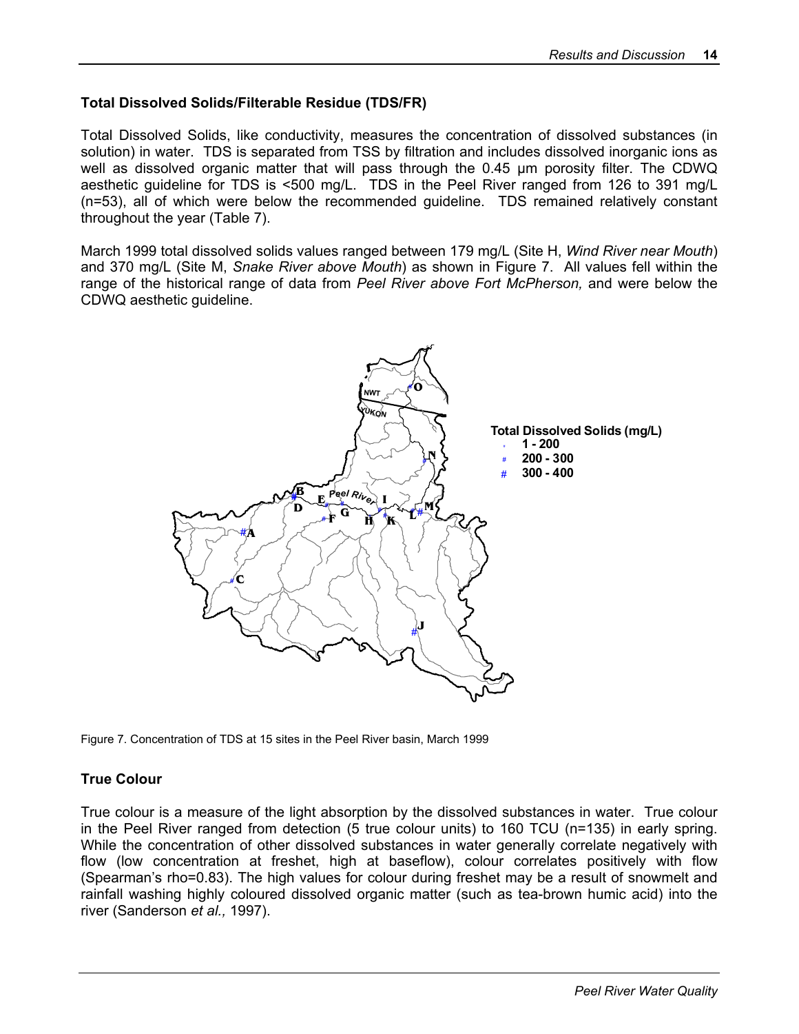### Total Dissolved Solids/Filterable Residue (TDS/FR)

Total Dissolved Solids, like conductivity, measures the concentration of dissolved substances (in solution) in water. TDS is separated from TSS by filtration and includes dissolved inorganic ions as well as dissolved organic matter that will pass through the 0.45 µm porosity filter. The CDWQ aesthetic guideline for TDS is <500 mg/L. TDS in the Peel River ranged from 126 to 391 mg/L (n=53), all of which were below the recommended guideline. TDS remained relatively constant throughout the year (Table 7).

March 1999 total dissolved solids values ranged between 179 mg/L (Site H, *Wind River near Mouth*) and 370 mg/L (Site M, *Snake River above Mouth*) as shown in Figure 7. All values fell within the range of the historical range of data from *Peel River above Fort McPherson,* and were below the CDWQ aesthetic guideline.

Figure 7. Concentration of TDS at 15 sites in the Peel River basin, March 1999

### True Colour

True colour is a measure of the light absorption by the dissolved substances in water. True colour in the Peel River ranged from detection (5 true colour units) to 160 TCU (n=135) in early spring. While the concentration of other dissolved substances in water generally correlate negatively with flow (low concentration at freshet, high at baseflow), colour correlates positively with flow (Spearman's rho=0.83). The high values for colour during freshet may be a result of snowmelt and rainfall washing highly coloured dissolved organic matter (such as tea-brown humic acid) into the river (Sanderson *et al.,* 1997).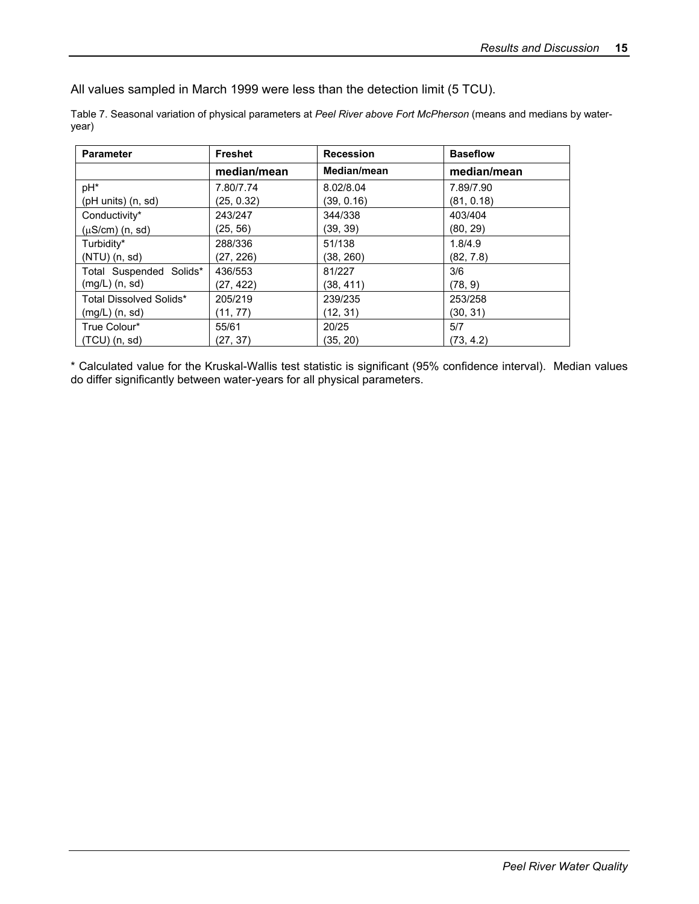All values sampled in March 1999 were less than the detection limit (5 TCU).

Table 7. Seasonal variation of physical parameters at *Peel River above Fort McPherson* (means and medians by water-year)

| Parameter | Freshet | Recession | Baseflow |
|---|---|---|---|
| | **median/mean** | **Median/mean** | **median/mean** |
| pH*<br>(pH units) (n, sd) | 7.80/7.74<br>(25, 0.32) | 8.02/8.04<br>(39, 0.16) | 7.89/7.90<br>(81, 0.18) |
| Conductivity*<br>(μS/cm) (n, sd) | 243/247<br>(25, 56) | 344/338<br>(39, 39) | 403/404<br>(80, 29) |
| Turbidity*<br>(NTU) (n, sd) | 288/336<br>(27, 226) | 51/138<br>(38, 260) | 1.8/4.9<br>(82, 7.8) |
| Total Suspended Solids*<br>(mg/L) (n, sd) | 436/553<br>(27, 422) | 81/227<br>(38, 411) | 3/6<br>(78, 9) |
| Total Dissolved Solids*<br>(mg/L) (n, sd) | 205/219<br>(11, 77) | 239/235<br>(12, 31) | 253/258<br>(30, 31) |
| True Colour*<br>(TCU) (n, sd) | 55/61<br>(27, 37) | 20/25<br>(35, 20) | 5/7<br>(73, 4.2) |

* Calculated value for the Kruskal-Wallis test statistic is significant (95% confidence interval). Median values do differ significantly between water-years for all physical parameters.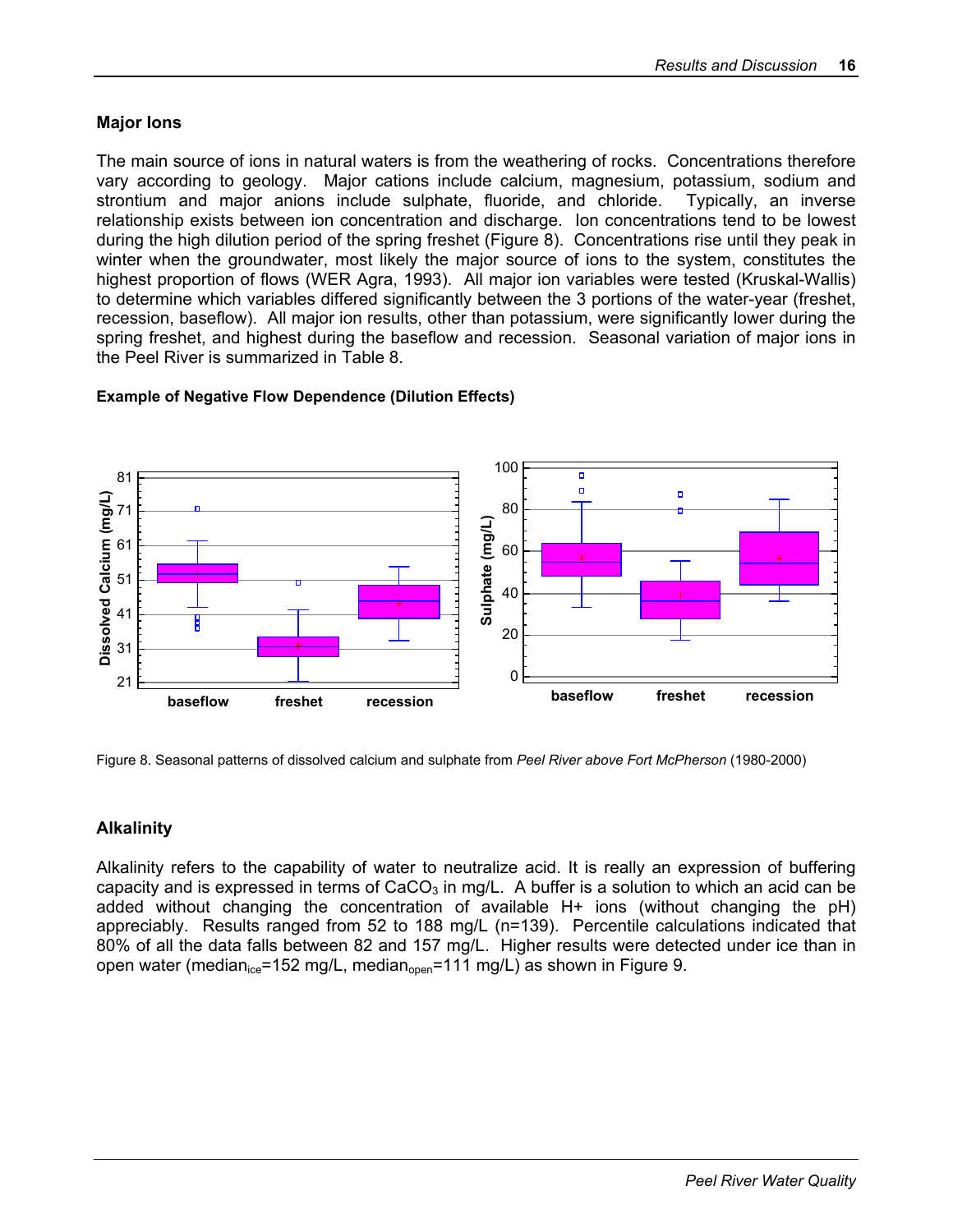## Major Ions

The main source of ions in natural waters is from the weathering of rocks. Concentrations therefore vary according to geology. Major cations include calcium, magnesium, potassium, sodium and strontium and major anions include sulphate, fluoride, and chloride. Typically, an inverse relationship exists between ion concentration and discharge. Ion concentrations tend to be lowest during the high dilution period of the spring freshet (Figure 8). Concentrations rise until they peak in winter when the groundwater, most likely the major source of ions to the system, constitutes the highest proportion of flows (WER Agra, 1993). All major ion variables were tested (Kruskal-Wallis) to determine which variables differed significantly between the 3 portions of the water-year (freshet, recession, baseflow). All major ion results, other than potassium, were significantly lower during the spring freshet, and highest during the baseflow and recession. Seasonal variation of major ions in the Peel River is summarized in Table 8.

**Example of Negative Flow Dependence (Dilution Effects)**

Figure 8. Seasonal patterns of dissolved calcium and sulphate from *Peel River above Fort McPherson* (1980-2000)

## Alkalinity

Alkalinity refers to the capability of water to neutralize acid. It is really an expression of buffering capacity and is expressed in terms of $CaCO_3$ in mg/L. A buffer is a solution to which an acid can be added without changing the concentration of available H+ ions (without changing the pH) appreciably. Results ranged from 52 to 188 mg/L (n=139). Percentile calculations indicated that 80% of all the data falls between 82 and 157 mg/L. Higher results were detected under ice than in open water ($median_{ice}$=152 mg/L, $median_{open}$=111 mg/L) as shown in Figure 9.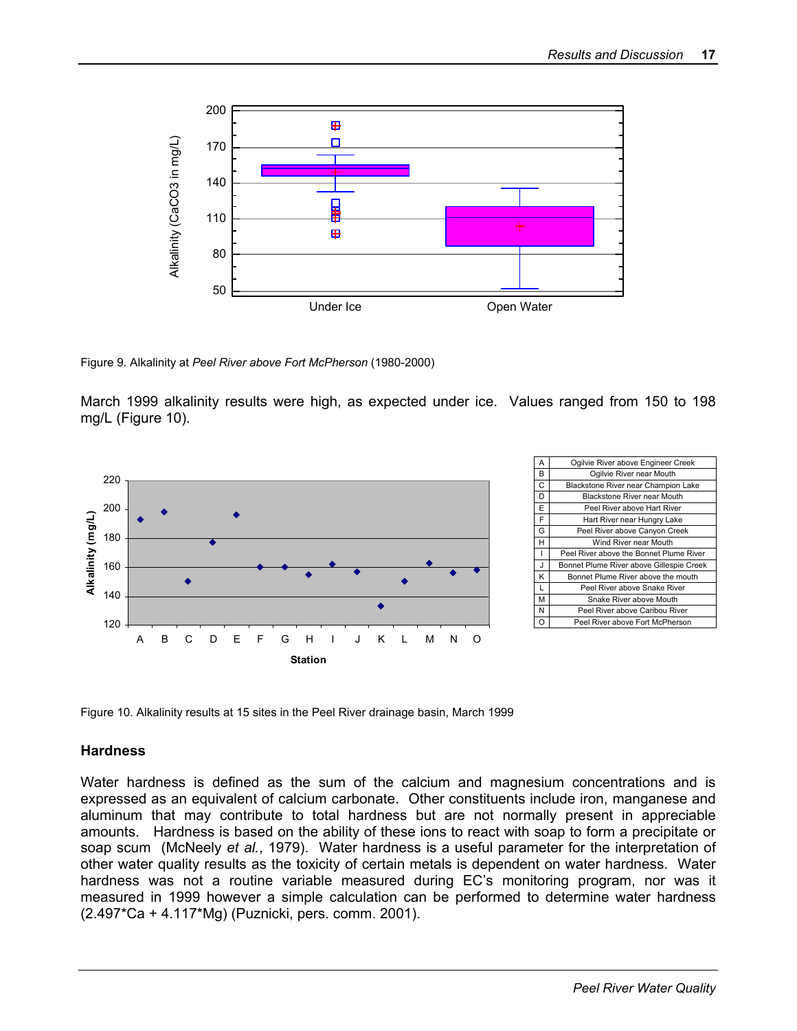Figure 9. Alkalinity at *Peel River above Fort McPherson* (1980-2000)

March 1999 alkalinity results were high, as expected under ice. Values ranged from 150 to 198 mg/L (Figure 10).

| | |
|---|---|
| A | Ogilvie River above Engineer Creek |
| B | Ogilvie River near Mouth |
| C | Blackstone River near Champion Lake |
| D | Blackstone River near Mouth |
| E | Peel River above Hart River |
| F | Hart River near Hungry Lake |
| G | Peel River above Canyon Creek |
| H | Wind River near Mouth |
| I | Peel River above the Bonnet Plume River |
| J | Bonnet Plume River above Gillespie Creek |
| K | Bonnet Plume River above the mouth |
| L | Peel River above Snake River |
| M | Snake River above Mouth |
| N | Peel River above Caribou River |
| O | Peel River above Fort McPherson |

Figure 10. Alkalinity results at 15 sites in the Peel River drainage basin, March 1999

### Hardness

Water hardness is defined as the sum of the calcium and magnesium concentrations and is expressed as an equivalent of calcium carbonate. Other constituents include iron, manganese and aluminum that may contribute to total hardness but are not normally present in appreciable amounts. Hardness is based on the ability of these ions to react with soap to form a precipitate or soap scum (McNeely *et al.*, 1979). Water hardness is a useful parameter for the interpretation of other water quality results as the toxicity of certain metals is dependent on water hardness. Water hardness was not a routine variable measured during EC's monitoring program, nor was it measured in 1999 however a simple calculation can be performed to determine water hardness ($2.497*Ca + 4.117*Mg$) (Puznicki, pers. comm. 2001).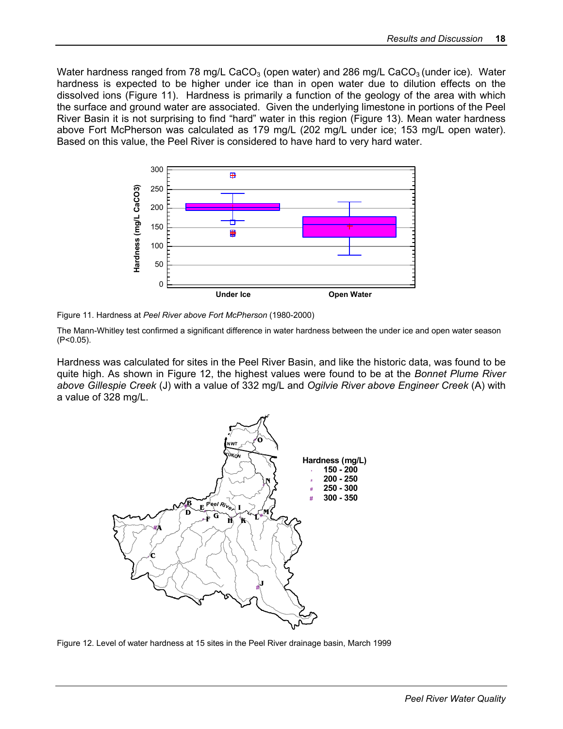Water hardness ranged from 78 mg/L $CaCO_3$ (open water) and 286 mg/L $CaCO_3$ (under ice). Water hardness is expected to be higher under ice than in open water due to dilution effects on the dissolved ions (Figure 11). Hardness is primarily a function of the geology of the area with which the surface and ground water are associated. Given the underlying limestone in portions of the Peel River Basin it is not surprising to find "hard" water in this region (Figure 13). Mean water hardness above Fort McPherson was calculated as 179 mg/L (202 mg/L under ice; 153 mg/L open water). Based on this value, the Peel River is considered to have hard to very hard water.

Figure 11. Hardness at *Peel River above Fort McPherson* (1980-2000)

The Mann-Whitley test confirmed a significant difference in water hardness between the under ice and open water season ($P<0.05$).

Hardness was calculated for sites in the Peel River Basin, and like the historic data, was found to be quite high. As shown in Figure 12, the highest values were found to be at the *Bonnet Plume River above Gillespie Creek* (J) with a value of 332 mg/L and *Ogilvie River above Engineer Creek* (A) with a value of 328 mg/L.

Figure 12. Level of water hardness at 15 sites in the Peel River drainage basin, March 1999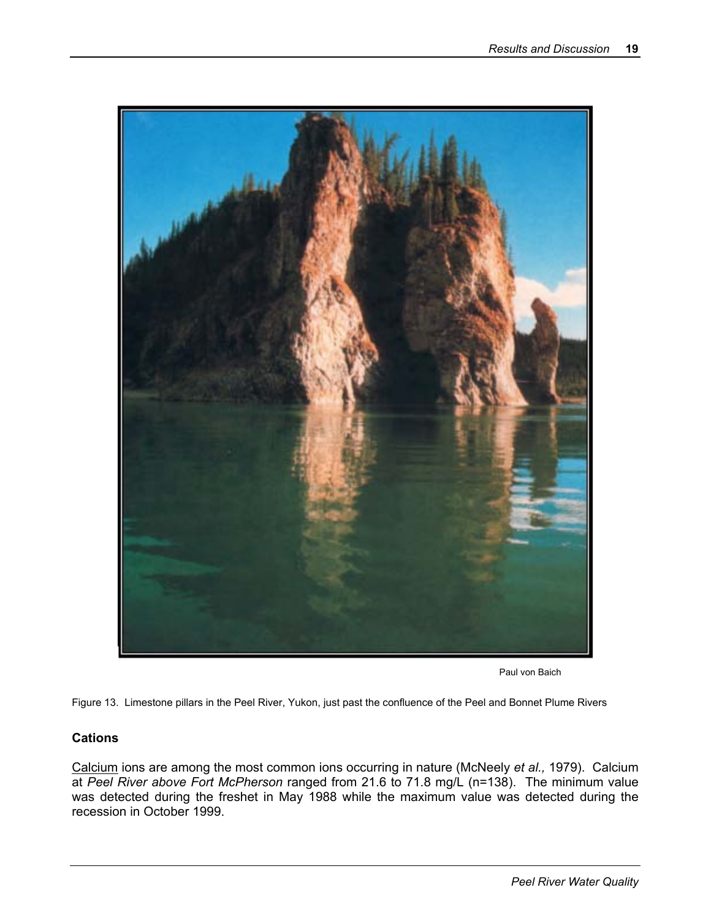Paul von Baich

Figure 13. Limestone pillars in the Peel River, Yukon, just past the confluence of the Peel and Bonnet Plume Rivers

### Cations

Calcium ions are among the most common ions occurring in nature (McNeely *et al.,* 1979). Calcium at *Peel River above Fort McPherson* ranged from 21.6 to 71.8 mg/L (n=138). The minimum value was detected during the freshet in May 1988 while the maximum value was detected during the recession in October 1999.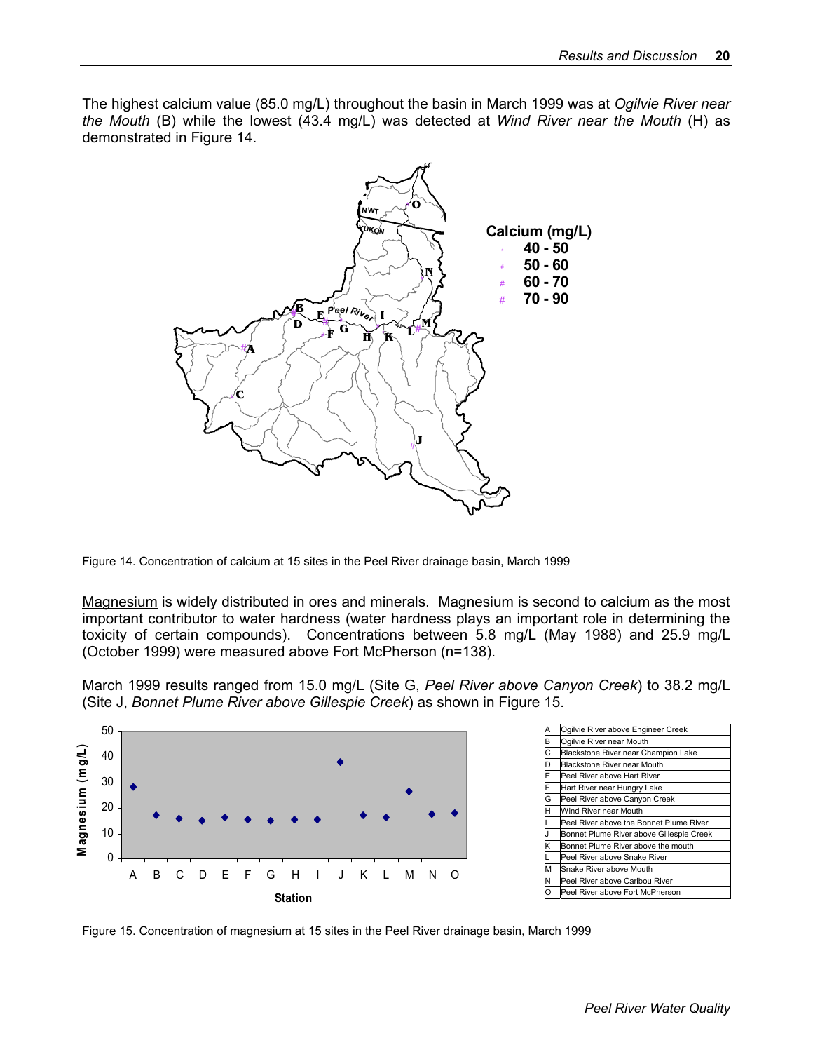The highest calcium value (85.0 mg/L) throughout the basin in March 1999 was at *Ogilvie River near the Mouth* (B) while the lowest (43.4 mg/L) was detected at *Wind River near the Mouth* (H) as demonstrated in Figure 14.

Figure 14. Concentration of calcium at 15 sites in the Peel River drainage basin, March 1999

Magnesium is widely distributed in ores and minerals. Magnesium is second to calcium as the most important contributor to water hardness (water hardness plays an important role in determining the toxicity of certain compounds). Concentrations between 5.8 mg/L (May 1988) and 25.9 mg/L (October 1999) were measured above Fort McPherson (n=138).

March 1999 results ranged from 15.0 mg/L (Site G, *Peel River above Canyon Creek*) to 38.2 mg/L (Site J, *Bonnet Plume River above Gillespie Creek*) as shown in Figure 15.

| | |
|---|---|
| A | Ogilvie River above Engineer Creek |
| B | Ogilvie River near Mouth |
| C | Blackstone River near Champion Lake |
| D | Blackstone River near Mouth |
| E | Peel River above Hart River |
| F | Hart River near Hungry Lake |
| G | Peel River above Canyon Creek |
| H | Wind River near Mouth |
| I | Peel River above the Bonnet Plume River |
| J | Bonnet Plume River above Gillespie Creek |
| K | Bonnet Plume River above the mouth |
| L | Peel River above Snake River |
| M | Snake River above Mouth |
| N | Peel River above Caribou River |
| O | Peel River above Fort McPherson |

Figure 15. Concentration of magnesium at 15 sites in the Peel River drainage basin, March 1999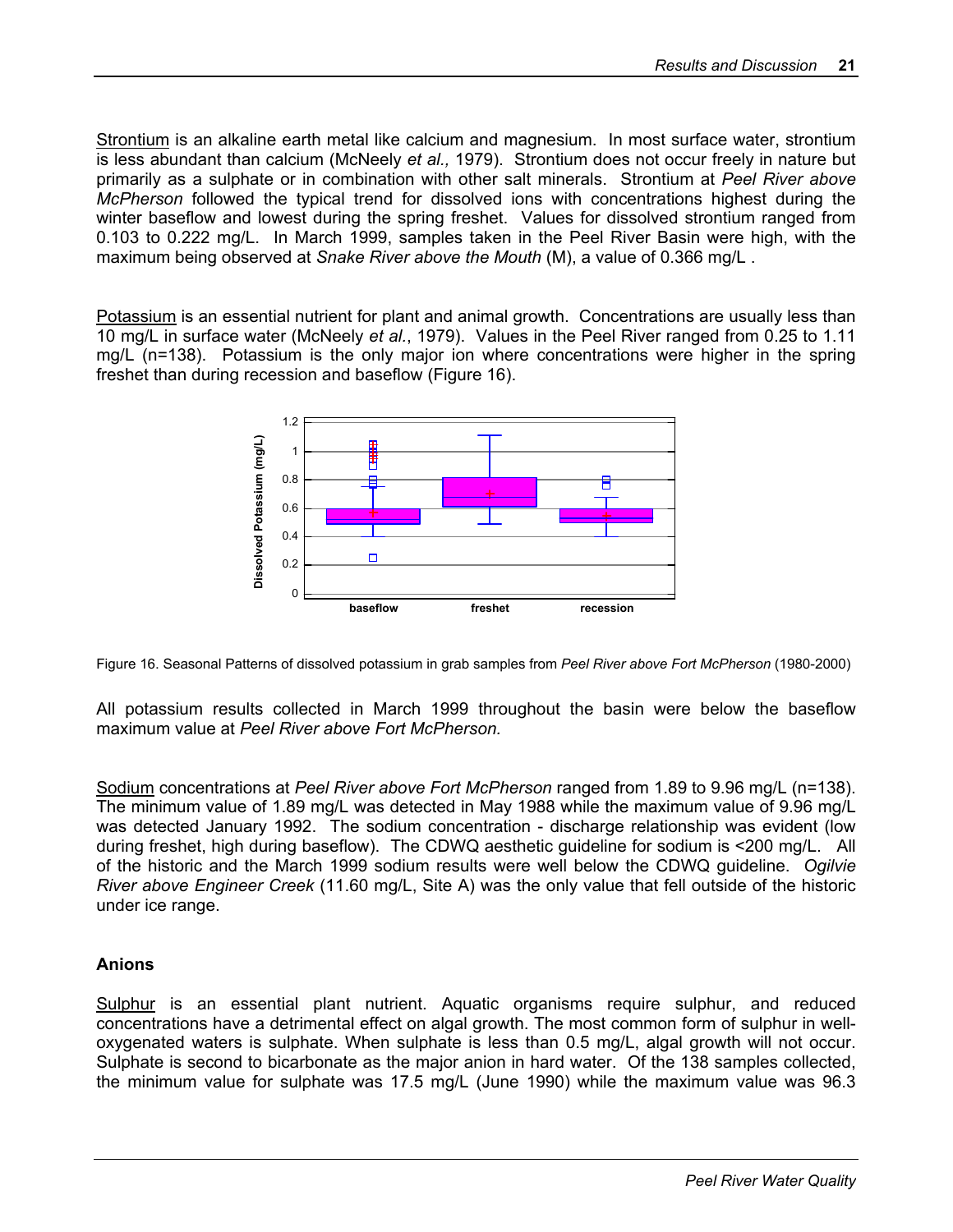<u>Strontium</u> is an alkaline earth metal like calcium and magnesium. In most surface water, strontium is less abundant than calcium (McNeely *et al.,* 1979). Strontium does not occur freely in nature but primarily as a sulphate or in combination with other salt minerals. Strontium at *Peel River above McPherson* followed the typical trend for dissolved ions with concentrations highest during the winter baseflow and lowest during the spring freshet. Values for dissolved strontium ranged from 0.103 to 0.222 mg/L. In March 1999, samples taken in the Peel River Basin were high, with the maximum being observed at *Snake River above the Mouth* (M), a value of 0.366 mg/L .

<u>Potassium</u> is an essential nutrient for plant and animal growth. Concentrations are usually less than 10 mg/L in surface water (McNeely *et al.*, 1979). Values in the Peel River ranged from 0.25 to 1.11 mg/L (n=138). Potassium is the only major ion where concentrations were higher in the spring freshet than during recession and baseflow (Figure 16).

Figure 16. Seasonal Patterns of dissolved potassium in grab samples from *Peel River above Fort McPherson* (1980-2000)

All potassium results collected in March 1999 throughout the basin were below the baseflow maximum value at *Peel River above Fort McPherson.*

<u>Sodium</u> concentrations at *Peel River above Fort McPherson* ranged from 1.89 to 9.96 mg/L (n=138). The minimum value of 1.89 mg/L was detected in May 1988 while the maximum value of 9.96 mg/L was detected January 1992. The sodium concentration - discharge relationship was evident (low during freshet, high during baseflow). The CDWQ aesthetic guideline for sodium is <200 mg/L. All of the historic and the March 1999 sodium results were well below the CDWQ guideline. *Ogilvie River above Engineer Creek* (11.60 mg/L, Site A) was the only value that fell outside of the historic under ice range.

### Anions

<u>Sulphur</u> is an essential plant nutrient. Aquatic organisms require sulphur, and reduced concentrations have a detrimental effect on algal growth. The most common form of sulphur in well-oxygenated waters is sulphate. When sulphate is less than 0.5 mg/L, algal growth will not occur. Sulphate is second to bicarbonate as the major anion in hard water. Of the 138 samples collected, the minimum value for sulphate was 17.5 mg/L (June 1990) while the maximum value was 96.3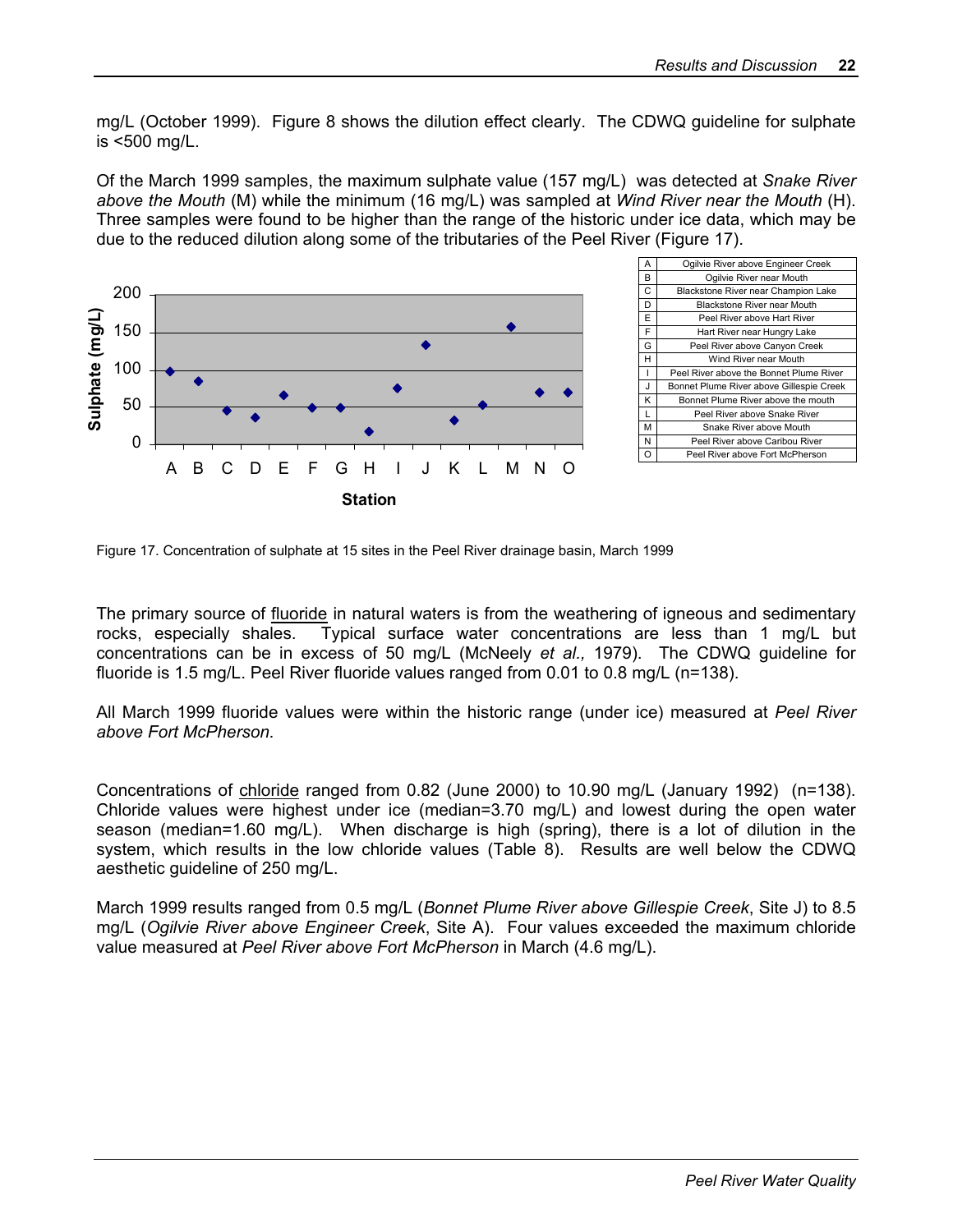mg/L (October 1999). Figure 8 shows the dilution effect clearly. The CDWQ guideline for sulphate is <500 mg/L.

Of the March 1999 samples, the maximum sulphate value (157 mg/L) was detected at *Snake River above the Mouth* (M) while the minimum (16 mg/L) was sampled at *Wind River near the Mouth* (H). Three samples were found to be higher than the range of the historic under ice data, which may be due to the reduced dilution along some of the tributaries of the Peel River (Figure 17).

| | |
|---|---|
| A | Ogilvie River above Engineer Creek |
| B | Ogilvie River near Mouth |
| C | Blackstone River near Champion Lake |
| D | Blackstone River near Mouth |
| E | Peel River above Hart River |
| F | Hart River near Hungry Lake |
| G | Peel River above Canyon Creek |
| H | Wind River near Mouth |
| I | Peel River above the Bonnet Plume River |
| J | Bonnet Plume River above Gillespie Creek |
| K | Bonnet Plume River above the mouth |
| L | Peel River above Snake River |
| M | Snake River above Mouth |
| N | Peel River above Caribou River |
| O | Peel River above Fort McPherson |

Figure 17. Concentration of sulphate at 15 sites in the Peel River drainage basin, March 1999

The primary source of fluoride in natural waters is from the weathering of igneous and sedimentary rocks, especially shales. Typical surface water concentrations are less than 1 mg/L but concentrations can be in excess of 50 mg/L (McNeely *et al.,* 1979). The CDWQ guideline for fluoride is 1.5 mg/L. Peel River fluoride values ranged from 0.01 to 0.8 mg/L (n=138).

All March 1999 fluoride values were within the historic range (under ice) measured at *Peel River above Fort McPherson.*

Concentrations of chloride ranged from 0.82 (June 2000) to 10.90 mg/L (January 1992) (n=138). Chloride values were highest under ice (median=3.70 mg/L) and lowest during the open water season (median=1.60 mg/L). When discharge is high (spring), there is a lot of dilution in the system, which results in the low chloride values (Table 8). Results are well below the CDWQ aesthetic guideline of 250 mg/L.

March 1999 results ranged from 0.5 mg/L (*Bonnet Plume River above Gillespie Creek*, Site J) to 8.5 mg/L (*Ogilvie River above Engineer Creek*, Site A). Four values exceeded the maximum chloride value measured at *Peel River above Fort McPherson* in March (4.6 mg/L).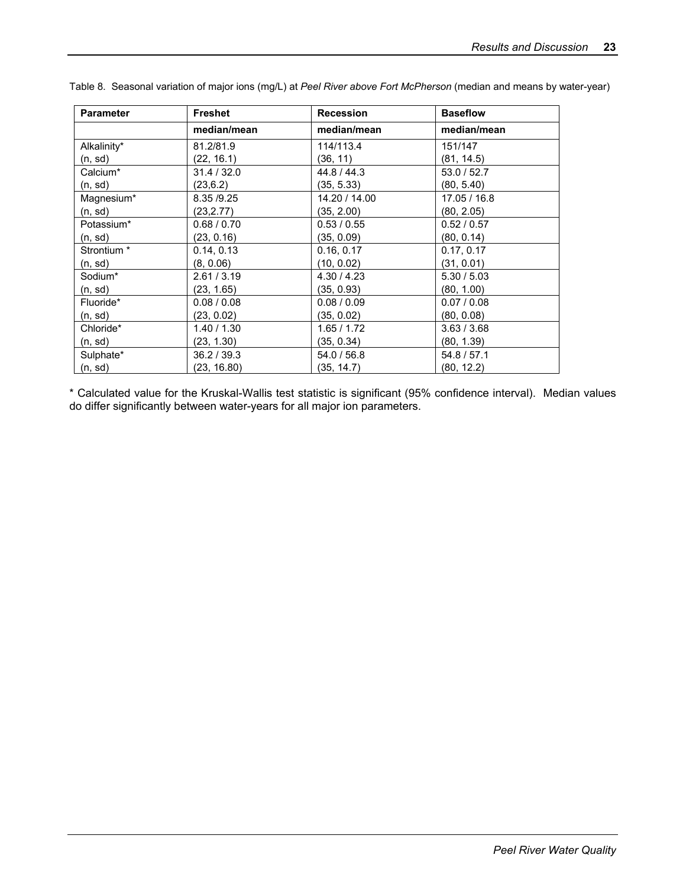Table 8. Seasonal variation of major ions (mg/L) at *Peel River above Fort McPherson* (median and means by water-year)

| Parameter | Freshet | Recession | Baseflow |
|---|---|---|---|
| | **median/mean** | **median/mean** | **median/mean** |
| Alkalinity* (n, sd) | 81.2/81.9 (22, 16.1) | 114/113.4 (36, 11) | 151/147 (81, 14.5) |
| Calcium* (n, sd) | 31.4 / 32.0 (23,6.2) | 44.8 / 44.3 (35, 5.33) | 53.0 / 52.7 (80, 5.40) |
| Magnesium* (n, sd) | 8.35 /9.25 (23,2.77) | 14.20 / 14.00 (35, 2.00) | 17.05 / 16.8 (80, 2.05) |
| Potassium* (n, sd) | 0.68 / 0.70 (23, 0.16) | 0.53 / 0.55 (35, 0.09) | 0.52 / 0.57 (80, 0.14) |
| Strontium * (n, sd) | 0.14, 0.13 (8, 0.06) | 0.16, 0.17 (10, 0.02) | 0.17, 0.17 (31, 0.01) |
| Sodium* (n, sd) | 2.61 / 3.19 (23, 1.65) | 4.30 / 4.23 (35, 0.93) | 5.30 / 5.03 (80, 1.00) |
| Fluoride* (n, sd) | 0.08 / 0.08 (23, 0.02) | 0.08 / 0.09 (35, 0.02) | 0.07 / 0.08 (80, 0.08) |
| Chloride* (n, sd) | 1.40 / 1.30 (23, 1.30) | 1.65 / 1.72 (35, 0.34) | 3.63 / 3.68 (80, 1.39) |
| Sulphate* (n, sd) | 36.2 / 39.3 (23, 16.80) | 54.0 / 56.8 (35, 14.7) | 54.8 / 57.1 (80, 12.2) |

* Calculated value for the Kruskal-Wallis test statistic is significant (95% confidence interval). Median values do differ significantly between water-years for all major ion parameters.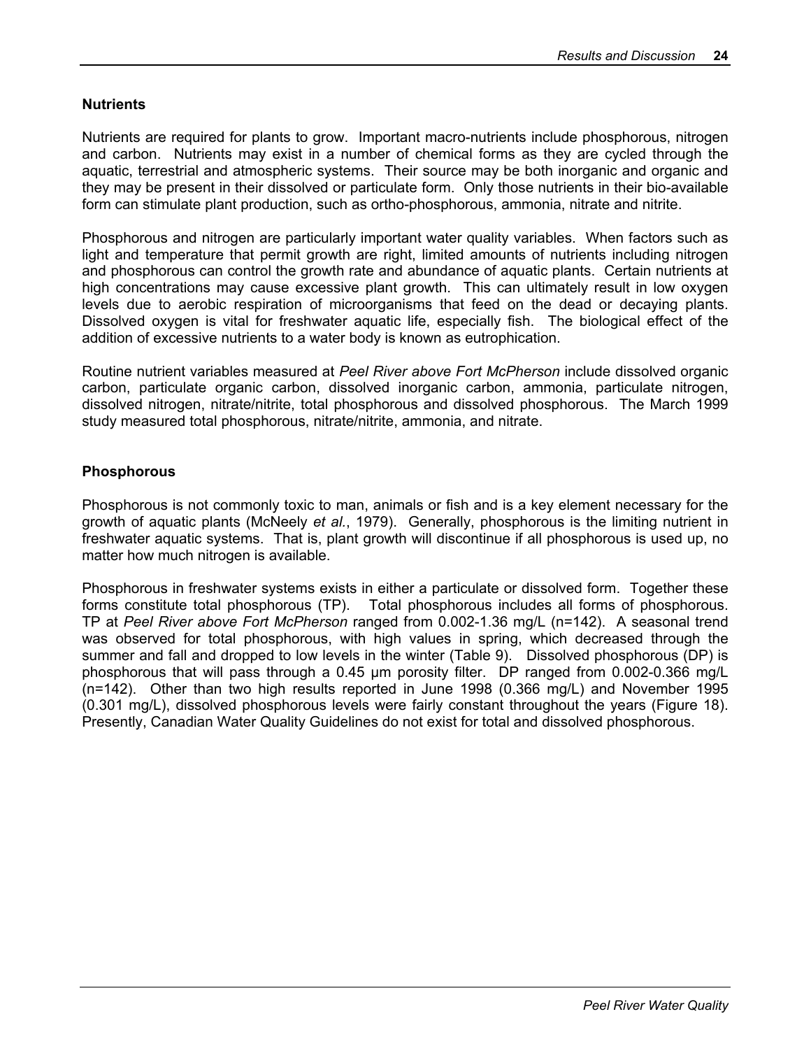## Nutrients

Nutrients are required for plants to grow. Important macro-nutrients include phosphorous, nitrogen and carbon. Nutrients may exist in a number of chemical forms as they are cycled through the aquatic, terrestrial and atmospheric systems. Their source may be both inorganic and organic and they may be present in their dissolved or particulate form. Only those nutrients in their bio-available form can stimulate plant production, such as ortho-phosphorous, ammonia, nitrate and nitrite.

Phosphorous and nitrogen are particularly important water quality variables. When factors such as light and temperature that permit growth are right, limited amounts of nutrients including nitrogen and phosphorous can control the growth rate and abundance of aquatic plants. Certain nutrients at high concentrations may cause excessive plant growth. This can ultimately result in low oxygen levels due to aerobic respiration of microorganisms that feed on the dead or decaying plants. Dissolved oxygen is vital for freshwater aquatic life, especially fish. The biological effect of the addition of excessive nutrients to a water body is known as eutrophication.

Routine nutrient variables measured at *Peel River above Fort McPherson* include dissolved organic carbon, particulate organic carbon, dissolved inorganic carbon, ammonia, particulate nitrogen, dissolved nitrogen, nitrate/nitrite, total phosphorous and dissolved phosphorous. The March 1999 study measured total phosphorous, nitrate/nitrite, ammonia, and nitrate.

## Phosphorous

Phosphorous is not commonly toxic to man, animals or fish and is a key element necessary for the growth of aquatic plants (McNeely *et al.*, 1979). Generally, phosphorous is the limiting nutrient in freshwater aquatic systems. That is, plant growth will discontinue if all phosphorous is used up, no matter how much nitrogen is available.

Phosphorous in freshwater systems exists in either a particulate or dissolved form. Together these forms constitute total phosphorous (TP). Total phosphorous includes all forms of phosphorous. TP at *Peel River above Fort McPherson* ranged from 0.002-1.36 mg/L (n=142). A seasonal trend was observed for total phosphorous, with high values in spring, which decreased through the summer and fall and dropped to low levels in the winter (Table 9). Dissolved phosphorous (DP) is phosphorous that will pass through a 0.45 µm porosity filter. DP ranged from 0.002-0.366 mg/L (n=142). Other than two high results reported in June 1998 (0.366 mg/L) and November 1995 (0.301 mg/L), dissolved phosphorous levels were fairly constant throughout the years (Figure 18). Presently, Canadian Water Quality Guidelines do not exist for total and dissolved phosphorous.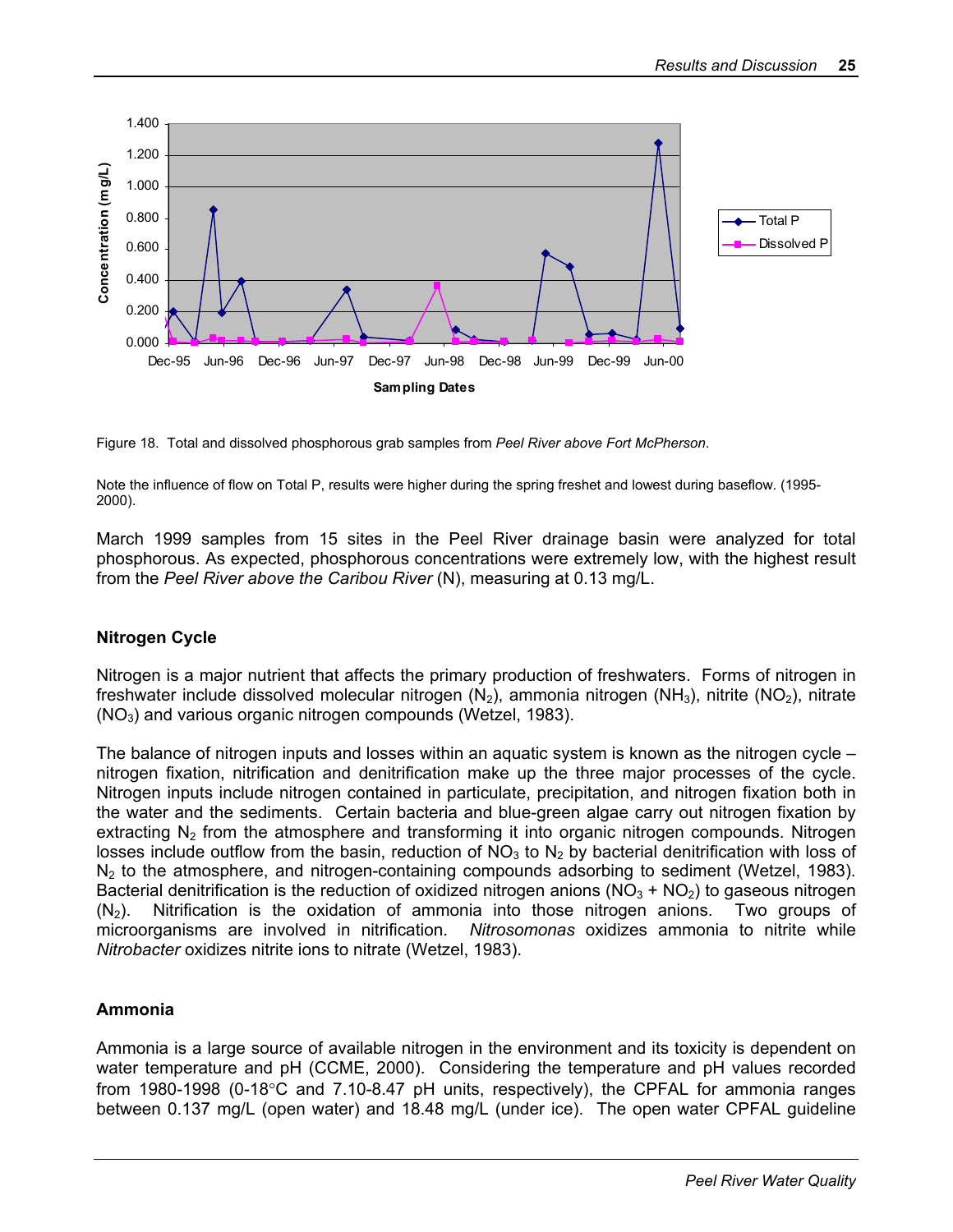Figure 18. Total and dissolved phosphorous grab samples from *Peel River above Fort McPherson*.

Note the influence of flow on Total P, results were higher during the spring freshet and lowest during baseflow. (1995-2000).

March 1999 samples from 15 sites in the Peel River drainage basin were analyzed for total phosphorous. As expected, phosphorous concentrations were extremely low, with the highest result from the *Peel River above the Caribou River* (N), measuring at 0.13 mg/L.

### Nitrogen Cycle

Nitrogen is a major nutrient that affects the primary production of freshwaters. Forms of nitrogen in freshwater include dissolved molecular nitrogen ($N_2$), ammonia nitrogen ($NH_3$), nitrite ($NO_2$), nitrate ($NO_3$) and various organic nitrogen compounds (Wetzel, 1983).

The balance of nitrogen inputs and losses within an aquatic system is known as the nitrogen cycle – nitrogen fixation, nitrification and denitrification make up the three major processes of the cycle. Nitrogen inputs include nitrogen contained in particulate, precipitation, and nitrogen fixation both in the water and the sediments. Certain bacteria and blue-green algae carry out nitrogen fixation by extracting $N_2$ from the atmosphere and transforming it into organic nitrogen compounds. Nitrogen losses include outflow from the basin, reduction of $NO_3$ to $N_2$ by bacterial denitrification with loss of $N_2$ to the atmosphere, and nitrogen-containing compounds adsorbing to sediment (Wetzel, 1983). Bacterial denitrification is the reduction of oxidized nitrogen anions ($NO_3$ + $NO_2$) to gaseous nitrogen ($N_2$). Nitrification is the oxidation of ammonia into those nitrogen anions. Two groups of microorganisms are involved in nitrification. *Nitrosomonas* oxidizes ammonia to nitrite while *Nitrobacter* oxidizes nitrite ions to nitrate (Wetzel, 1983).

### Ammonia

Ammonia is a large source of available nitrogen in the environment and its toxicity is dependent on water temperature and pH (CCME, 2000). Considering the temperature and pH values recorded from 1980-1998 (0-18°C and 7.10-8.47 pH units, respectively), the CPFAL for ammonia ranges between 0.137 mg/L (open water) and 18.48 mg/L (under ice). The open water CPFAL guideline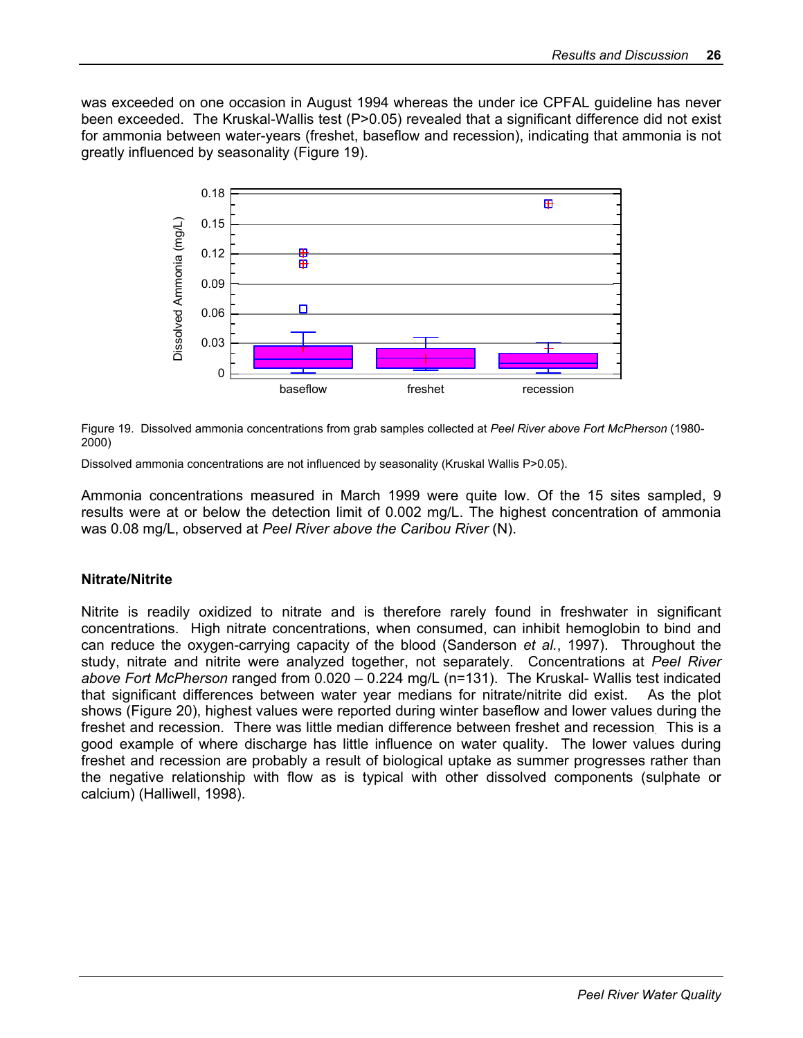was exceeded on one occasion in August 1994 whereas the under ice CPFAL guideline has never been exceeded. The Kruskal-Wallis test (P>0.05) revealed that a significant difference did not exist for ammonia between water-years (freshet, baseflow and recession), indicating that ammonia is not greatly influenced by seasonality (Figure 19).

Figure 19. Dissolved ammonia concentrations from grab samples collected at *Peel River above Fort McPherson* (1980-2000)

Dissolved ammonia concentrations are not influenced by seasonality (Kruskal Wallis P>0.05).

Ammonia concentrations measured in March 1999 were quite low. Of the 15 sites sampled, 9 results were at or below the detection limit of 0.002 mg/L. The highest concentration of ammonia was 0.08 mg/L, observed at *Peel River above the Caribou River* (N).

**Nitrate/Nitrite**

Nitrite is readily oxidized to nitrate and is therefore rarely found in freshwater in significant concentrations. High nitrate concentrations, when consumed, can inhibit hemoglobin to bind and can reduce the oxygen-carrying capacity of the blood (Sanderson *et al.*, 1997). Throughout the study, nitrate and nitrite were analyzed together, not separately. Concentrations at *Peel River above Fort McPherson* ranged from 0.020 – 0.224 mg/L (n=131). The Kruskal- Wallis test indicated that significant differences between water year medians for nitrate/nitrite did exist. As the plot shows (Figure 20), highest values were reported during winter baseflow and lower values during the freshet and recession. There was little median difference between freshet and recession. This is a good example of where discharge has little influence on water quality. The lower values during freshet and recession are probably a result of biological uptake as summer progresses rather than the negative relationship with flow as is typical with other dissolved components (sulphate or calcium) (Halliwell, 1998).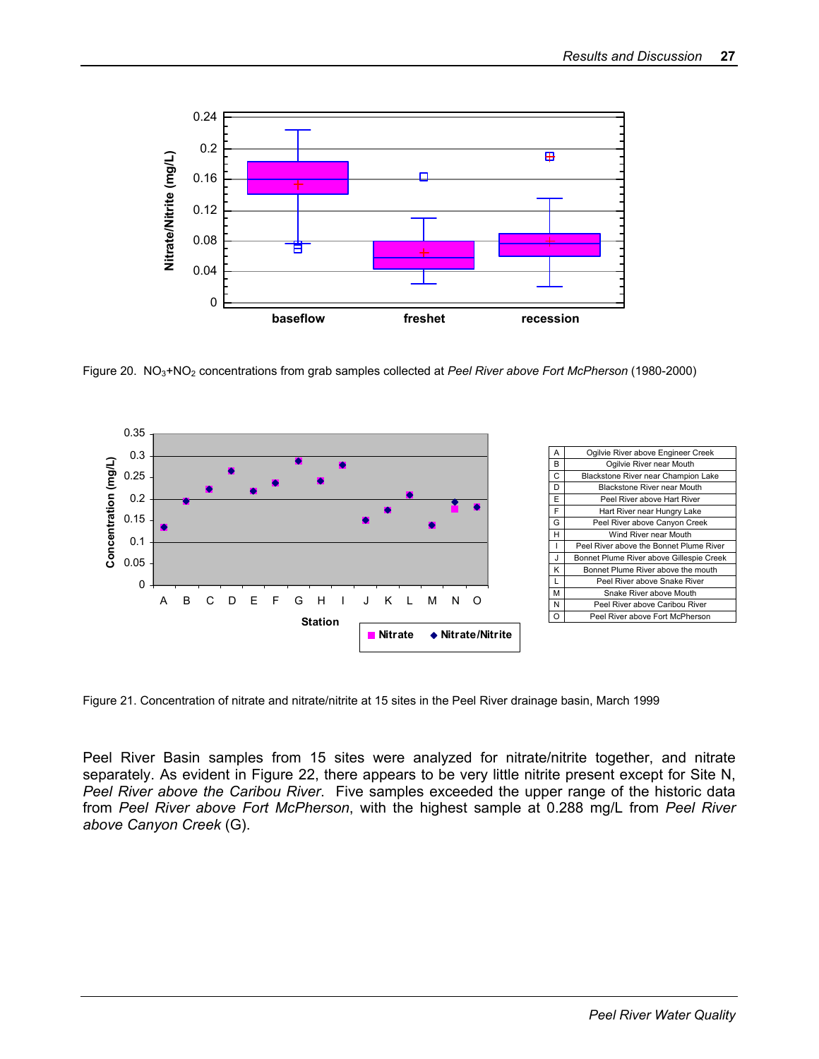Figure 20. $NO_3$+$NO_2$ concentrations from grab samples collected at *Peel River above Fort McPherson* (1980-2000)

| | |
|---|---|
| A | Ogilvie River above Engineer Creek |
| B | Ogilvie River near Mouth |
| C | Blackstone River near Champion Lake |
| D | Blackstone River near Mouth |
| E | Peel River above Hart River |
| F | Hart River near Hungry Lake |
| G | Peel River above Canyon Creek |
| H | Wind River near Mouth |
| I | Peel River above the Bonnet Plume River |
| J | Bonnet Plume River above Gillespie Creek |
| K | Bonnet Plume River above the mouth |
| L | Peel River above Snake River |
| M | Snake River above Mouth |
| N | Peel River above Caribou River |
| O | Peel River above Fort McPherson |

Figure 21. Concentration of nitrate and nitrate/nitrite at 15 sites in the Peel River drainage basin, March 1999

Peel River Basin samples from 15 sites were analyzed for nitrate/nitrite together, and nitrate separately. As evident in Figure 22, there appears to be very little nitrite present except for Site N, *Peel River above the Caribou River*. Five samples exceeded the upper range of the historic data from *Peel River above Fort McPherson*, with the highest sample at 0.288 mg/L from *Peel River above Canyon Creek* (G).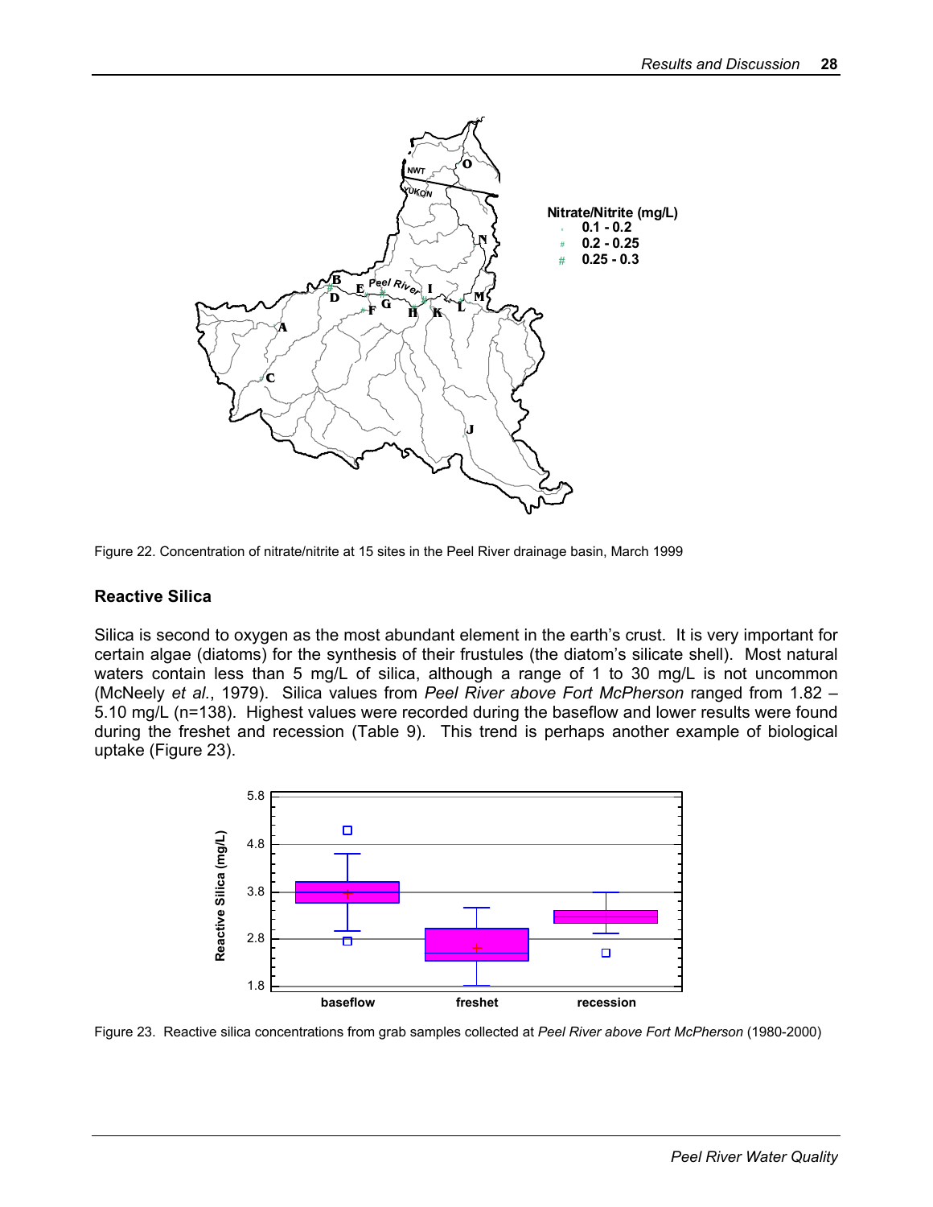Figure 22. Concentration of nitrate/nitrite at 15 sites in the Peel River drainage basin, March 1999

### Reactive Silica

Silica is second to oxygen as the most abundant element in the earth's crust. It is very important for certain algae (diatoms) for the synthesis of their frustules (the diatom's silicate shell). Most natural waters contain less than 5 mg/L of silica, although a range of 1 to 30 mg/L is not uncommon (McNeely *et al.*, 1979). Silica values from *Peel River above Fort McPherson* ranged from 1.82 – 5.10 mg/L (n=138). Highest values were recorded during the baseflow and lower results were found during the freshet and recession (Table 9). This trend is perhaps another example of biological uptake (Figure 23).

Figure 23. Reactive silica concentrations from grab samples collected at *Peel River above Fort McPherson* (1980-2000)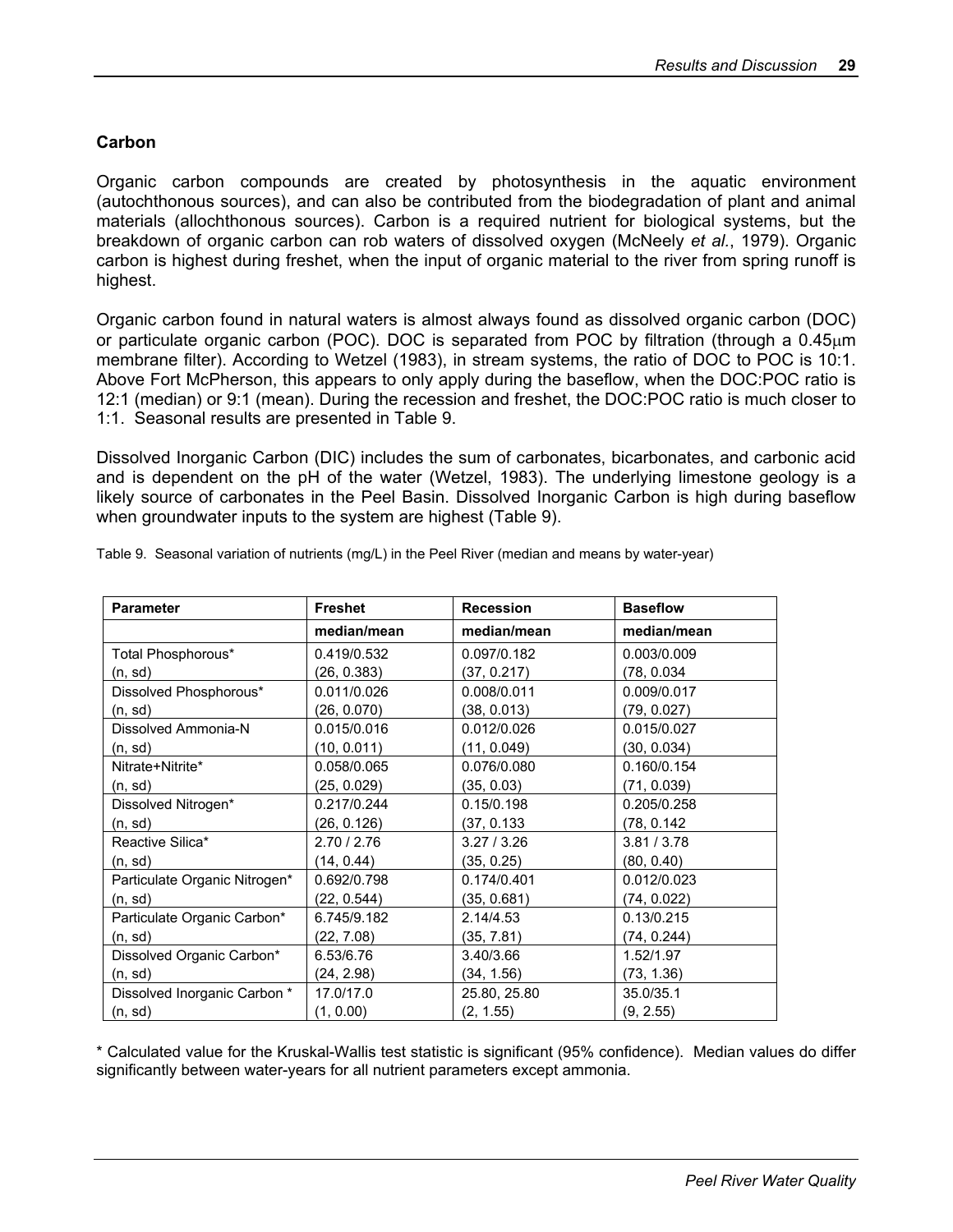### Carbon

Organic carbon compounds are created by photosynthesis in the aquatic environment (autochthonous sources), and can also be contributed from the biodegradation of plant and animal materials (allochthonous sources). Carbon is a required nutrient for biological systems, but the breakdown of organic carbon can rob waters of dissolved oxygen (McNeely *et al.*, 1979). Organic carbon is highest during freshet, when the input of organic material to the river from spring runoff is highest.

Organic carbon found in natural waters is almost always found as dissolved organic carbon (DOC) or particulate organic carbon (POC). DOC is separated from POC by filtration (through a 0.45μm membrane filter). According to Wetzel (1983), in stream systems, the ratio of DOC to POC is 10:1. Above Fort McPherson, this appears to only apply during the baseflow, when the DOC:POC ratio is 12:1 (median) or 9:1 (mean). During the recession and freshet, the DOC:POC ratio is much closer to 1:1. Seasonal results are presented in Table 9.

Dissolved Inorganic Carbon (DIC) includes the sum of carbonates, bicarbonates, and carbonic acid and is dependent on the pH of the water (Wetzel, 1983). The underlying limestone geology is a likely source of carbonates in the Peel Basin. Dissolved Inorganic Carbon is high during baseflow when groundwater inputs to the system are highest (Table 9).

Table 9. Seasonal variation of nutrients (mg/L) in the Peel River (median and means by water-year)

| Parameter | Freshet | Recession | Baseflow |
|---|---|---|---|
| | median/mean | median/mean | median/mean |
| Total Phosphorous* | 0.419/0.532 | 0.097/0.182 | 0.003/0.009 |
| (n, sd) | (26, 0.383) | (37, 0.217) | (78, 0.034 |
| Dissolved Phosphorous* | 0.011/0.026 | 0.008/0.011 | 0.009/0.017 |
| (n, sd) | (26, 0.070) | (38, 0.013) | (79, 0.027) |
| Dissolved Ammonia-N | 0.015/0.016 | 0.012/0.026 | 0.015/0.027 |
| (n, sd) | (10, 0.011) | (11, 0.049) | (30, 0.034) |
| Nitrate+Nitrite* | 0.058/0.065 | 0.076/0.080 | 0.160/0.154 |
| (n, sd) | (25, 0.029) | (35, 0.03) | (71, 0.039) |
| Dissolved Nitrogen* | 0.217/0.244 | 0.15/0.198 | 0.205/0.258 |
| (n, sd) | (26, 0.126) | (37, 0.133 | (78, 0.142 |
| Reactive Silica* | 2.70 / 2.76 | 3.27 / 3.26 | 3.81 / 3.78 |
| (n, sd) | (14, 0.44) | (35, 0.25) | (80, 0.40) |
| Particulate Organic Nitrogen* | 0.692/0.798 | 0.174/0.401 | 0.012/0.023 |
| (n, sd) | (22, 0.544) | (35, 0.681) | (74, 0.022) |
| Particulate Organic Carbon* | 6.745/9.182 | 2.14/4.53 | 0.13/0.215 |
| (n, sd) | (22, 7.08) | (35, 7.81) | (74, 0.244) |
| Dissolved Organic Carbon* | 6.53/6.76 | 3.40/3.66 | 1.52/1.97 |
| (n, sd) | (24, 2.98) | (34, 1.56) | (73, 1.36) |
| Dissolved Inorganic Carbon * | 17.0/17.0 | 25.80, 25.80 | 35.0/35.1 |
| (n, sd) | (1, 0.00) | (2, 1.55) | (9, 2.55) |

\* Calculated value for the Kruskal-Wallis test statistic is significant (95% confidence). Median values do differ significantly between water-years for all nutrient parameters except ammonia.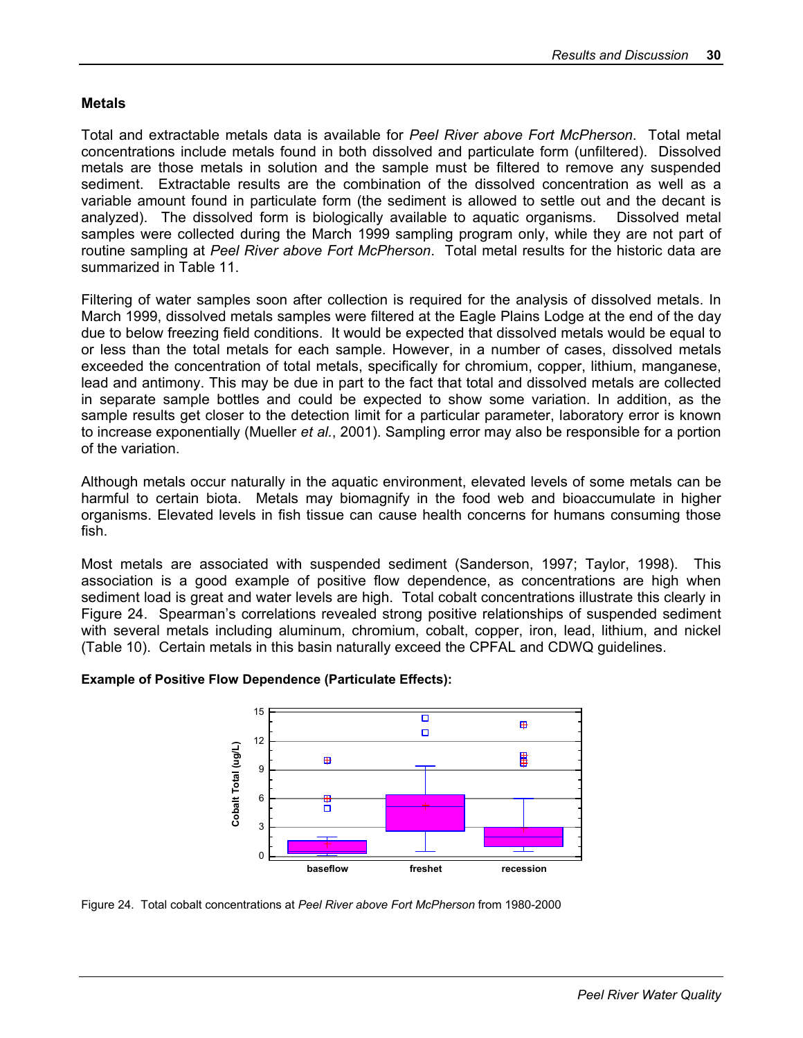### Metals

Total and extractable metals data is available for *Peel River above Fort McPherson*. Total metal concentrations include metals found in both dissolved and particulate form (unfiltered). Dissolved metals are those metals in solution and the sample must be filtered to remove any suspended sediment. Extractable results are the combination of the dissolved concentration as well as a variable amount found in particulate form (the sediment is allowed to settle out and the decant is analyzed). The dissolved form is biologically available to aquatic organisms. Dissolved metal samples were collected during the March 1999 sampling program only, while they are not part of routine sampling at *Peel River above Fort McPherson*. Total metal results for the historic data are summarized in Table 11.

Filtering of water samples soon after collection is required for the analysis of dissolved metals. In March 1999, dissolved metals samples were filtered at the Eagle Plains Lodge at the end of the day due to below freezing field conditions. It would be expected that dissolved metals would be equal to or less than the total metals for each sample. However, in a number of cases, dissolved metals exceeded the concentration of total metals, specifically for chromium, copper, lithium, manganese, lead and antimony. This may be due in part to the fact that total and dissolved metals are collected in separate sample bottles and could be expected to show some variation. In addition, as the sample results get closer to the detection limit for a particular parameter, laboratory error is known to increase exponentially (Mueller *et al.*, 2001). Sampling error may also be responsible for a portion of the variation.

Although metals occur naturally in the aquatic environment, elevated levels of some metals can be harmful to certain biota. Metals may biomagnify in the food web and bioaccumulate in higher organisms. Elevated levels in fish tissue can cause health concerns for humans consuming those fish.

Most metals are associated with suspended sediment (Sanderson, 1997; Taylor, 1998). This association is a good example of positive flow dependence, as concentrations are high when sediment load is great and water levels are high. Total cobalt concentrations illustrate this clearly in Figure 24. Spearman's correlations revealed strong positive relationships of suspended sediment with several metals including aluminum, chromium, cobalt, copper, iron, lead, lithium, and nickel (Table 10). Certain metals in this basin naturally exceed the CPFAL and CDWQ guidelines.

**Example of Positive Flow Dependence (Particulate Effects):**

Figure 24. Total cobalt concentrations at *Peel River above Fort McPherson* from 1980-2000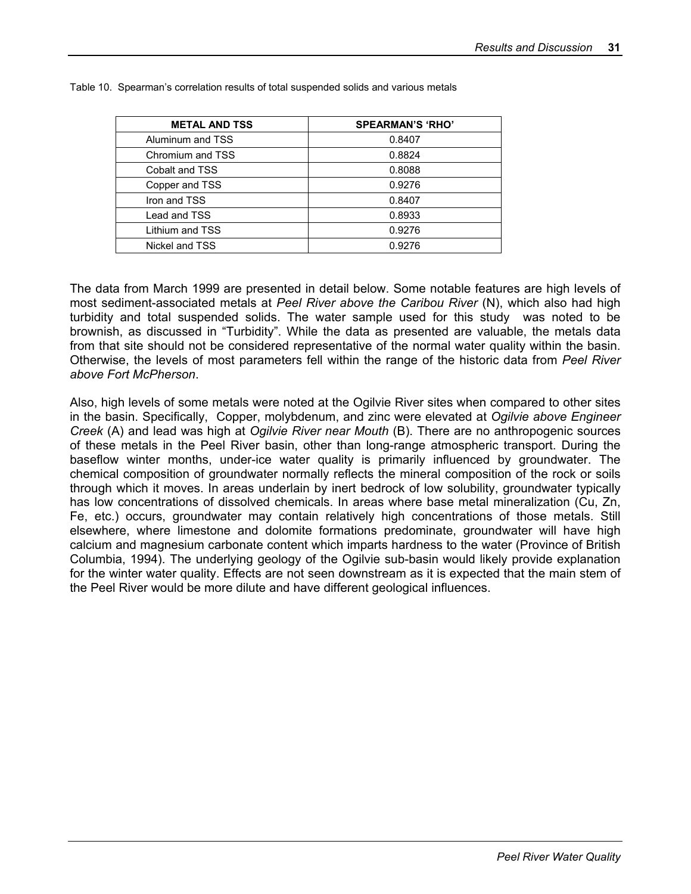Table 10. Spearman's correlation results of total suspended solids and various metals

| METAL AND TSS | SPEARMAN'S 'RHO' |
|---|---|
| Aluminum and TSS | 0.8407 |
| Chromium and TSS | 0.8824 |
| Cobalt and TSS | 0.8088 |
| Copper and TSS | 0.9276 |
| Iron and TSS | 0.8407 |
| Lead and TSS | 0.8933 |
| Lithium and TSS | 0.9276 |
| Nickel and TSS | 0.9276 |

The data from March 1999 are presented in detail below. Some notable features are high levels of most sediment-associated metals at *Peel River above the Caribou River* (N), which also had high turbidity and total suspended solids. The water sample used for this study was noted to be brownish, as discussed in "Turbidity". While the data as presented are valuable, the metals data from that site should not be considered representative of the normal water quality within the basin. Otherwise, the levels of most parameters fell within the range of the historic data from *Peel River above Fort McPherson*.

Also, high levels of some metals were noted at the Ogilvie River sites when compared to other sites in the basin. Specifically, Copper, molybdenum, and zinc were elevated at *Ogilvie above Engineer Creek* (A) and lead was high at *Ogilvie River near Mouth* (B). There are no anthropogenic sources of these metals in the Peel River basin, other than long-range atmospheric transport. During the baseflow winter months, under-ice water quality is primarily influenced by groundwater. The chemical composition of groundwater normally reflects the mineral composition of the rock or soils through which it moves. In areas underlain by inert bedrock of low solubility, groundwater typically has low concentrations of dissolved chemicals. In areas where base metal mineralization (Cu, Zn, Fe, etc.) occurs, groundwater may contain relatively high concentrations of those metals. Still elsewhere, where limestone and dolomite formations predominate, groundwater will have high calcium and magnesium carbonate content which imparts hardness to the water (Province of British Columbia, 1994). The underlying geology of the Ogilvie sub-basin would likely provide explanation for the winter water quality. Effects are not seen downstream as it is expected that the main stem of the Peel River would be more dilute and have different geological influences.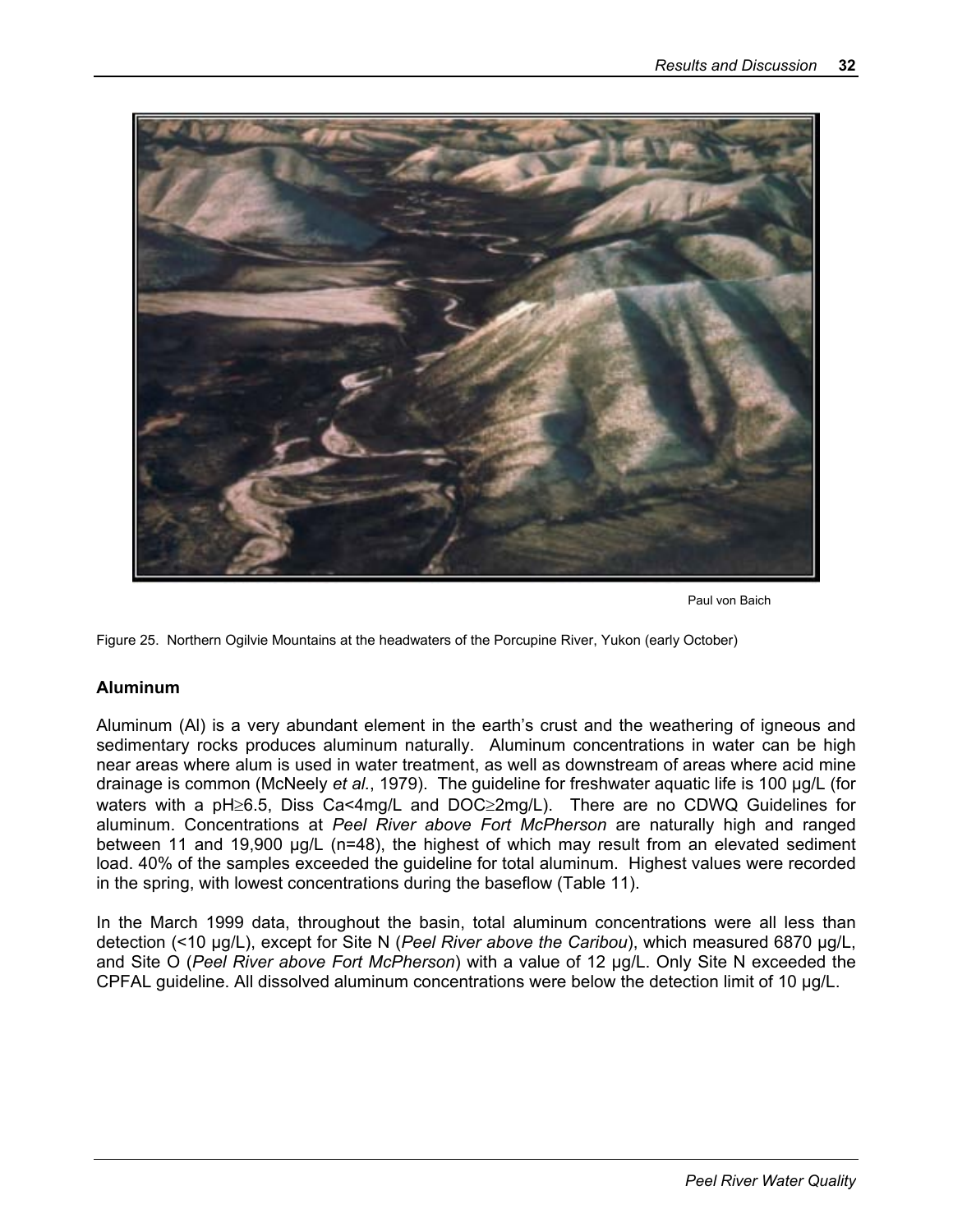Paul von Baich

Figure 25. Northern Ogilvie Mountains at the headwaters of the Porcupine River, Yukon (early October)

### Aluminum

Aluminum (Al) is a very abundant element in the earth's crust and the weathering of igneous and sedimentary rocks produces aluminum naturally. Aluminum concentrations in water can be high near areas where alum is used in water treatment, as well as downstream of areas where acid mine drainage is common (McNeely *et al.*, 1979). The guideline for freshwater aquatic life is 100 µg/L (for waters with a pH≥6.5, Diss Ca<4mg/L and DOC≥2mg/L). There are no CDWQ Guidelines for aluminum. Concentrations at *Peel River above Fort McPherson* are naturally high and ranged between 11 and 19,900 µg/L (n=48), the highest of which may result from an elevated sediment load. 40% of the samples exceeded the guideline for total aluminum. Highest values were recorded in the spring, with lowest concentrations during the baseflow (Table 11).

In the March 1999 data, throughout the basin, total aluminum concentrations were all less than detection (<10 µg/L), except for Site N (*Peel River above the Caribou*), which measured 6870 µg/L, and Site O (*Peel River above Fort McPherson*) with a value of 12 µg/L. Only Site N exceeded the CPFAL guideline. All dissolved aluminum concentrations were below the detection limit of 10 µg/L.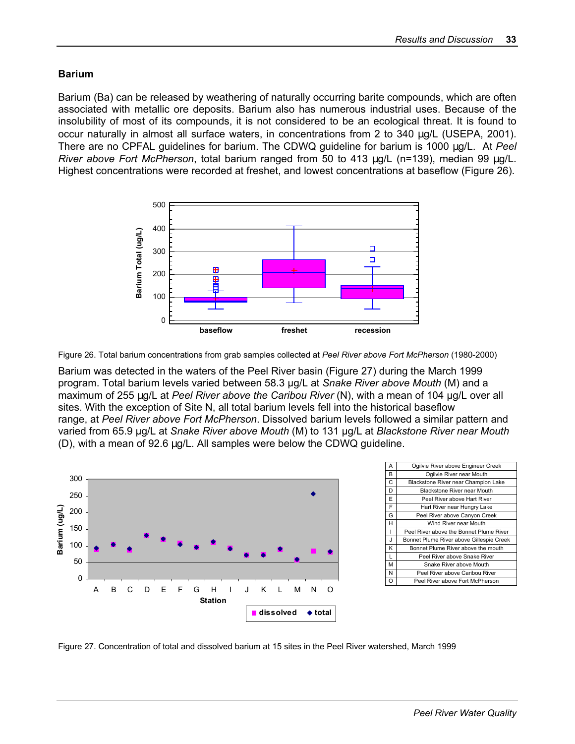### Barium

Barium (Ba) can be released by weathering of naturally occurring barite compounds, which are often associated with metallic ore deposits. Barium also has numerous industrial uses. Because of the insolubility of most of its compounds, it is not considered to be an ecological threat. It is found to occur naturally in almost all surface waters, in concentrations from 2 to 340 µg/L (USEPA, 2001). There are no CPFAL guidelines for barium. The CDWQ guideline for barium is 1000 µg/L. At *Peel River above Fort McPherson*, total barium ranged from 50 to 413 µg/L (n=139), median 99 µg/L. Highest concentrations were recorded at freshet, and lowest concentrations at baseflow (Figure 26).

Figure 26. Total barium concentrations from grab samples collected at *Peel River above Fort McPherson* (1980-2000)

Barium was detected in the waters of the Peel River basin (Figure 27) during the March 1999 program. Total barium levels varied between 58.3 µg/L at *Snake River above Mouth* (M) and a maximum of 255 µg/L at *Peel River above the Caribou River* (N), with a mean of 104 µg/L over all sites. With the exception of Site N, all total barium levels fell into the historical baseflow range, at *Peel River above Fort McPherson*. Dissolved barium levels followed a similar pattern and varied from 65.9 µg/L at *Snake River above Mouth* (M) to 131 µg/L at *Blackstone River near Mouth* (D), with a mean of 92.6 µg/L. All samples were below the CDWQ guideline.

| | |
|---|---|
| A | Ogilvie River above Engineer Creek |
| B | Ogilvie River near Mouth |
| C | Blackstone River near Champion Lake |
| D | Blackstone River near Mouth |
| E | Peel River above Hart River |
| F | Hart River near Hungry Lake |
| G | Peel River above Canyon Creek |
| H | Wind River near Mouth |
| I | Peel River above the Bonnet Plume River |
| J | Bonnet Plume River above Gillespie Creek |
| K | Bonnet Plume River above the mouth |
| L | Peel River above Snake River |
| M | Snake River above Mouth |
| N | Peel River above Caribou River |
| O | Peel River above Fort McPherson |

Figure 27. Concentration of total and dissolved barium at 15 sites in the Peel River watershed, March 1999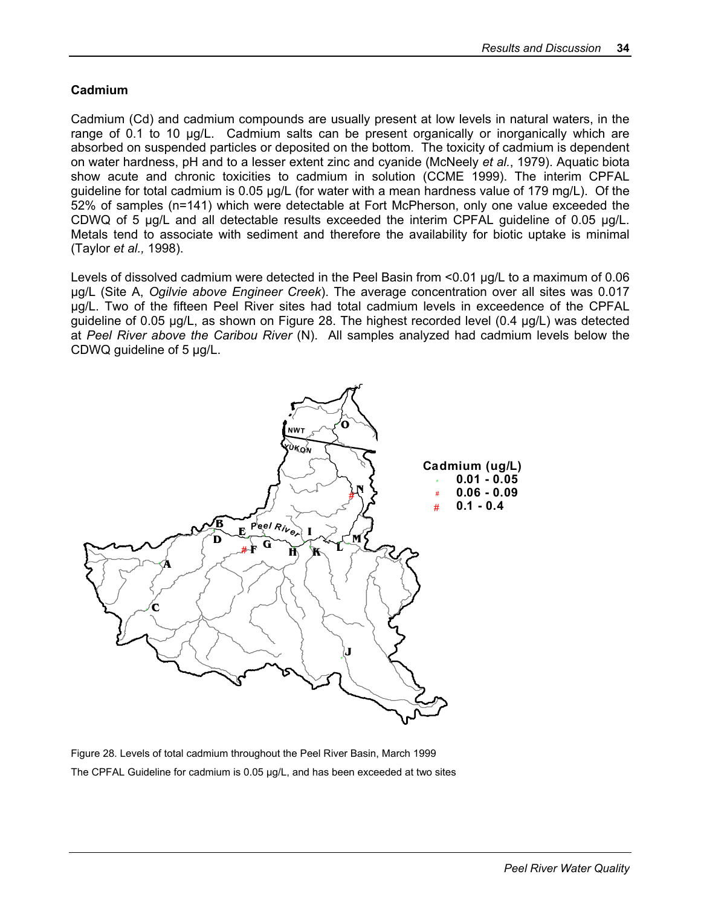## Cadmium

Cadmium (Cd) and cadmium compounds are usually present at low levels in natural waters, in the range of 0.1 to 10 µg/L. Cadmium salts can be present organically or inorganically which are absorbed on suspended particles or deposited on the bottom. The toxicity of cadmium is dependent on water hardness, pH and to a lesser extent zinc and cyanide (McNeely *et al.*, 1979). Aquatic biota show acute and chronic toxicities to cadmium in solution (CCME 1999). The interim CPFAL guideline for total cadmium is 0.05 µg/L (for water with a mean hardness value of 179 mg/L). Of the 52% of samples (n=141) which were detectable at Fort McPherson, only one value exceeded the CDWQ of 5 µg/L and all detectable results exceeded the interim CPFAL guideline of 0.05 µg/L. Metals tend to associate with sediment and therefore the availability for biotic uptake is minimal (Taylor *et al.,* 1998).

Levels of dissolved cadmium were detected in the Peel Basin from <0.01 µg/L to a maximum of 0.06 µg/L (Site A, *Ogilvie above Engineer Creek*). The average concentration over all sites was 0.017 µg/L. Two of the fifteen Peel River sites had total cadmium levels in exceedence of the CPFAL guideline of 0.05 µg/L, as shown on Figure 28. The highest recorded level (0.4 µg/L) was detected at *Peel River above the Caribou River* (N). All samples analyzed had cadmium levels below the CDWQ guideline of 5 µg/L.

Figure 28. Levels of total cadmium throughout the Peel River Basin, March 1999

The CPFAL Guideline for cadmium is 0.05 µg/L, and has been exceeded at two sites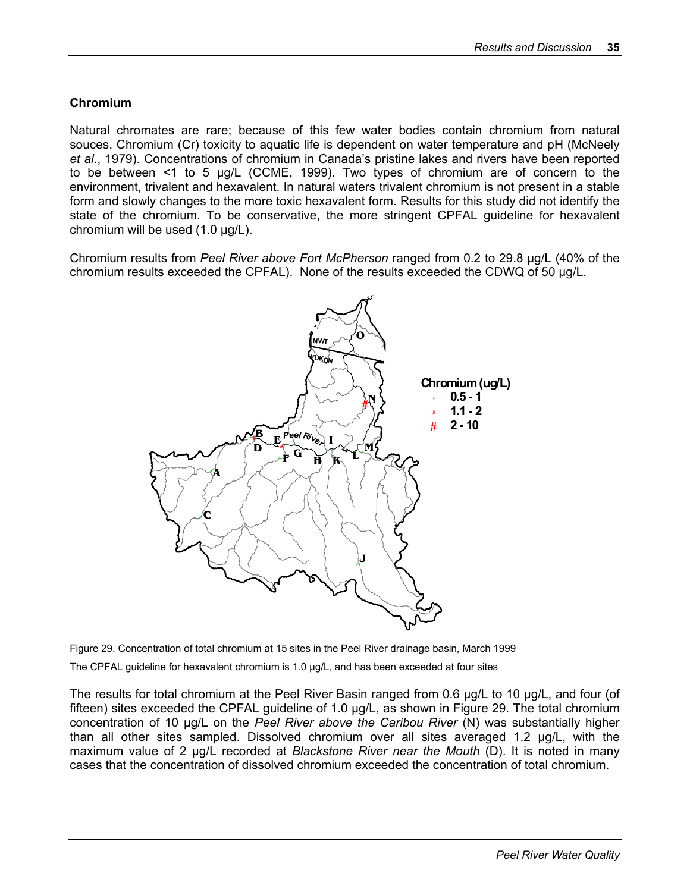### Chromium

Natural chromates are rare; because of this few water bodies contain chromium from natural souces. Chromium (Cr) toxicity to aquatic life is dependent on water temperature and pH (McNeely *et al.*, 1979). Concentrations of chromium in Canada's pristine lakes and rivers have been reported to be between <1 to 5 µg/L (CCME, 1999). Two types of chromium are of concern to the environment, trivalent and hexavalent. In natural waters trivalent chromium is not present in a stable form and slowly changes to the more toxic hexavalent form. Results for this study did not identify the state of the chromium. To be conservative, the more stringent CPFAL guideline for hexavalent chromium will be used (1.0 µg/L).

Chromium results from *Peel River above Fort McPherson* ranged from 0.2 to 29.8 µg/L (40% of the chromium results exceeded the CPFAL). None of the results exceeded the CDWQ of 50 µg/L.

Figure 29. Concentration of total chromium at 15 sites in the Peel River drainage basin, March 1999

The CPFAL guideline for hexavalent chromium is 1.0 µg/L, and has been exceeded at four sites

The results for total chromium at the Peel River Basin ranged from 0.6 µg/L to 10 µg/L, and four (of fifteen) sites exceeded the CPFAL guideline of 1.0 µg/L, as shown in Figure 29. The total chromium concentration of 10 µg/L on the *Peel River above the Caribou River* (N) was substantially higher than all other sites sampled. Dissolved chromium over all sites averaged 1.2 µg/L, with the maximum value of 2 µg/L recorded at *Blackstone River near the Mouth* (D). It is noted in many cases that the concentration of dissolved chromium exceeded the concentration of total chromium.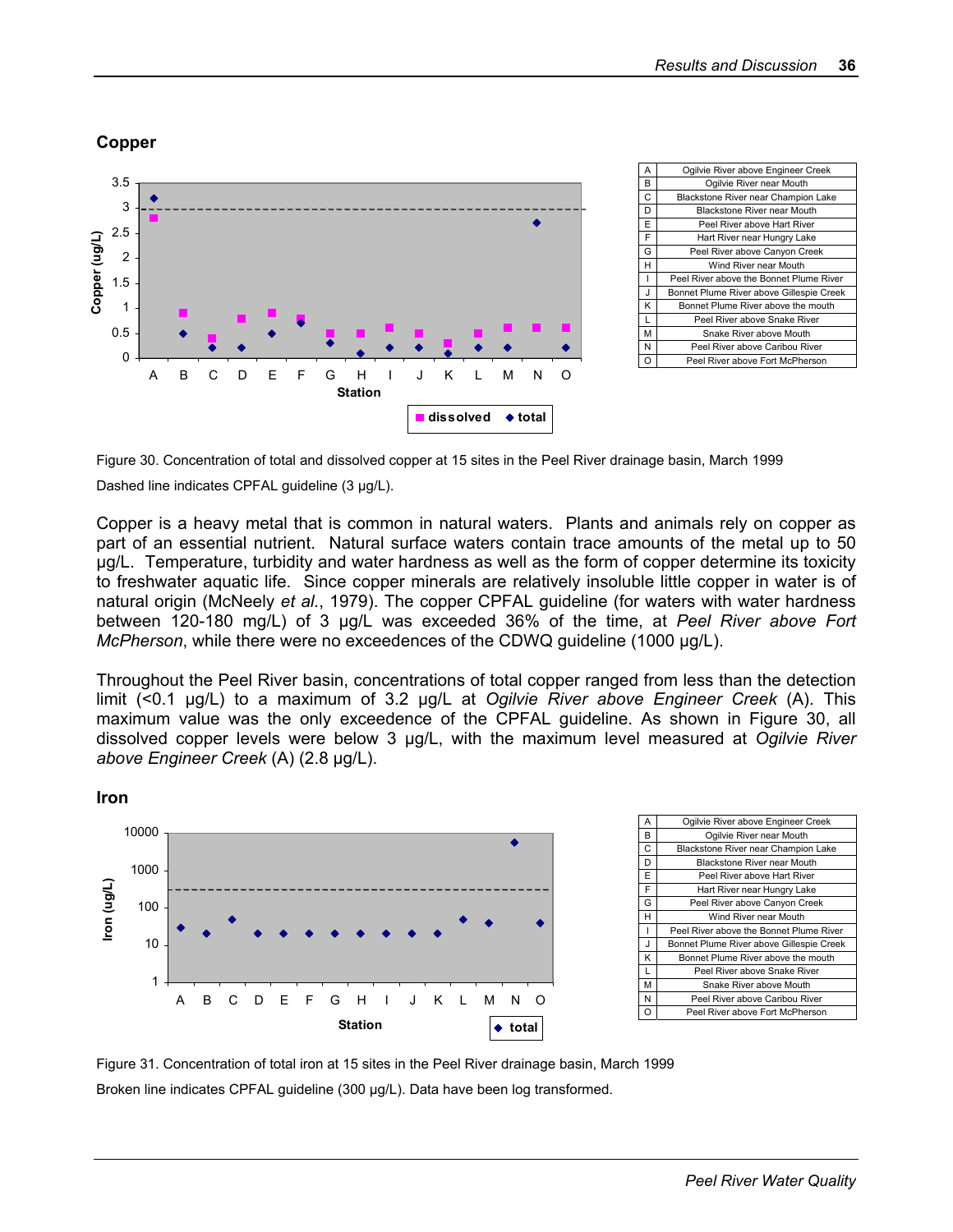## Copper

| | |
|---|---|
| A | Ogilvie River above Engineer Creek |
| B | Ogilvie River near Mouth |
| C | Blackstone River near Champion Lake |
| D | Blackstone River near Mouth |
| E | Peel River above Hart River |
| F | Hart River near Hungry Lake |
| G | Peel River above Canyon Creek |
| H | Wind River near Mouth |
| I | Peel River above the Bonnet Plume River |
| J | Bonnet Plume River above Gillespie Creek |
| K | Bonnet Plume River above the mouth |
| L | Peel River above Snake River |
| M | Snake River above Mouth |
| N | Peel River above Caribou River |
| O | Peel River above Fort McPherson |

Figure 30. Concentration of total and dissolved copper at 15 sites in the Peel River drainage basin, March 1999

Dashed line indicates CPFAL guideline (3 µg/L).

Copper is a heavy metal that is common in natural waters. Plants and animals rely on copper as part of an essential nutrient. Natural surface waters contain trace amounts of the metal up to 50 µg/L. Temperature, turbidity and water hardness as well as the form of copper determine its toxicity to freshwater aquatic life. Since copper minerals are relatively insoluble little copper in water is of natural origin (McNeely *et al.*, 1979). The copper CPFAL guideline (for waters with water hardness between 120-180 mg/L) of 3 µg/L was exceeded 36% of the time, at *Peel River above Fort McPherson*, while there were no exceedences of the CDWQ guideline (1000 µg/L).

Throughout the Peel River basin, concentrations of total copper ranged from less than the detection limit (<0.1 µg/L) to a maximum of 3.2 µg/L at *Ogilvie River above Engineer Creek* (A). This maximum value was the only exceedence of the CPFAL guideline. As shown in Figure 30, all dissolved copper levels were below 3 µg/L, with the maximum level measured at *Ogilvie River above Engineer Creek* (A) (2.8 µg/L).

## Iron

| | |
|---|---|
| A | Ogilvie River above Engineer Creek |
| B | Ogilvie River near Mouth |
| C | Blackstone River near Champion Lake |
| D | Blackstone River near Mouth |
| E | Peel River above Hart River |
| F | Hart River near Hungry Lake |
| G | Peel River above Canyon Creek |
| H | Wind River near Mouth |
| I | Peel River above the Bonnet Plume River |
| J | Bonnet Plume River above Gillespie Creek |
| K | Bonnet Plume River above the mouth |
| L | Peel River above Snake River |
| M | Snake River above Mouth |
| N | Peel River above Caribou River |
| O | Peel River above Fort McPherson |

Figure 31. Concentration of total iron at 15 sites in the Peel River drainage basin, March 1999

Broken line indicates CPFAL guideline (300 µg/L). Data have been log transformed.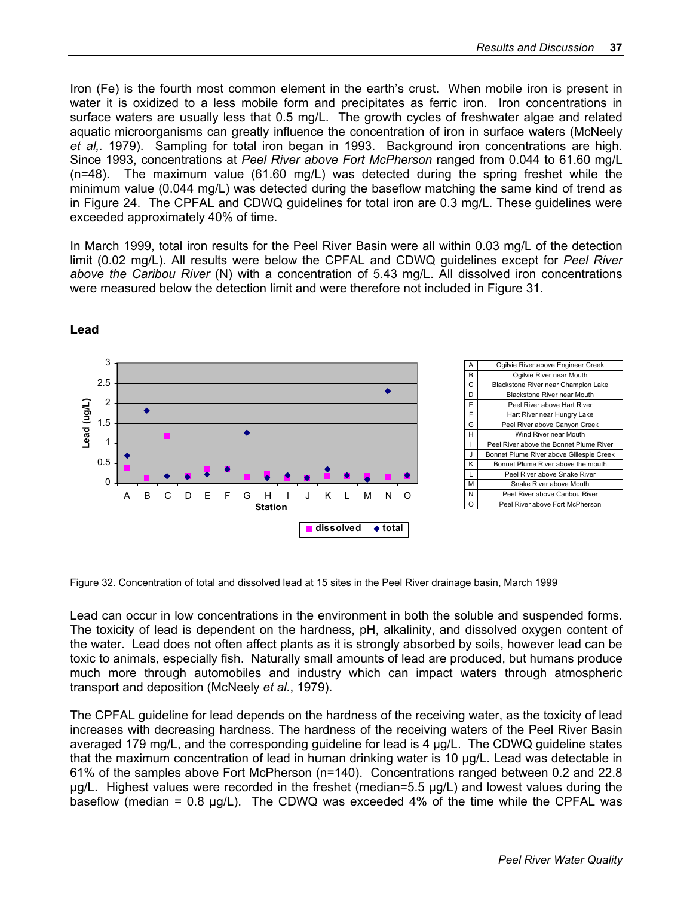Iron (Fe) is the fourth most common element in the earth's crust. When mobile iron is present in water it is oxidized to a less mobile form and precipitates as ferric iron. Iron concentrations in surface waters are usually less that 0.5 mg/L. The growth cycles of freshwater algae and related aquatic microorganisms can greatly influence the concentration of iron in surface waters (McNeely *et al,.* 1979). Sampling for total iron began in 1993. Background iron concentrations are high. Since 1993, concentrations at *Peel River above Fort McPherson* ranged from 0.044 to 61.60 mg/L (n=48). The maximum value (61.60 mg/L) was detected during the spring freshet while the minimum value (0.044 mg/L) was detected during the baseflow matching the same kind of trend as in Figure 24. The CPFAL and CDWQ guidelines for total iron are 0.3 mg/L. These guidelines were exceeded approximately 40% of time.

In March 1999, total iron results for the Peel River Basin were all within 0.03 mg/L of the detection limit (0.02 mg/L). All results were below the CPFAL and CDWQ guidelines except for *Peel River above the Caribou River* (N) with a concentration of 5.43 mg/L. All dissolved iron concentrations were measured below the detection limit and were therefore not included in Figure 31.

## Lead

| | |
|---|---|
| A | Ogilvie River above Engineer Creek |
| B | Ogilvie River near Mouth |
| C | Blackstone River near Champion Lake |
| D | Blackstone River near Mouth |
| E | Peel River above Hart River |
| F | Hart River near Hungry Lake |
| G | Peel River above Canyon Creek |
| H | Wind River near Mouth |
| I | Peel River above the Bonnet Plume River |
| J | Bonnet Plume River above Gillespie Creek |
| K | Bonnet Plume River above the mouth |
| L | Peel River above Snake River |
| M | Snake River above Mouth |
| N | Peel River above Caribou River |
| O | Peel River above Fort McPherson |

Figure 32. Concentration of total and dissolved lead at 15 sites in the Peel River drainage basin, March 1999

Lead can occur in low concentrations in the environment in both the soluble and suspended forms. The toxicity of lead is dependent on the hardness, pH, alkalinity, and dissolved oxygen content of the water. Lead does not often affect plants as it is strongly absorbed by soils, however lead can be toxic to animals, especially fish. Naturally small amounts of lead are produced, but humans produce much more through automobiles and industry which can impact waters through atmospheric transport and deposition (McNeely *et al.*, 1979).

The CPFAL guideline for lead depends on the hardness of the receiving water, as the toxicity of lead increases with decreasing hardness. The hardness of the receiving waters of the Peel River Basin averaged 179 mg/L, and the corresponding guideline for lead is 4 µg/L. The CDWQ guideline states that the maximum concentration of lead in human drinking water is 10 µg/L. Lead was detectable in 61% of the samples above Fort McPherson (n=140). Concentrations ranged between 0.2 and 22.8 µg/L. Highest values were recorded in the freshet (median=5.5 µg/L) and lowest values during the baseflow (median = 0.8 µg/L). The CDWQ was exceeded 4% of the time while the CPFAL was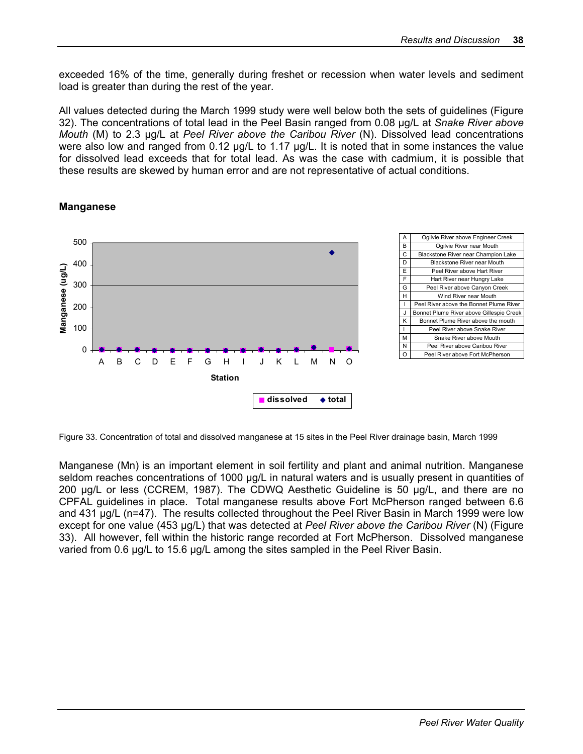exceeded 16% of the time, generally during freshet or recession when water levels and sediment load is greater than during the rest of the year.

All values detected during the March 1999 study were well below both the sets of guidelines (Figure 32). The concentrations of total lead in the Peel Basin ranged from 0.08 µg/L at *Snake River above Mouth* (M) to 2.3 µg/L at *Peel River above the Caribou River* (N). Dissolved lead concentrations were also low and ranged from 0.12 µg/L to 1.17 µg/L. It is noted that in some instances the value for dissolved lead exceeds that for total lead. As was the case with cadmium, it is possible that these results are skewed by human error and are not representative of actual conditions.

## Manganese

| | |
|---|---|
| A | Ogilvie River above Engineer Creek |
| B | Ogilvie River near Mouth |
| C | Blackstone River near Champion Lake |
| D | Blackstone River near Mouth |
| E | Peel River above Hart River |
| F | Hart River near Hungry Lake |
| G | Peel River above Canyon Creek |
| H | Wind River near Mouth |
| I | Peel River above the Bonnet Plume River |
| J | Bonnet Plume River above Gillespie Creek |
| K | Bonnet Plume River above the mouth |
| L | Peel River above Snake River |
| M | Snake River above Mouth |
| N | Peel River above Caribou River |
| O | Peel River above Fort McPherson |

Figure 33. Concentration of total and dissolved manganese at 15 sites in the Peel River drainage basin, March 1999

Manganese (Mn) is an important element in soil fertility and plant and animal nutrition. Manganese seldom reaches concentrations of 1000 µg/L in natural waters and is usually present in quantities of 200 µg/L or less (CCREM, 1987). The CDWQ Aesthetic Guideline is 50 µg/L, and there are no CPFAL guidelines in place. Total manganese results above Fort McPherson ranged between 6.6 and 431 µg/L (n=47). The results collected throughout the Peel River Basin in March 1999 were low except for one value (453 µg/L) that was detected at *Peel River above the Caribou River* (N) (Figure 33). All however, fell within the historic range recorded at Fort McPherson. Dissolved manganese varied from 0.6 µg/L to 15.6 µg/L among the sites sampled in the Peel River Basin.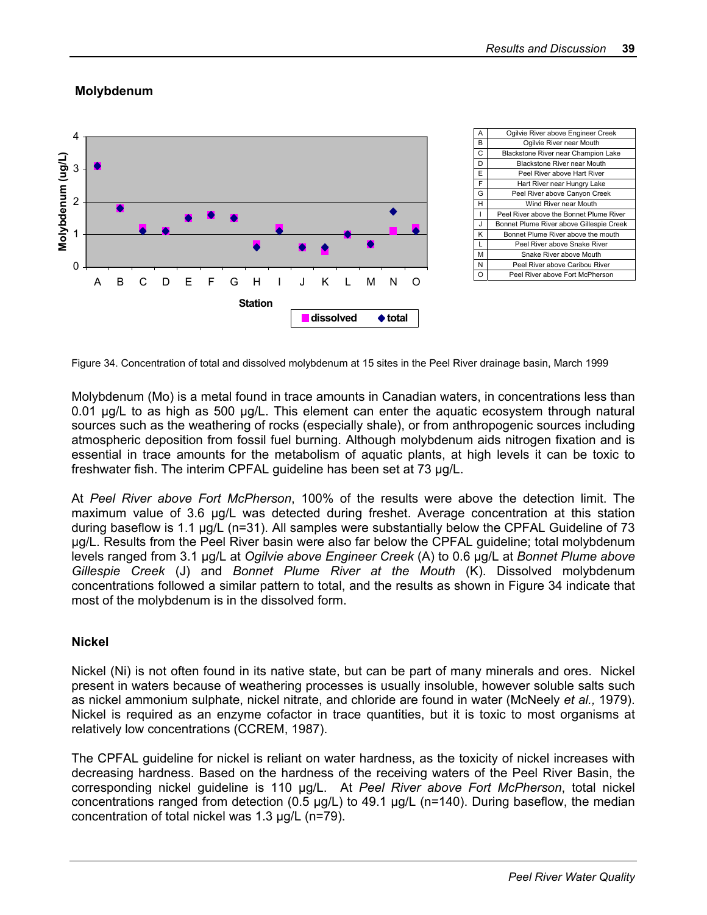## Molybdenum

| | |
|---|---|
| A | Ogilvie River above Engineer Creek |
| B | Ogilvie River near Mouth |
| C | Blackstone River near Champion Lake |
| D | Blackstone River near Mouth |
| E | Peel River above Hart River |
| F | Hart River near Hungry Lake |
| G | Peel River above Canyon Creek |
| H | Wind River near Mouth |
| I | Peel River above the Bonnet Plume River |
| J | Bonnet Plume River above Gillespie Creek |
| K | Bonnet Plume River above the mouth |
| L | Peel River above Snake River |
| M | Snake River above Mouth |
| N | Peel River above Caribou River |
| O | Peel River above Fort McPherson |

Figure 34. Concentration of total and dissolved molybdenum at 15 sites in the Peel River drainage basin, March 1999

Molybdenum (Mo) is a metal found in trace amounts in Canadian waters, in concentrations less than 0.01 µg/L to as high as 500 µg/L. This element can enter the aquatic ecosystem through natural sources such as the weathering of rocks (especially shale), or from anthropogenic sources including atmospheric deposition from fossil fuel burning. Although molybdenum aids nitrogen fixation and is essential in trace amounts for the metabolism of aquatic plants, at high levels it can be toxic to freshwater fish. The interim CPFAL guideline has been set at 73 µg/L.

At *Peel River above Fort McPherson*, 100% of the results were above the detection limit. The maximum value of 3.6 µg/L was detected during freshet. Average concentration at this station during baseflow is 1.1 µg/L (n=31). All samples were substantially below the CPFAL Guideline of 73 µg/L. Results from the Peel River basin were also far below the CPFAL guideline; total molybdenum levels ranged from 3.1 µg/L at *Ogilvie above Engineer Creek* (A) to 0.6 µg/L at *Bonnet Plume above Gillespie Creek* (J) and *Bonnet Plume River at the Mouth* (K). Dissolved molybdenum concentrations followed a similar pattern to total, and the results as shown in Figure 34 indicate that most of the molybdenum is in the dissolved form.

## Nickel

Nickel (Ni) is not often found in its native state, but can be part of many minerals and ores. Nickel present in waters because of weathering processes is usually insoluble, however soluble salts such as nickel ammonium sulphate, nickel nitrate, and chloride are found in water (McNeely *et al.,* 1979). Nickel is required as an enzyme cofactor in trace quantities, but it is toxic to most organisms at relatively low concentrations (CCREM, 1987).

The CPFAL guideline for nickel is reliant on water hardness, as the toxicity of nickel increases with decreasing hardness. Based on the hardness of the receiving waters of the Peel River Basin, the corresponding nickel guideline is 110 µg/L. At *Peel River above Fort McPherson*, total nickel concentrations ranged from detection (0.5 µg/L) to 49.1 µg/L (n=140). During baseflow, the median concentration of total nickel was 1.3 µg/L (n=79).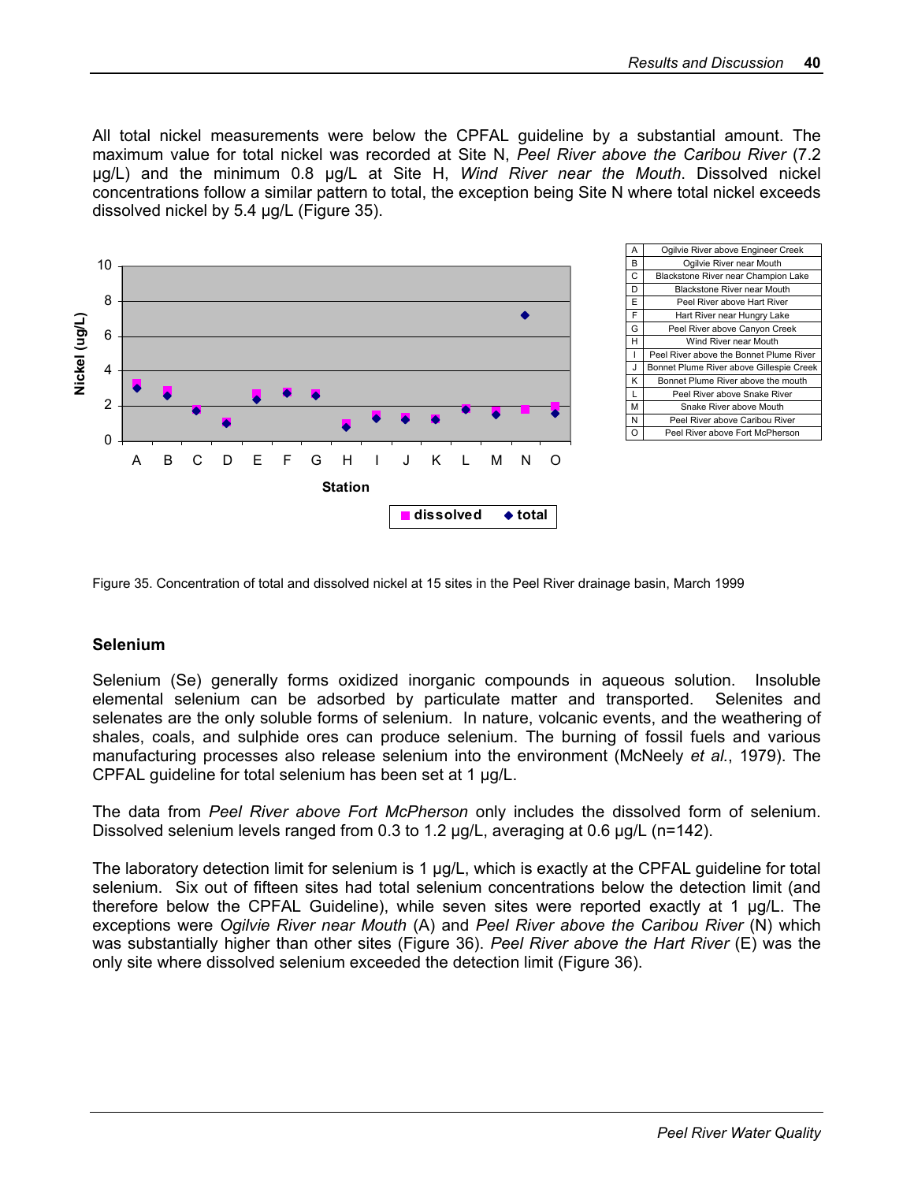All total nickel measurements were below the CPFAL guideline by a substantial amount. The maximum value for total nickel was recorded at Site N, *Peel River above the Caribou River* (7.2 µg/L) and the minimum 0.8 µg/L at Site H, *Wind River near the Mouth*. Dissolved nickel concentrations follow a similar pattern to total, the exception being Site N where total nickel exceeds dissolved nickel by 5.4 µg/L (Figure 35).

| | |
|---|---|
| A | Ogilvie River above Engineer Creek |
| B | Ogilvie River near Mouth |
| C | Blackstone River near Champion Lake |
| D | Blackstone River near Mouth |
| E | Peel River above Hart River |
| F | Hart River near Hungry Lake |
| G | Peel River above Canyon Creek |
| H | Wind River near Mouth |
| I | Peel River above the Bonnet Plume River |
| J | Bonnet Plume River above Gillespie Creek |
| K | Bonnet Plume River above the mouth |
| L | Peel River above Snake River |
| M | Snake River above Mouth |
| N | Peel River above Caribou River |
| O | Peel River above Fort McPherson |

Figure 35. Concentration of total and dissolved nickel at 15 sites in the Peel River drainage basin, March 1999

### Selenium

Selenium (Se) generally forms oxidized inorganic compounds in aqueous solution. Insoluble elemental selenium can be adsorbed by particulate matter and transported. Selenites and selenates are the only soluble forms of selenium. In nature, volcanic events, and the weathering of shales, coals, and sulphide ores can produce selenium. The burning of fossil fuels and various manufacturing processes also release selenium into the environment (McNeely *et al.*, 1979). The CPFAL guideline for total selenium has been set at 1 µg/L.

The data from *Peel River above Fort McPherson* only includes the dissolved form of selenium. Dissolved selenium levels ranged from 0.3 to 1.2 µg/L, averaging at 0.6 µg/L (n=142).

The laboratory detection limit for selenium is 1 µg/L, which is exactly at the CPFAL guideline for total selenium. Six out of fifteen sites had total selenium concentrations below the detection limit (and therefore below the CPFAL Guideline), while seven sites were reported exactly at 1 µg/L. The exceptions were *Ogilvie River near Mouth* (A) and *Peel River above the Caribou River* (N) which was substantially higher than other sites (Figure 36). *Peel River above the Hart River* (E) was the only site where dissolved selenium exceeded the detection limit (Figure 36).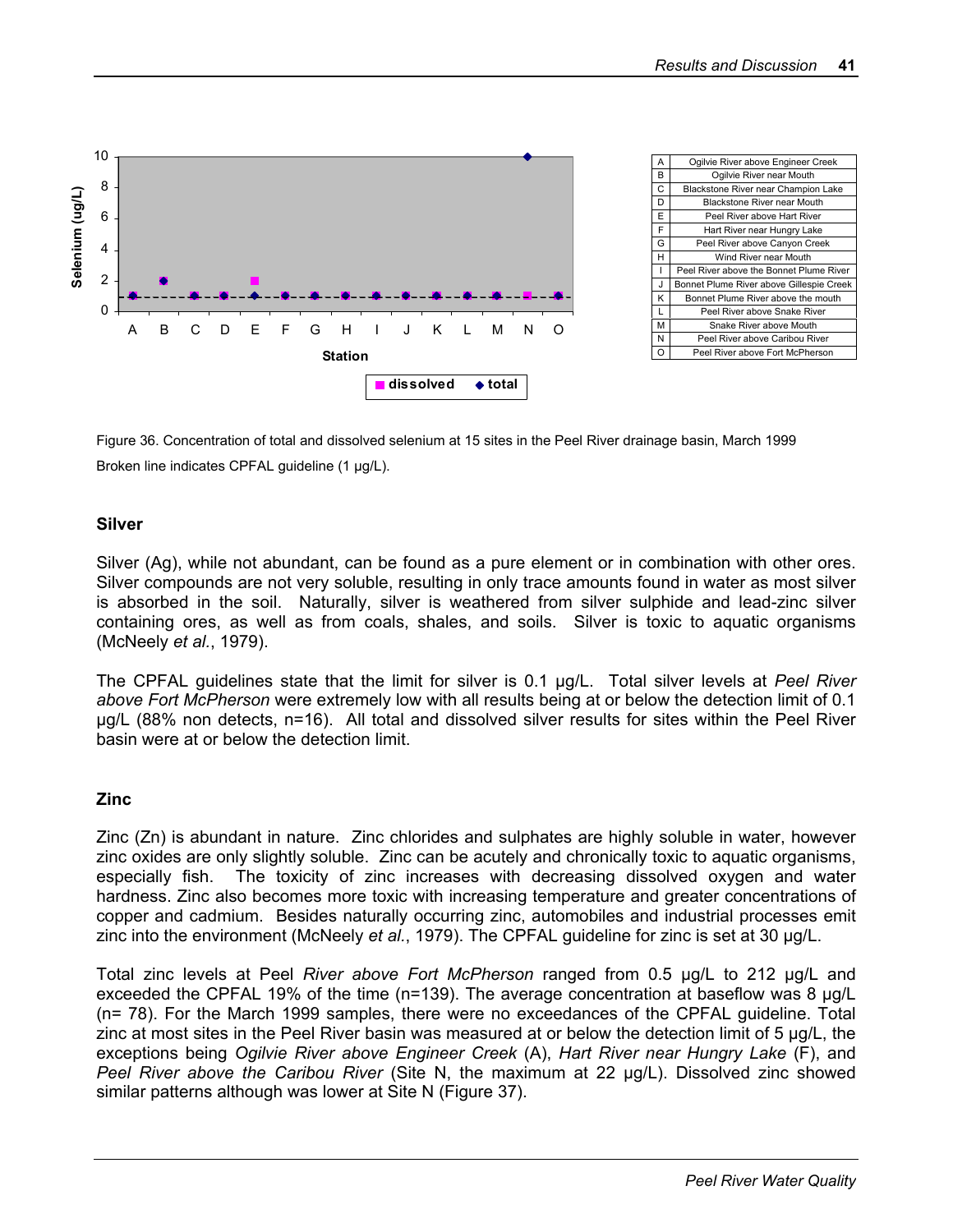| | |
|---|---|
| A | Ogilvie River above Engineer Creek |
| B | Ogilvie River near Mouth |
| C | Blackstone River near Champion Lake |
| D | Blackstone River near Mouth |
| E | Peel River above Hart River |
| F | Hart River near Hungry Lake |
| G | Peel River above Canyon Creek |
| H | Wind River near Mouth |
| I | Peel River above the Bonnet Plume River |
| J | Bonnet Plume River above Gillespie Creek |
| K | Bonnet Plume River above the mouth |
| L | Peel River above Snake River |
| M | Snake River above Mouth |
| N | Peel River above Caribou River |
| O | Peel River above Fort McPherson |

Figure 36. Concentration of total and dissolved selenium at 15 sites in the Peel River drainage basin, March 1999

Broken line indicates CPFAL guideline (1 µg/L).

### Silver

Silver (Ag), while not abundant, can be found as a pure element or in combination with other ores. Silver compounds are not very soluble, resulting in only trace amounts found in water as most silver is absorbed in the soil. Naturally, silver is weathered from silver sulphide and lead-zinc silver containing ores, as well as from coals, shales, and soils. Silver is toxic to aquatic organisms (McNeely *et al.*, 1979).

The CPFAL guidelines state that the limit for silver is 0.1 µg/L. Total silver levels at *Peel River above Fort McPherson* were extremely low with all results being at or below the detection limit of 0.1 µg/L (88% non detects, n=16). All total and dissolved silver results for sites within the Peel River basin were at or below the detection limit.

### Zinc

Zinc (Zn) is abundant in nature. Zinc chlorides and sulphates are highly soluble in water, however zinc oxides are only slightly soluble. Zinc can be acutely and chronically toxic to aquatic organisms, especially fish. The toxicity of zinc increases with decreasing dissolved oxygen and water hardness. Zinc also becomes more toxic with increasing temperature and greater concentrations of copper and cadmium. Besides naturally occurring zinc, automobiles and industrial processes emit zinc into the environment (McNeely *et al.*, 1979). The CPFAL guideline for zinc is set at 30 µg/L.

Total zinc levels at Peel *River above Fort McPherson* ranged from 0.5 µg/L to 212 µg/L and exceeded the CPFAL 19% of the time (n=139). The average concentration at baseflow was 8 µg/L (n= 78). For the March 1999 samples, there were no exceedances of the CPFAL guideline. Total zinc at most sites in the Peel River basin was measured at or below the detection limit of 5 µg/L, the exceptions being *Ogilvie River above Engineer Creek* (A), *Hart River near Hungry Lake* (F), and *Peel River above the Caribou River* (Site N, the maximum at 22 µg/L). Dissolved zinc showed similar patterns although was lower at Site N (Figure 37).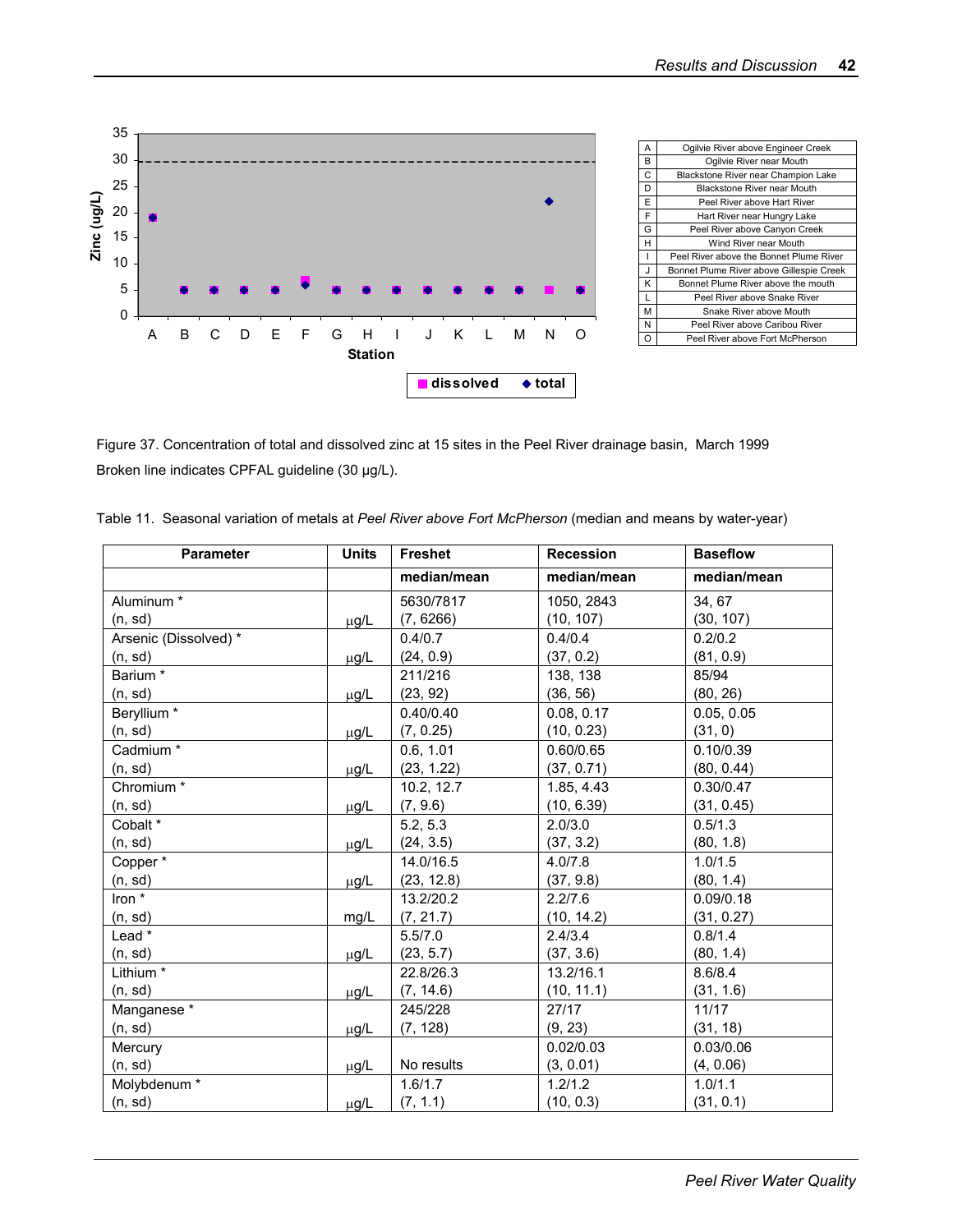Figure 37. Concentration of total and dissolved zinc at 15 sites in the Peel River drainage basin, March 1999
Broken line indicates CPFAL guideline (30 µg/L).

| A | Ogilvie River above Engineer Creek |
|---|---|
| B | Ogilvie River near Mouth |
| C | Blackstone River near Champion Lake |
| D | Blackstone River near Mouth |
| E | Peel River above Hart River |
| F | Hart River near Hungry Lake |
| G | Peel River above Canyon Creek |
| H | Wind River near Mouth |
| I | Peel River above the Bonnet Plume River |
| J | Bonnet Plume River above Gillespie Creek |
| K | Bonnet Plume River above the mouth |
| L | Peel River above Snake River |
| M | Snake River above Mouth |
| N | Peel River above Caribou River |
| O | Peel River above Fort McPherson |

Table 11. Seasonal variation of metals at *Peel River above Fort McPherson* (median and means by water-year)

| Parameter | Units | Freshet | Recession | Baseflow |
|---|---|---|---|---|
| | | **median/mean** | **median/mean** | **median/mean** |
| Aluminum * (n, sd) | µg/L | 5630/7817 (7, 6266) | 1050, 2843 (10, 107) | 34, 67 (30, 107) |
| Arsenic (Dissolved) * (n, sd) | µg/L | 0.4/0.7 (24, 0.9) | 0.4/0.4 (37, 0.2) | 0.2/0.2 (81, 0.9) |
| Barium * (n, sd) | µg/L | 211/216 (23, 92) | 138, 138 (36, 56) | 85/94 (80, 26) |
| Beryllium * (n, sd) | µg/L | 0.40/0.40 (7, 0.25) | 0.08, 0.17 (10, 0.23) | 0.05, 0.05 (31, 0) |
| Cadmium * (n, sd) | µg/L | 0.6, 1.01 (23, 1.22) | 0.60/0.65 (37, 0.71) | 0.10/0.39 (80, 0.44) |
| Chromium * (n, sd) | µg/L | 10.2, 12.7 (7, 9.6) | 1.85, 4.43 (10, 6.39) | 0.30/0.47 (31, 0.45) |
| Cobalt * (n, sd) | µg/L | 5.2, 5.3 (24, 3.5) | 2.0/3.0 (37, 3.2) | 0.5/1.3 (80, 1.8) |
| Copper * (n, sd) | µg/L | 14.0/16.5 (23, 12.8) | 4.0/7.8 (37, 9.8) | 1.0/1.5 (80, 1.4) |
| Iron * (n, sd) | mg/L | 13.2/20.2 (7, 21.7) | 2.2/7.6 (10, 14.2) | 0.09/0.18 (31, 0.27) |
| Lead * (n, sd) | µg/L | 5.5/7.0 (23, 5.7) | 2.4/3.4 (37, 3.6) | 0.8/1.4 (80, 1.4) |
| Lithium * (n, sd) | µg/L | 22.8/26.3 (7, 14.6) | 13.2/16.1 (10, 11.1) | 8.6/8.4 (31, 1.6) |
| Manganese * (n, sd) | µg/L | 245/228 (7, 128) | 27/17 (9, 23) | 11/17 (31, 18) |
| Mercury (n, sd) | µg/L | No results | 0.02/0.03 (3, 0.01) | 0.03/0.06 (4, 0.06) |
| Molybdenum * (n, sd) | µg/L | 1.6/1.7 (7, 1.1) | 1.2/1.2 (10, 0.3) | 1.0/1.1 (31, 0.1) |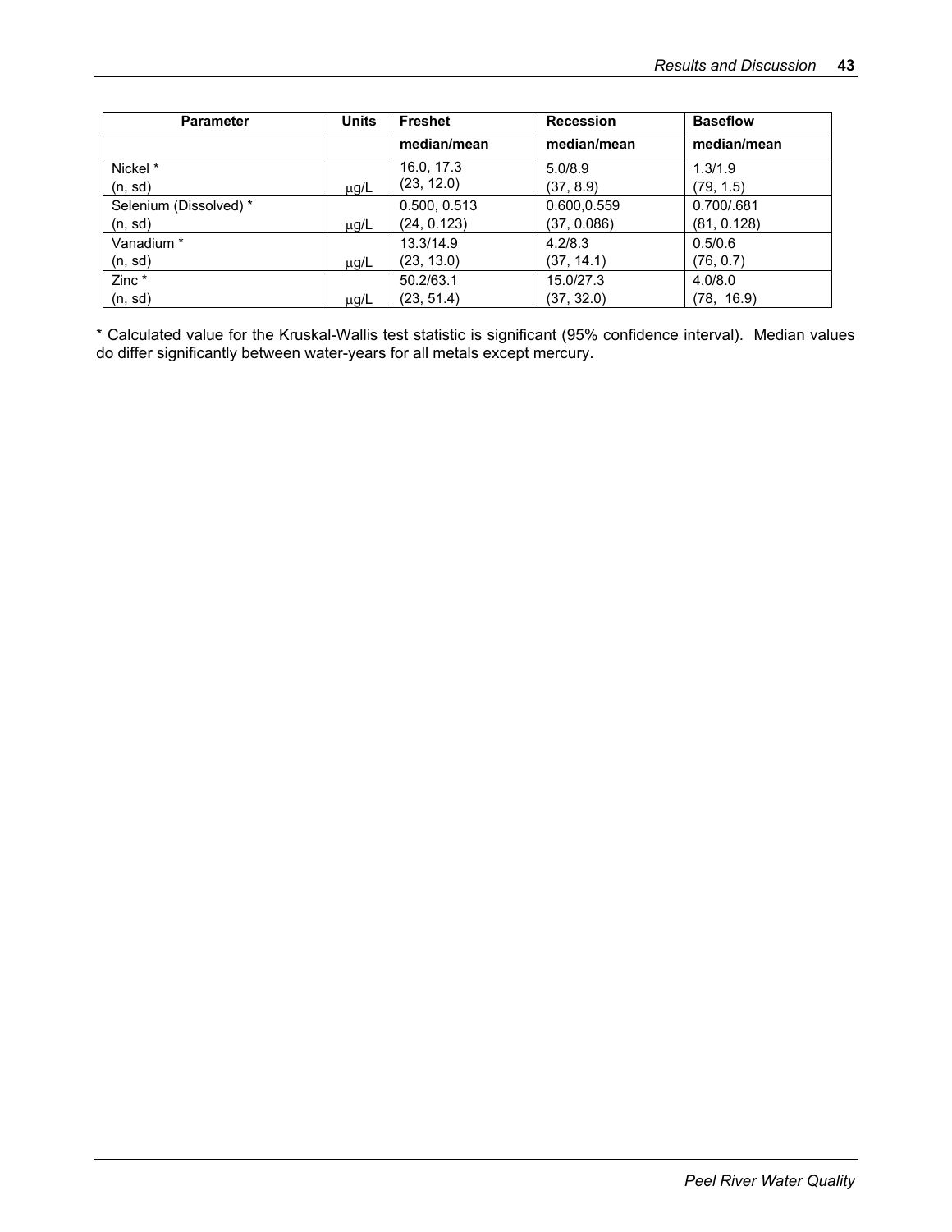| Parameter | Units | Freshet | Recession | Baseflow |
|---|---|---|---|---|
| | | **median/mean** | **median/mean** | **median/mean** |
| Nickel *<br>(n, sd) | μg/L | 16.0, 17.3<br>(23, 12.0) | 5.0/8.9<br>(37, 8.9) | 1.3/1.9<br>(79, 1.5) |
| Selenium (Dissolved) *<br>(n, sd) | μg/L | 0.500, 0.513<br>(24, 0.123) | 0.600,0.559<br>(37, 0.086) | 0.700/.681<br>(81, 0.128) |
| Vanadium *<br>(n, sd) | μg/L | 13.3/14.9<br>(23, 13.0) | 4.2/8.3<br>(37, 14.1) | 0.5/0.6<br>(76, 0.7) |
| Zinc *<br>(n, sd) | μg/L | 50.2/63.1<br>(23, 51.4) | 15.0/27.3<br>(37, 32.0) | 4.0/8.0<br>(78, 16.9) |

* Calculated value for the Kruskal-Wallis test statistic is significant (95% confidence interval). Median values do differ significantly between water-years for all metals except mercury.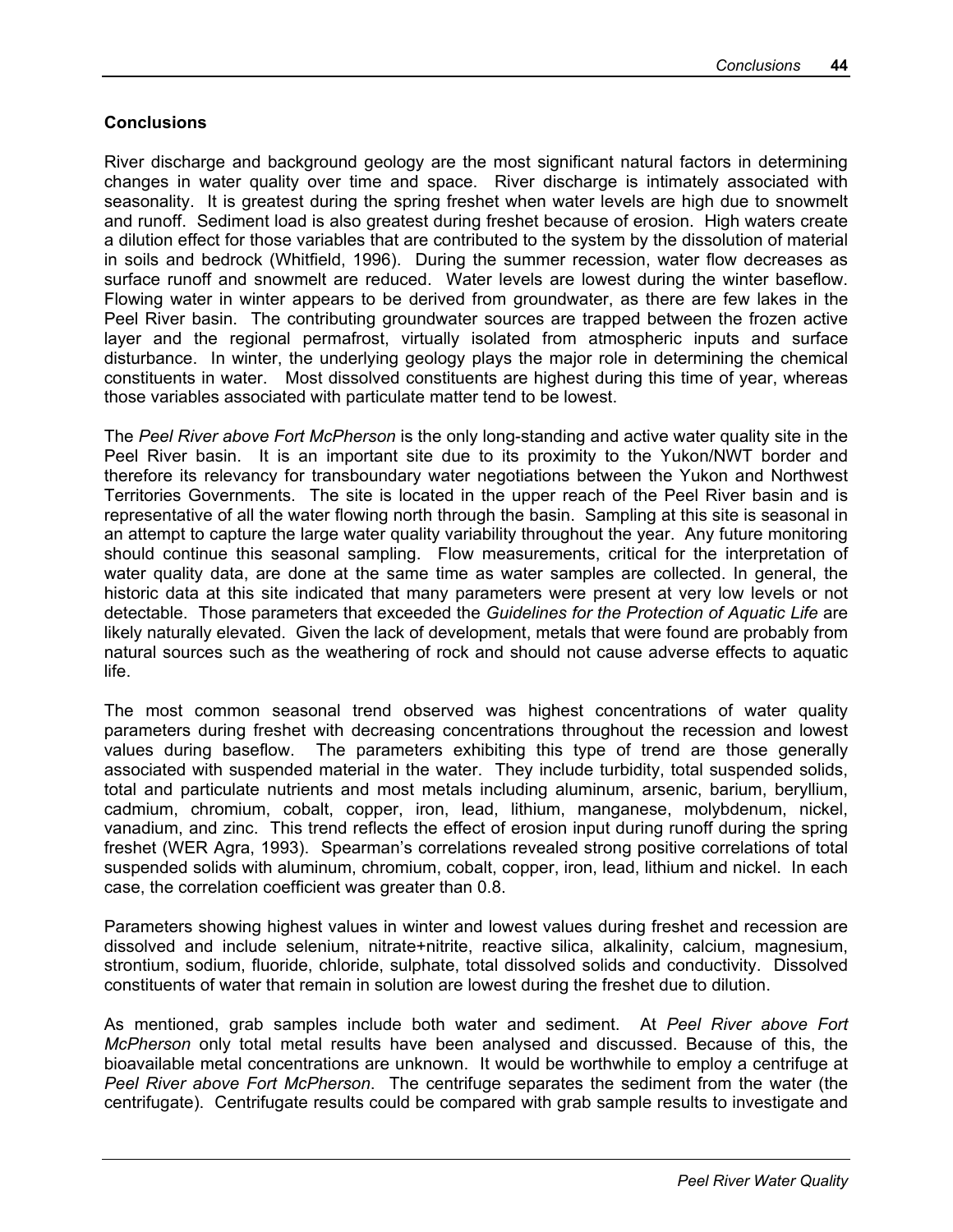## Conclusions

River discharge and background geology are the most significant natural factors in determining changes in water quality over time and space. River discharge is intimately associated with seasonality. It is greatest during the spring freshet when water levels are high due to snowmelt and runoff. Sediment load is also greatest during freshet because of erosion. High waters create a dilution effect for those variables that are contributed to the system by the dissolution of material in soils and bedrock (Whitfield, 1996). During the summer recession, water flow decreases as surface runoff and snowmelt are reduced. Water levels are lowest during the winter baseflow. Flowing water in winter appears to be derived from groundwater, as there are few lakes in the Peel River basin. The contributing groundwater sources are trapped between the frozen active layer and the regional permafrost, virtually isolated from atmospheric inputs and surface disturbance. In winter, the underlying geology plays the major role in determining the chemical constituents in water. Most dissolved constituents are highest during this time of year, whereas those variables associated with particulate matter tend to be lowest.

The *Peel River above Fort McPherson* is the only long-standing and active water quality site in the Peel River basin. It is an important site due to its proximity to the Yukon/NWT border and therefore its relevancy for transboundary water negotiations between the Yukon and Northwest Territories Governments. The site is located in the upper reach of the Peel River basin and is representative of all the water flowing north through the basin. Sampling at this site is seasonal in an attempt to capture the large water quality variability throughout the year. Any future monitoring should continue this seasonal sampling. Flow measurements, critical for the interpretation of water quality data, are done at the same time as water samples are collected. In general, the historic data at this site indicated that many parameters were present at very low levels or not detectable. Those parameters that exceeded the *Guidelines for the Protection of Aquatic Life* are likely naturally elevated. Given the lack of development, metals that were found are probably from natural sources such as the weathering of rock and should not cause adverse effects to aquatic life.

The most common seasonal trend observed was highest concentrations of water quality parameters during freshet with decreasing concentrations throughout the recession and lowest values during baseflow. The parameters exhibiting this type of trend are those generally associated with suspended material in the water. They include turbidity, total suspended solids, total and particulate nutrients and most metals including aluminum, arsenic, barium, beryllium, cadmium, chromium, cobalt, copper, iron, lead, lithium, manganese, molybdenum, nickel, vanadium, and zinc. This trend reflects the effect of erosion input during runoff during the spring freshet (WER Agra, 1993). Spearman's correlations revealed strong positive correlations of total suspended solids with aluminum, chromium, cobalt, copper, iron, lead, lithium and nickel. In each case, the correlation coefficient was greater than 0.8.

Parameters showing highest values in winter and lowest values during freshet and recession are dissolved and include selenium, nitrate+nitrite, reactive silica, alkalinity, calcium, magnesium, strontium, sodium, fluoride, chloride, sulphate, total dissolved solids and conductivity. Dissolved constituents of water that remain in solution are lowest during the freshet due to dilution.

As mentioned, grab samples include both water and sediment. At *Peel River above Fort McPherson* only total metal results have been analysed and discussed. Because of this, the bioavailable metal concentrations are unknown. It would be worthwhile to employ a centrifuge at *Peel River above Fort McPherson*. The centrifuge separates the sediment from the water (the centrifugate). Centrifugate results could be compared with grab sample results to investigate and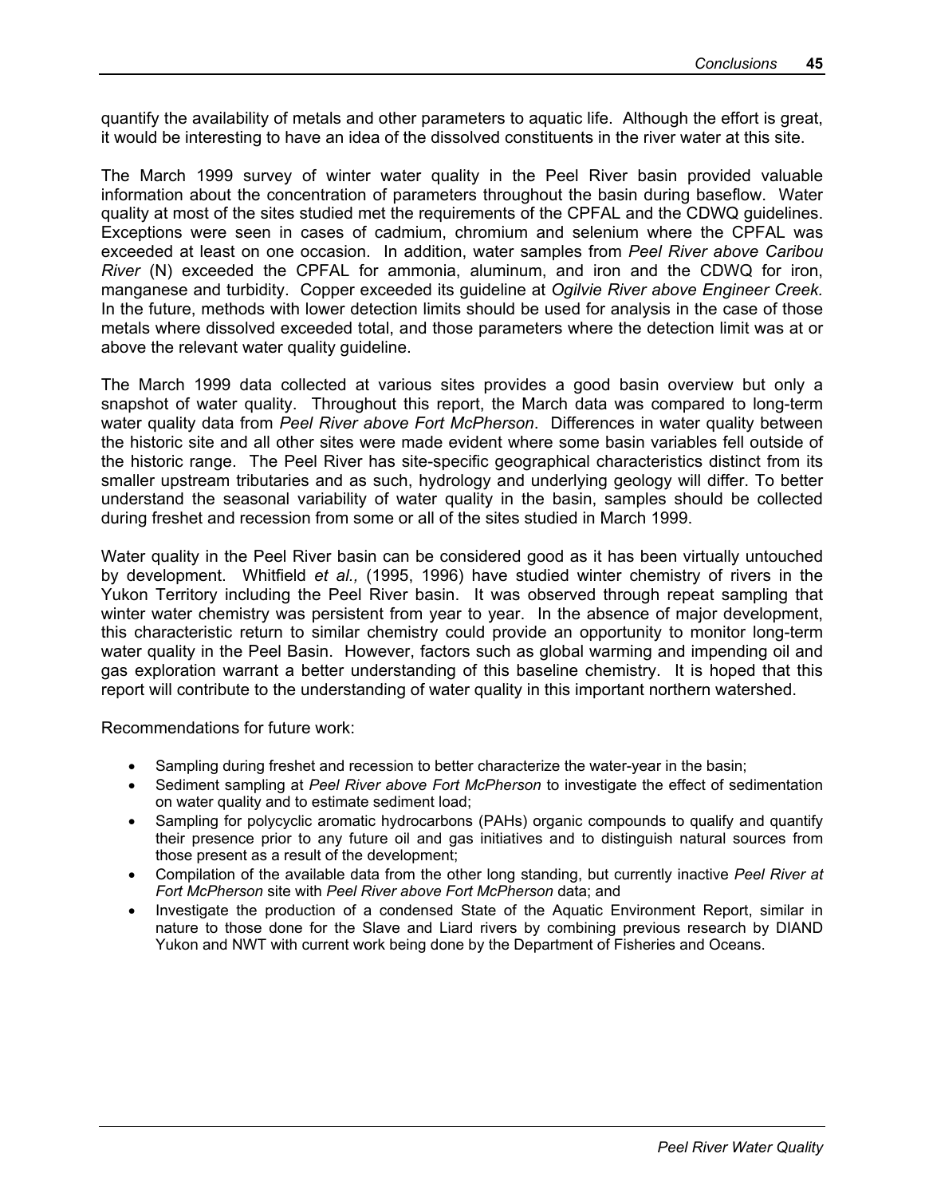quantify the availability of metals and other parameters to aquatic life. Although the effort is great, it would be interesting to have an idea of the dissolved constituents in the river water at this site.

The March 1999 survey of winter water quality in the Peel River basin provided valuable information about the concentration of parameters throughout the basin during baseflow. Water quality at most of the sites studied met the requirements of the CPFAL and the CDWQ guidelines. Exceptions were seen in cases of cadmium, chromium and selenium where the CPFAL was exceeded at least on one occasion. In addition, water samples from *Peel River above Caribou River* (N) exceeded the CPFAL for ammonia, aluminum, and iron and the CDWQ for iron, manganese and turbidity. Copper exceeded its guideline at *Ogilvie River above Engineer Creek.* In the future, methods with lower detection limits should be used for analysis in the case of those metals where dissolved exceeded total, and those parameters where the detection limit was at or above the relevant water quality guideline.

The March 1999 data collected at various sites provides a good basin overview but only a snapshot of water quality. Throughout this report, the March data was compared to long-term water quality data from *Peel River above Fort McPherson*. Differences in water quality between the historic site and all other sites were made evident where some basin variables fell outside of the historic range. The Peel River has site-specific geographical characteristics distinct from its smaller upstream tributaries and as such, hydrology and underlying geology will differ. To better understand the seasonal variability of water quality in the basin, samples should be collected during freshet and recession from some or all of the sites studied in March 1999.

Water quality in the Peel River basin can be considered good as it has been virtually untouched by development. Whitfield *et al.,* (1995, 1996) have studied winter chemistry of rivers in the Yukon Territory including the Peel River basin. It was observed through repeat sampling that winter water chemistry was persistent from year to year. In the absence of major development, this characteristic return to similar chemistry could provide an opportunity to monitor long-term water quality in the Peel Basin. However, factors such as global warming and impending oil and gas exploration warrant a better understanding of this baseline chemistry. It is hoped that this report will contribute to the understanding of water quality in this important northern watershed.

Recommendations for future work:

- Sampling during freshet and recession to better characterize the water-year in the basin;
- Sediment sampling at *Peel River above Fort McPherson* to investigate the effect of sedimentation on water quality and to estimate sediment load;
- Sampling for polycyclic aromatic hydrocarbons (PAHs) organic compounds to qualify and quantify their presence prior to any future oil and gas initiatives and to distinguish natural sources from those present as a result of the development;
- Compilation of the available data from the other long standing, but currently inactive *Peel River at Fort McPherson* site with *Peel River above Fort McPherson* data; and
- Investigate the production of a condensed State of the Aquatic Environment Report, similar in nature to those done for the Slave and Liard rivers by combining previous research by DIAND Yukon and NWT with current work being done by the Department of Fisheries and Oceans.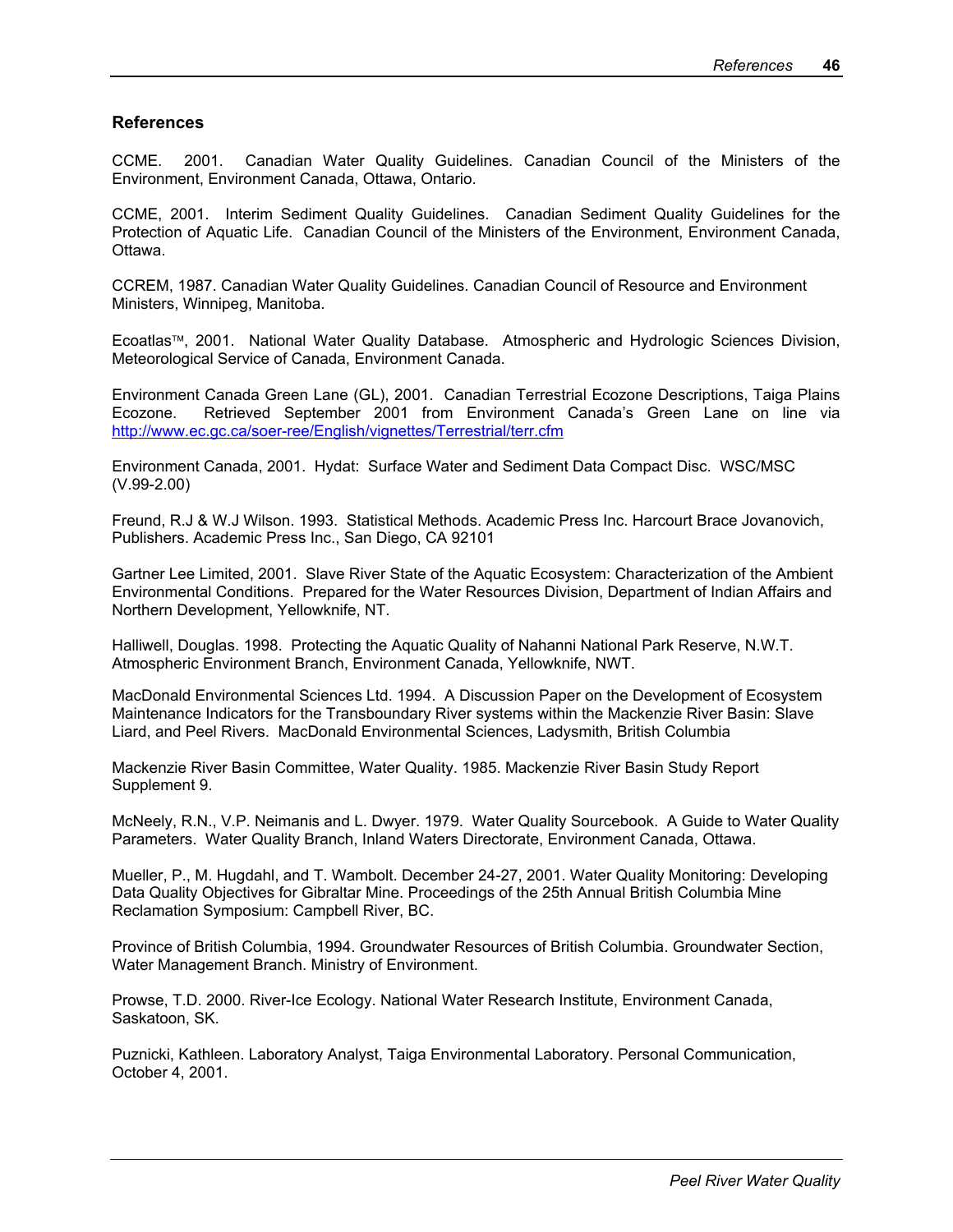## References

CCME. 2001. Canadian Water Quality Guidelines. Canadian Council of the Ministers of the Environment, Environment Canada, Ottawa, Ontario.

CCME, 2001. Interim Sediment Quality Guidelines. Canadian Sediment Quality Guidelines for the Protection of Aquatic Life. Canadian Council of the Ministers of the Environment, Environment Canada, Ottawa.

CCREM, 1987. Canadian Water Quality Guidelines. Canadian Council of Resource and Environment Ministers, Winnipeg, Manitoba.

Ecoatlas™, 2001. National Water Quality Database. Atmospheric and Hydrologic Sciences Division, Meteorological Service of Canada, Environment Canada.

Environment Canada Green Lane (GL), 2001. Canadian Terrestrial Ecozone Descriptions, Taiga Plains Ecozone. Retrieved September 2001 from Environment Canada's Green Lane on line via http://www.ec.gc.ca/soer-ree/English/vignettes/Terrestrial/terr.cfm

Environment Canada, 2001. Hydat: Surface Water and Sediment Data Compact Disc. WSC/MSC (V.99-2.00)

Freund, R.J & W.J Wilson. 1993. Statistical Methods. Academic Press Inc. Harcourt Brace Jovanovich, Publishers. Academic Press Inc., San Diego, CA 92101

Gartner Lee Limited, 2001. Slave River State of the Aquatic Ecosystem: Characterization of the Ambient Environmental Conditions. Prepared for the Water Resources Division, Department of Indian Affairs and Northern Development, Yellowknife, NT.

Halliwell, Douglas. 1998. Protecting the Aquatic Quality of Nahanni National Park Reserve, N.W.T. Atmospheric Environment Branch, Environment Canada, Yellowknife, NWT.

MacDonald Environmental Sciences Ltd. 1994. A Discussion Paper on the Development of Ecosystem Maintenance Indicators for the Transboundary River systems within the Mackenzie River Basin: Slave Liard, and Peel Rivers. MacDonald Environmental Sciences, Ladysmith, British Columbia

Mackenzie River Basin Committee, Water Quality. 1985. Mackenzie River Basin Study Report Supplement 9.

McNeely, R.N., V.P. Neimanis and L. Dwyer. 1979. Water Quality Sourcebook. A Guide to Water Quality Parameters. Water Quality Branch, Inland Waters Directorate, Environment Canada, Ottawa.

Mueller, P., M. Hugdahl, and T. Wambolt. December 24-27, 2001. Water Quality Monitoring: Developing Data Quality Objectives for Gibraltar Mine. Proceedings of the 25th Annual British Columbia Mine Reclamation Symposium: Campbell River, BC.

Province of British Columbia, 1994. Groundwater Resources of British Columbia. Groundwater Section, Water Management Branch. Ministry of Environment.

Prowse, T.D. 2000. River-Ice Ecology. National Water Research Institute, Environment Canada, Saskatoon, SK.

Puznicki, Kathleen. Laboratory Analyst, Taiga Environmental Laboratory. Personal Communication, October 4, 2001.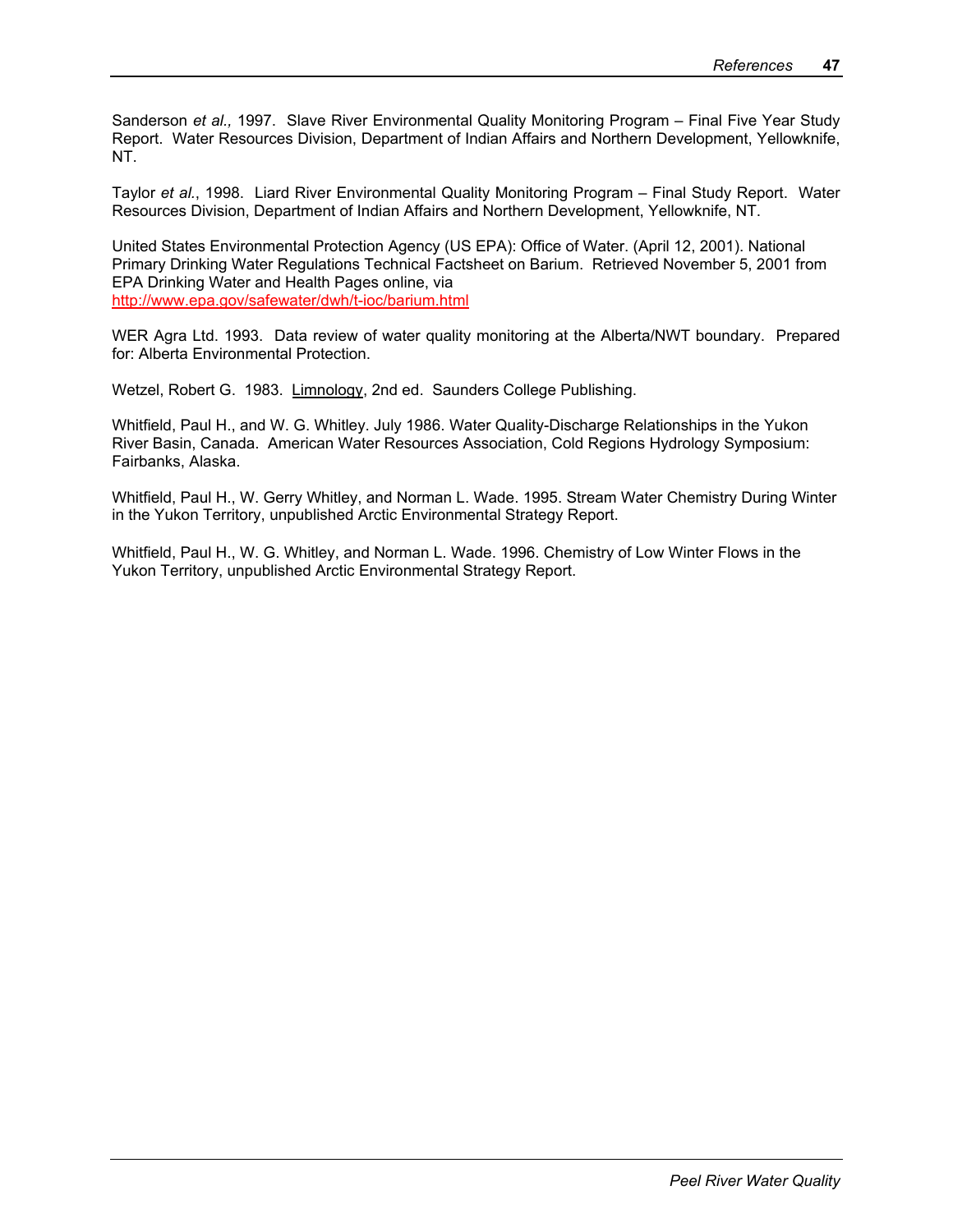Sanderson *et al.,* 1997. Slave River Environmental Quality Monitoring Program – Final Five Year Study Report. Water Resources Division, Department of Indian Affairs and Northern Development, Yellowknife, NT.

Taylor *et al.*, 1998. Liard River Environmental Quality Monitoring Program – Final Study Report. Water Resources Division, Department of Indian Affairs and Northern Development, Yellowknife, NT.

United States Environmental Protection Agency (US EPA): Office of Water. (April 12, 2001). National Primary Drinking Water Regulations Technical Factsheet on Barium. Retrieved November 5, 2001 from EPA Drinking Water and Health Pages online, via
http://www.epa.gov/safewater/dwh/t-ioc/barium.html

WER Agra Ltd. 1993. Data review of water quality monitoring at the Alberta/NWT boundary. Prepared for: Alberta Environmental Protection.

Wetzel, Robert G. 1983. Limnology, 2nd ed. Saunders College Publishing.

Whitfield, Paul H., and W. G. Whitley. July 1986. Water Quality-Discharge Relationships in the Yukon River Basin, Canada. American Water Resources Association, Cold Regions Hydrology Symposium: Fairbanks, Alaska.

Whitfield, Paul H., W. Gerry Whitley, and Norman L. Wade. 1995. Stream Water Chemistry During Winter in the Yukon Territory, unpublished Arctic Environmental Strategy Report.

Whitfield, Paul H., W. G. Whitley, and Norman L. Wade. 1996. Chemistry of Low Winter Flows in the Yukon Territory, unpublished Arctic Environmental Strategy Report.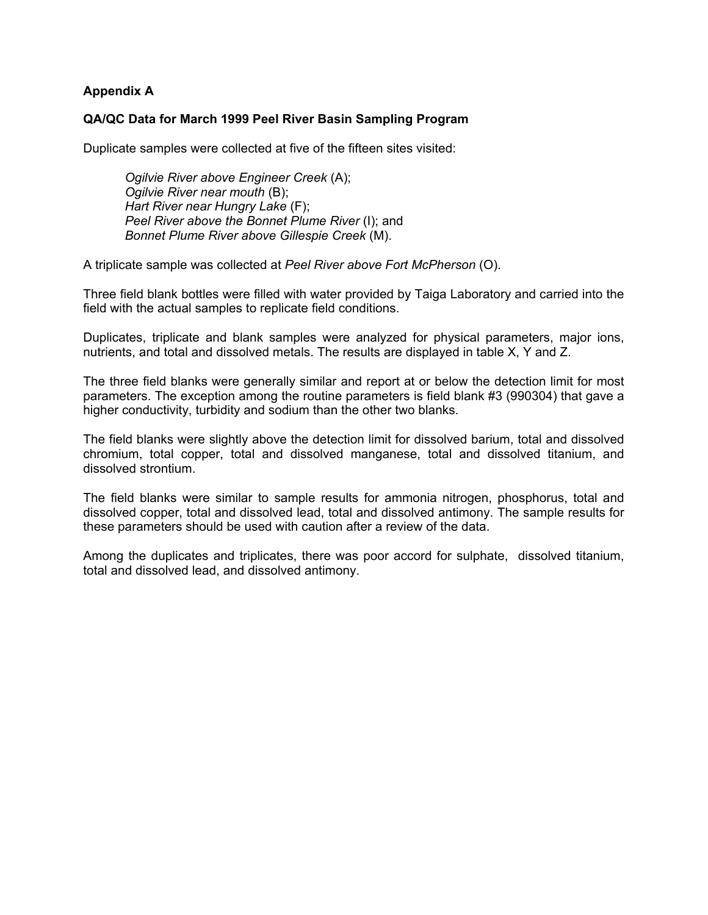## Appendix A

### QA/QC Data for March 1999 Peel River Basin Sampling Program

Duplicate samples were collected at five of the fifteen sites visited:

> *Ogilvie River above Engineer Creek* (A);
> *Ogilvie River near mouth* (B);
> *Hart River near Hungry Lake* (F);
> *Peel River above the Bonnet Plume River* (I); and
> *Bonnet Plume River above Gillespie Creek* (M).

A triplicate sample was collected at *Peel River above Fort McPherson* (O).

Three field blank bottles were filled with water provided by Taiga Laboratory and carried into the field with the actual samples to replicate field conditions.

Duplicates, triplicate and blank samples were analyzed for physical parameters, major ions, nutrients, and total and dissolved metals. The results are displayed in table X, Y and Z.

The three field blanks were generally similar and report at or below the detection limit for most parameters. The exception among the routine parameters is field blank #3 (990304) that gave a higher conductivity, turbidity and sodium than the other two blanks.

The field blanks were slightly above the detection limit for dissolved barium, total and dissolved chromium, total copper, total and dissolved manganese, total and dissolved titanium, and dissolved strontium.

The field blanks were similar to sample results for ammonia nitrogen, phosphorus, total and dissolved copper, total and dissolved lead, total and dissolved antimony. The sample results for these parameters should be used with caution after a review of the data.

Among the duplicates and triplicates, there was poor accord for sulphate, dissolved titanium, total and dissolved lead, and dissolved antimony.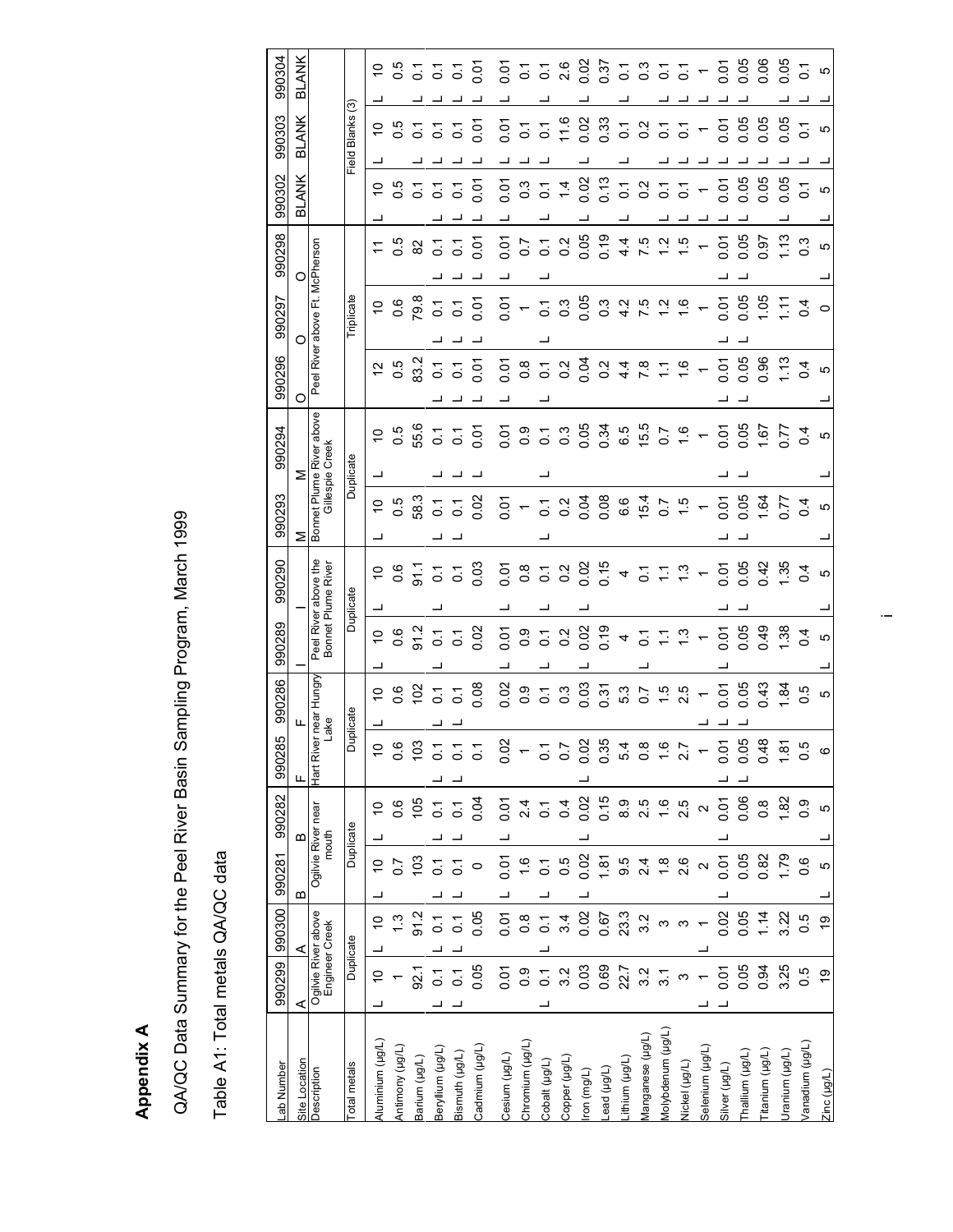# Appendix A

## QA/QC Data Summary for the Peel River Basin Sampling Program, March 1999

### Table A1: Total metals QA/QC data

| Lab Number | 990299 | 990300 | 990281 | 990282 | 990285 | 990286 | 990289 | 990290 | 990293 | 990294 | 990296 | 990297 | 990298 | 990302 | 990303 | 990304 |
|---|---|---|---|---|---|---|---|---|---|---|---|---|---|---|---|---|
| Site Location | A | A | B | B | F | F | I | I | M | M | O | O | O | BLANK | BLANK | BLANK |
| Description | Ogilvie River above Engineer Creek | | Ogilvie River near mouth | | Hart River near Hungry Lake | | Peel River above the Bonnet Plume River | | Bonnet Plume River above Gillespie Creek | | Peel River above Ft. McPherson | | | | | |
| Total metals | Duplicate | | Duplicate | | Duplicate | | Duplicate | | Duplicate | | Triplicate | | | Field Blanks (3) | | |
| Aluminium (µg/L) | L 10 | L 10 | L 10 | L 10 | 10 | L 10 | L 10 | L 10 | L 10 | L 10 | 12 | 10 | 11 | L 10 | L 10 | L 10 |
| Antimony (µg/L) | 1 | 1.3 | 0.7 | 0.6 | 0.6 | 0.6 | 0.6 | 0.6 | 0.5 | 0.5 | 0.5 | 0.6 | 0.5 | 0.5 | 0.5 | 0.5 |
| Barium (µg/L) | 92.1 | 91.2 | 103 | 105 | 103 | 102 | 91.2 | 91.1 | 58.3 | 55.6 | 83.2 | 79.8 | 82 | L 0.1 | L 0.1 | L 0.1 |
| Beryllium (µg/L) | L 0.1 | L 0.1 | L 0.1 | L 0.1 | L 0.1 | L 0.1 | L 0.1 | L 0.1 | L 0.1 | L 0.1 | L 0.1 | L 0.1 | L 0.1 | L 0.1 | L 0.1 | L 0.1 |
| Bismuth (µg/L) | L 0.1 | L 0.1 | L 0.1 | L 0.1 | L 0.1 | L 0.1 | 0.1 | 0.1 | L 0.1 | L 0.1 | L 0.1 | L 0.1 | L 0.1 | L 0.1 | L 0.1 | L 0.1 |
| Cadmium (µg/L) | 0.05 | 0.05 | 0 | 0.04 | 0.1 | 0.08 | 0.02 | 0.03 | 0.02 | L 0.01 | L 0.01 | L 0.01 | L 0.01 | L 0.01 | L 0.01 | L 0.01 |
| Cesium (µg/L) | 0.01 | L 0.01 | L 0.01 | L 0.01 | 0.02 | 0.02 | L 0.01 | L 0.01 | 0.01 | 0.01 | L 0.01 | 0.01 | L 0.01 | L 0.01 | L 0.01 | L 0.01 |
| Chromium (µg/L) | 0.9 | 0.8 | 1.6 | 2.4 | 1 | 0.9 | 0.9 | 0.8 | 1 | 0.9 | 0.8 | 1 | 0.7 | 0.3 | L 0.1 | 0.1 |
| Cobalt (µg/L) | L 0.1 | L 0.1 | 0.1 | 0.1 | 0.1 | 0.1 | L 0.1 | L 0.1 | L 0.1 | L 0.1 | L 0.1 | L 0.1 | L 0.1 | L 0.1 | L 0.1 | L 0.1 |
| Copper (µg/L) | 3.2 | 3.4 | 0.5 | 0.4 | 0.7 | 0.3 | 0.2 | 0.2 | 0.2 | 0.3 | 0.2 | 0.3 | 0.2 | 1.4 | 11.6 | 2.6 |
| Iron (mg/L) | 0.03 | L 0.02 | L 0.02 | L 0.02 | L 0.02 | 0.03 | L 0.02 | L 0.02 | 0.04 | 0.05 | 0.04 | 0.05 | 0.05 | L 0.02 | 0.02 | L 0.02 |
| Lead (µg/L) | 0.69 | 0.67 | 1.81 | 0.15 | 0.35 | 0.31 | 0.19 | 0.15 | 0.08 | 0.34 | 0.2 | 0.3 | 0.19 | 0.13 | 0.33 | 0.37 |
| Lithium (µg/L) | 22.7 | 23.3 | 9.5 | 8.9 | 5.4 | 5.3 | 4 | 4 | 6.6 | 6.5 | 4.4 | 4.2 | 4.4 | L 0.1 | L 0.1 | L 0.1 |
| Manganese (µg/L) | 3.2 | 3.2 | 2.4 | 2.5 | 0.8 | 0.7 | L 0.1 | 0.1 | 15.4 | 15.5 | 7.8 | 7.5 | 7.5 | 0.2 | 0.2 | 0.3 |
| Molybdenum (µg/L) | 3.1 | 3 | 1.8 | 1.6 | 1.6 | 1.5 | 1.1 | 1.1 | 0.7 | 0.7 | 1.1 | 1.2 | 1.2 | L 0.1 | 0.1 | 0.1 |
| Nickel (µg/L) | 3 | 3 | 2.6 | 2.5 | 2.7 | 2.5 | 1.3 | 1.3 | 1.5 | 1.6 | 1.6 | 1.6 | 1.5 | L 0.1 | L 0.1 | L 0.1 |
| Selenium (µg/L) | L 1 | L 1 | 2 | 2 | 1 | L 1 | 1 | 1 | 1 | 1 | 1 | 1 | 1 | L 1 | L 1 | L 1 |
| Silver (µg/L) | L 0.01 | 0.02 | L 0.01 | L 0.01 | L 0.01 | L 0.01 | L 0.01 | L 0.01 | L 0.01 | L 0.01 | L 0.01 | L 0.01 | L 0.01 | L 0.01 | L 0.01 | L 0.01 |
| Thallium (µg/L) | 0.05 | 0.05 | 0.05 | 0.06 | L 0.05 | L 0.05 | 0.05 | 0.05 | L 0.05 | L 0.05 | L 0.05 | L 0.05 | L 0.05 | L 0.05 | L 0.05 | L 0.05 |
| Titanium (µg/L) | 0.94 | 1.14 | 0.82 | 0.8 | 0.48 | 0.43 | 0.49 | 0.42 | 1.64 | 1.67 | 0.96 | 1.05 | 0.97 | L 0.05 | 0.05 | 0.06 |
| Uranium (µg/L) | 3.25 | 3.22 | 1.79 | 1.82 | 1.81 | 1.84 | 1.38 | 1.35 | 0.77 | 0.77 | 1.13 | 1.11 | 1.13 | L 0.05 | L 0.05 | L 0.05 |
| Vanadium (µg/L) | 0.5 | 0.5 | 0.6 | 0.9 | 0.5 | 0.5 | 0.4 | 0.4 | 0.4 | 0.4 | 0.4 | 0.4 | 0.3 | L 0.1 | L 0.1 | L 0.1 |
| Zinc (µg/L) | 19 | 19 | L 5 | L 5 | 6 | 5 | L 5 | L 5 | L 5 | L 5 | L 5 | 0 | L 5 | L 5 | L 5 | L 5 |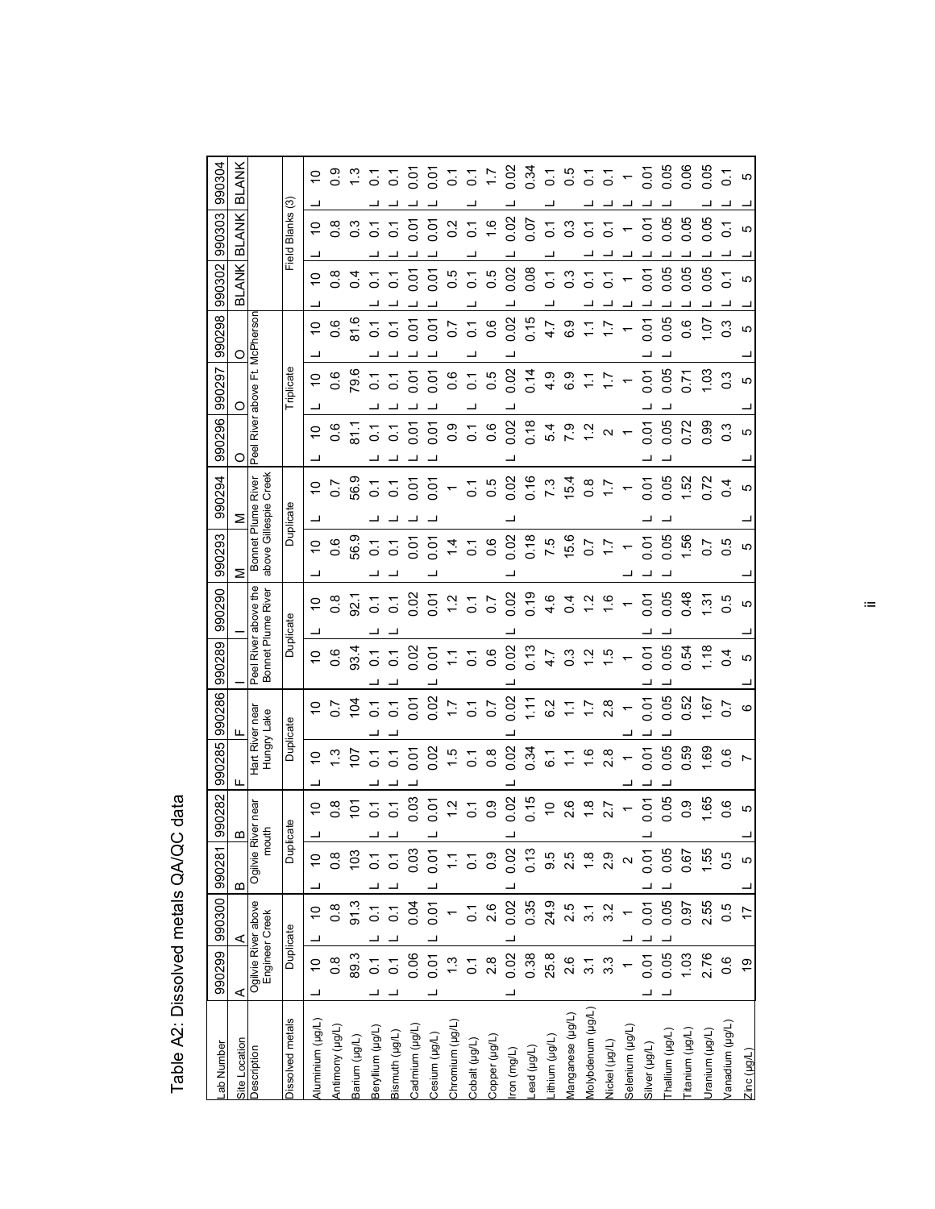# Table A2: Dissolved metals QA/QC data

| Lab Number | 990299 | 990300 | 990281 | 990282 | 990285 | 990286 | 990289 | 990290 | 990293 | 990294 | 990296 | 990297 | 990298 | 990302 | 990303 | 990304 |
|---|---|---|---|---|---|---|---|---|---|---|---|---|---|---|---|---|
| Site Location | A | A | B | B | F | F | I | I | M | M | O | O | O | BLANK | BLANK | BLANK |
| Description | Ogilvie River above Engineer Creek | | Ogilvie River near mouth | | Hart River near Hungry Lake | | Peel River above the Bonnet Plume River | | Bonnet Plume River above Gillespie Creek | | Peel River above Ft. McPherson | | | | | |
| Dissolved metals | Duplicate | | Duplicate | | Duplicate | | Duplicate | | Duplicate | | Triplicate | | | Field Blanks (3) | | |
| Aluminium (µg/L) | L 10 | L 10 | L 10 | L 10 | L 10 | 10 | 10 | L 10 | L 10 | L 10 | L 10 | L 10 | L 10 | L 10 | L 10 | L 10 |
| Antimony (µg/L) | 0.8 | 0.8 | 0.8 | 0.8 | 1.3 | 0.7 | 0.6 | 0.8 | 0.6 | 0.7 | 0.6 | 0.6 | 0.6 | 0.8 | 0.8 | 0.9 |
| Barium (µg/L) | 89.3 | 91.3 | 103 | 101 | 107 | 104 | 93.4 | 92.1 | 56.9 | 56.9 | 81.1 | 79.6 | 81.6 | 0.4 | 0.3 | 1.3 |
| Beryllium (µg/L) | L 0.1 | L 0.1 | L 0.1 | L 0.1 | L 0.1 | L 0.1 | L 0.1 | L 0.1 | L 0.1 | L 0.1 | L 0.1 | L 0.1 | L 0.1 | L 0.1 | L 0.1 | L 0.1 |
| Bismuth (µg/L) | L 0.1 | L 0.1 | L 0.1 | L 0.1 | L 0.1 | L 0.1 | L 0.1 | L 0.1 | L 0.1 | L 0.1 | L 0.1 | L 0.1 | L 0.1 | L 0.1 | L 0.1 | L 0.1 |
| Cadmium (µg/L) | 0.06 | 0.04 | 0.03 | 0.03 | L 0.01 | 0.01 | 0.02 | 0.02 | 0.01 | L 0.01 | L 0.01 | L 0.01 | L 0.01 | L 0.01 | L 0.01 | 0.01 |
| Cesium (µg/L) | L 0.01 | L 0.01 | L 0.01 | L 0.01 | 0.02 | 0.02 | L 0.01 | 0.01 | L 0.01 | L 0.01 | L 0.01 | L 0.01 | L 0.01 | L 0.01 | L 0.01 | 0.01 |
| Chromium (µg/L) | 1.3 | 1 | 1.1 | 1.2 | 1.5 | 1.7 | 1.1 | 1.2 | 1.4 | 1 | 0.9 | 0.6 | 0.7 | 0.5 | 0.2 | 0.1 |
| Cobalt (µg/L) | 0.1 | 0.1 | 0.1 | 0.1 | 0.1 | 0.1 | 0.1 | 0.1 | 0.1 | 0.1 | 0.1 | L 0.1 | L 0.1 | L 0.1 | L 0.1 | 0.1 |
| Copper (µg/L) | 2.8 | 2.6 | 0.9 | 0.9 | 0.8 | 0.7 | 0.6 | 0.7 | 0.6 | 0.5 | 0.6 | 0.5 | 0.6 | 0.5 | 1.6 | 1.7 |
| Iron (mg/L) | L 0.02 | L 0.02 | L 0.02 | L 0.02 | L 0.02 | L 0.02 | L 0.02 | 0.02 | L 0.02 | L 0.02 | L 0.02 | L 0.02 | L 0.02 | L 0.02 | L 0.02 | L 0.02 |
| Lead (µg/L) | 0.38 | 0.35 | 0.13 | 0.15 | 0.34 | 1.11 | 0.13 | 0.19 | 0.18 | 0.16 | 0.18 | 0.14 | 0.15 | 0.08 | 0.07 | 0.34 |
| Lithium (µg/L) | 25.8 | 24.9 | 9.5 | 10 | 6.1 | 6.2 | 4.7 | 4.6 | 7.5 | 7.3 | 5.4 | 4.9 | 4.7 | L 0.1 | L 0.1 | L 0.1 |
| Manganese (µg/L) | 2.6 | 2.5 | 2.5 | 2.6 | 1.1 | 1.1 | 0.3 | 0.4 | 15.6 | 15.4 | 7.9 | 6.9 | 6.9 | 0.3 | 0.3 | 0.5 |
| Molybdenum (µg/L) | 3.1 | 3.1 | 1.8 | 1.8 | 1.6 | 1.7 | 1.2 | 1.2 | 0.7 | 0.8 | 1.2 | 1.1 | 1.1 | L 0.1 | L 0.1 | L 0.1 |
| Nickel (µg/L) | 3.3 | 3.2 | 2.9 | 2.7 | 2.8 | 2.8 | 1.5 | 1.6 | 1.7 | 1.7 | 2 | 1.7 | 1.7 | L 0.1 | L 0.1 | L 0.1 |
| Selenium (µg/L) | 1 | L 1 | 2 | 1 | L 1 | L 1 | 1 | 1 | L 1 | 1 | 1 | 1 | 1 | L 1 | L 1 | L 1 |
| Silver (µg/L) | L 0.01 | L 0.01 | L 0.01 | L 0.01 | L 0.01 | L 0.01 | L 0.01 | L 0.01 | L 0.01 | L 0.01 | L 0.01 | L 0.01 | L 0.01 | L 0.01 | L 0.01 | L 0.01 |
| Thallium (µg/L) | L 0.05 | L 0.05 | L 0.05 | 0.05 | L 0.05 | L 0.05 | L 0.05 | L 0.05 | L 0.05 | L 0.05 | L 0.05 | L 0.05 | L 0.05 | L 0.05 | L 0.05 | L 0.05 |
| Titanium (µg/L) | 1.03 | 0.97 | 0.67 | 0.9 | 0.59 | 0.52 | 0.54 | 0.48 | 1.56 | 1.52 | 0.72 | 0.71 | 0.6 | L 0.05 | L 0.05 | 0.06 |
| Uranium (µg/L) | 2.76 | 2.55 | 1.55 | 1.65 | 1.69 | 1.67 | 1.18 | 1.31 | 0.7 | 0.72 | 0.99 | 1.03 | 1.07 | L 0.05 | L 0.05 | 0.05 |
| Vanadium (µg/L) | 0.6 | 0.5 | 0.5 | 0.6 | 0.6 | 0.7 | 0.4 | 0.5 | 0.5 | 0.4 | 0.3 | 0.3 | 0.3 | L 0.1 | L 0.1 | 0.1 |
| Zinc (µg/L) | 19 | 17 | L 5 | L 5 | 7 | 6 | L 5 | L 5 | L 5 | L 5 | L 5 | L 5 | L 5 | L 5 | L 5 | L 5 |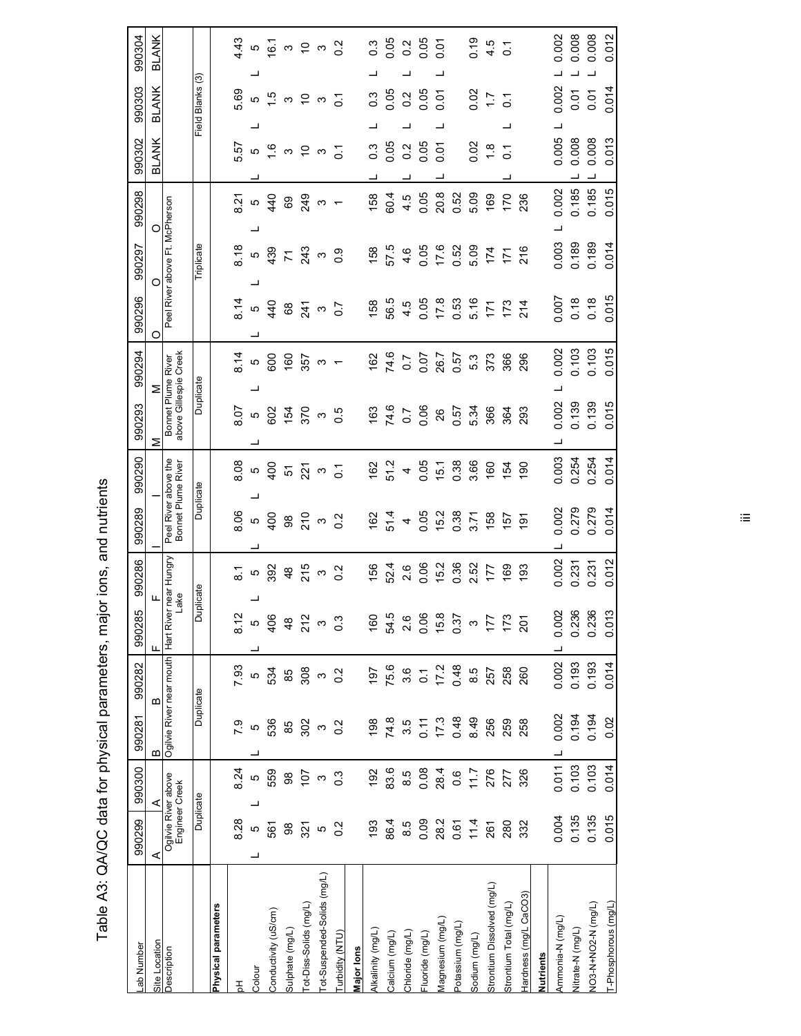# Table A3: QA/QC data for physical parameters, major ions, and nutrients

"L" denotes a value reported as less than the value shown.

| Lab Number | 990299 | 990300 | 990281 | 990282 | 990285 | 990286 | 990289 | 990290 | 990293 | 990294 | 990296 | 990297 | 990298 | 990302 | 990303 | 990304 |
|---|---|---|---|---|---|---|---|---|---|---|---|---|---|---|---|---|
| Site Location | A | A | B | B | F | F | I | I | M | M | O | O | O | BLANK | BLANK | BLANK |
| Description | Ogilvie River above Engineer Creek | | Ogilvie River near mouth | | Hart River near Hungry Lake | | Peel River above the Bonnet Plume River | | Bonnet Plume River above Gillespie Creek | | Peel River above Ft. McPherson | | | | | |
| | Duplicate | | Duplicate | | Duplicate | | Duplicate | | Duplicate | | Triplicate | | | Field Blanks (3) | | |
| **Physical parameters** | | | | | | | | | | | | | | | | |
| pH | 8.28 | 8.24 | 7.9 | 7.93 | 8.12 | 8.1 | 8.06 | 8.08 | 8.07 | 8.14 | 8.14 | 8.18 | 8.21 | 5.57 | 5.69 | 4.43 |
| Colour | L 5 | L 5 | L 5 | 5 | L 5 | L 5 | L 5 | L 5 | L 5 | L 5 | L 5 | L 5 | L 5 | L 5 | L 5 | L 5 |
| Conductivity (uS/cm) | 561 | 559 | 536 | 534 | 406 | 392 | 400 | 400 | 602 | 600 | 440 | 439 | 440 | 1.6 | 1.5 | 16.1 |
| Sulphate (mg/L) | 98 | 98 | 85 | 85 | 48 | 48 | 98 | 51 | 154 | 160 | 68 | 71 | 69 | 3 | 3 | 3 |
| Tot-Diss-Solids (mg/L) | 321 | 107 | 302 | 308 | 212 | 215 | 210 | 221 | 370 | 357 | 241 | 243 | 249 | 10 | 10 | 10 |
| Tot-Suspended-Solids (mg/L) | 5 | 3 | 3 | 3 | 3 | 3 | 3 | 3 | 3 | 3 | 3 | 3 | 3 | 3 | 3 | 3 |
| Turbidity (NTU) | 0.2 | 0.3 | 0.2 | 0.2 | 0.3 | 0.2 | 0.2 | 0.1 | 0.5 | 1 | 0.7 | 0.9 | 1 | 0.1 | 0.1 | 0.2 |
| **Major Ions** | | | | | | | | | | | | | | | | |
| Alkalinity (mg/L) | 193 | 192 | 198 | 197 | 160 | 156 | 162 | 162 | 163 | 162 | 158 | 158 | 158 | L 0.3 | L 0.3 | L 0.3 |
| Calcium (mg/L) | 86.4 | 83.6 | 74.8 | 75.6 | 54.5 | 52.4 | 51.4 | 51.2 | 74.6 | 74.6 | 56.5 | 57.5 | 60.4 | 0.05 | 0.05 | 0.05 |
| Chloride (mg/L) | 8.5 | 8.5 | 3.5 | 3.6 | 2.6 | 2.6 | 4 | 4 | 0.7 | 0.7 | 4.5 | 4.6 | 4.5 | L 0.2 | L 0.2 | L 0.2 |
| Fluoride (mg/L) | 0.09 | 0.08 | 0.11 | 0.1 | 0.06 | 0.06 | 0.05 | 0.05 | 0.06 | 0.07 | 0.05 | 0.05 | 0.05 | 0.05 | 0.05 | 0.05 |
| Magnesium (mg/L) | 28.2 | 28.4 | 17.3 | 17.2 | 15.8 | 15.2 | 15.2 | 15.1 | 26 | 26.7 | 17.8 | 17.6 | 20.8 | L 0.01 | L 0.01 | L 0.01 |
| Potassium (mg/L) | 0.61 | 0.6 | 0.48 | 0.48 | 0.37 | 0.36 | 0.38 | 0.38 | 0.57 | 0.57 | 0.53 | 0.52 | 0.52 | | | |
| Sodium (mg/L) | 11.4 | 11.7 | 8.49 | 8.5 | 3 | 2.52 | 3.71 | 3.66 | 5.34 | 5.3 | 5.16 | 5.09 | 5.09 | 0.02 | 0.02 | 0.19 |
| Strontium Dissolved (mg/L) | 261 | 276 | 256 | 257 | 177 | 177 | 158 | 160 | 366 | 373 | 171 | 174 | 169 | 1.8 | 1.7 | 4.5 |
| Strontium Total (mg/L) | 280 | 277 | 259 | 258 | 173 | 169 | 157 | 154 | 364 | 366 | 173 | 171 | 170 | L 0.1 | L 0.1 | 0.1 |
| Hardness (mg/L CaCO3) | 332 | 326 | 258 | 260 | 201 | 193 | 191 | 190 | 293 | 296 | 214 | 216 | 236 | | | |
| **Nutrients** | | | | | | | | | | | | | | | | |
| Ammonia-N (mg/L) | 0.004 | 0.011 | L 0.002 | 0.002 | L 0.002 | 0.002 | L 0.002 | 0.003 | L 0.002 | L 0.002 | 0.007 | 0.003 | L 0.002 | 0.005 | L 0.002 | L 0.002 |
| Nitrate-N (mg/L) | 0.135 | 0.103 | 0.194 | 0.193 | 0.236 | 0.231 | 0.279 | 0.254 | 0.139 | 0.103 | 0.18 | 0.189 | 0.185 | L 0.008 | L 0.01 | L 0.008 |
| NO3+NO2-N (mg/L) | 0.135 | 0.103 | 0.194 | 0.193 | 0.236 | 0.231 | 0.279 | 0.254 | 0.139 | 0.103 | 0.18 | 0.189 | 0.185 | L 0.008 | L 0.01 | L 0.008 |
| T-Phosphorous (mg/L) | 0.015 | 0.014 | 0.02 | 0.014 | 0.013 | 0.012 | 0.014 | 0.014 | 0.015 | 0.015 | 0.015 | 0.014 | 0.015 | 0.013 | 0.014 | 0.012 |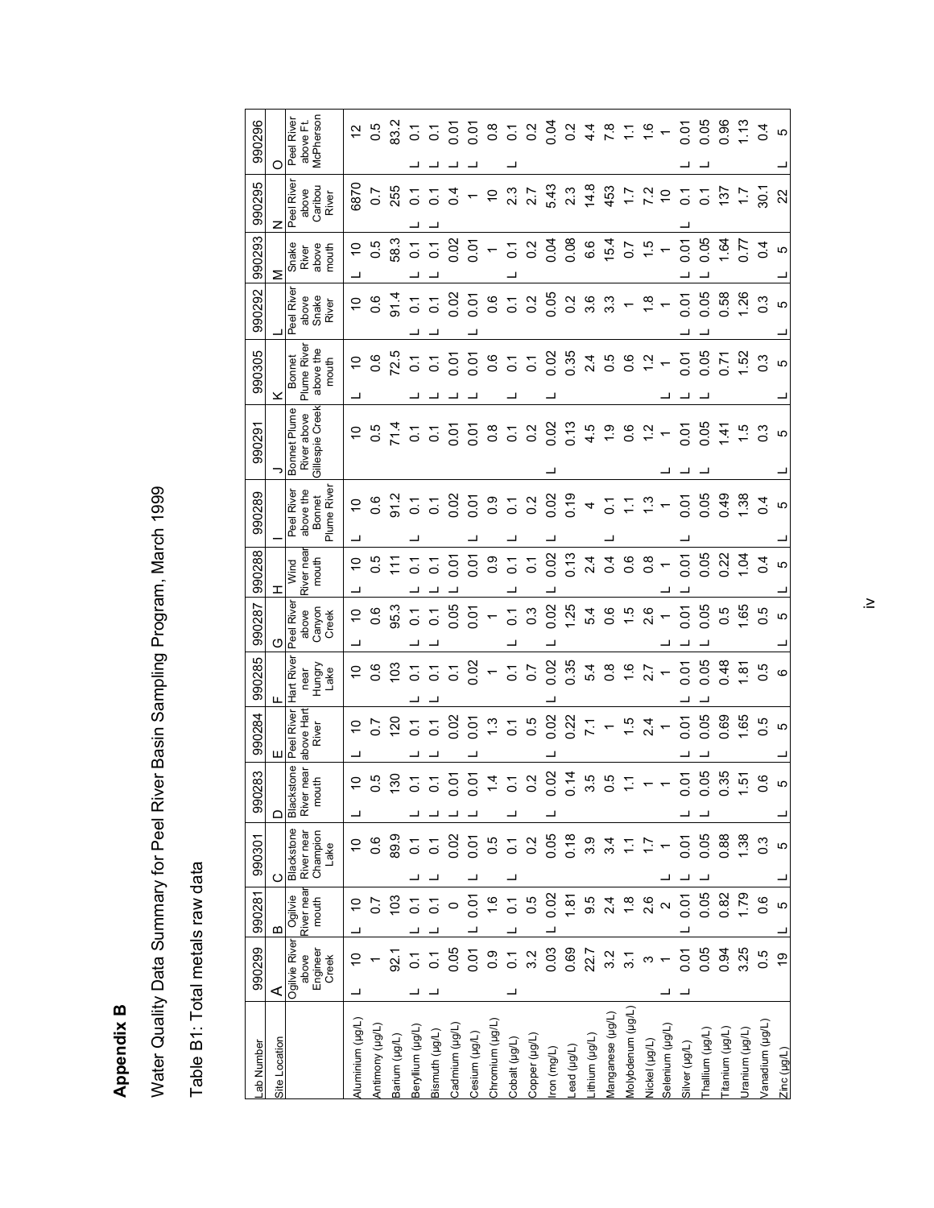# Appendix B

## Water Quality Data Summary for Peel River Basin Sampling Program, March 1999

### Table B1: Total metals raw data

| Lab Number | 990299 | 990281 | 990301 | 990283 | 990284 | 990285 | 990287 | 990288 | 990289 | 990291 | 990305 | 990292 | 990293 | 990295 | 990296 |
|---|---|---|---|---|---|---|---|---|---|---|---|---|---|---|---|
| Site Location | A | B | C | D | E | F | G | H | I | J | K | L | M | N | O |
| | Ogilvie River above Engineer Creek | Ogilvie River near mouth | Blackstone River near Champion Lake | Blackstone River near mouth | Peel River above Hart River | Hart River near Hungry Lake | Peel River above Canyon Creek | Wind River near mouth | Peel River above the Bonnet Plume River | Bonnet Plume River above Gillespie Creek | Bonnet Plume River above the mouth | Peel River above Snake River | Snake River above mouth | Peel River above Caribou River | Peel River above Ft. McPherson |
| Aluminium (µg/L) | L 10 | L 10 | 10 | L 10 | L 10 | 10 | L 10 | L 10 | L 10 | 10 | L 10 | 10 | L 10 | 6870 | 12 |
| Antimony (µg/L) | 1 | 0.7 | 0.6 | 0.5 | 0.7 | 0.6 | 0.6 | 0.5 | 0.6 | 0.5 | 0.6 | 0.6 | 0.5 | 0.7 | 0.5 |
| Barium (µg/L) | 92.1 | 103 | 89.9 | 130 | 120 | 103 | 95.3 | 111 | 91.2 | 71.4 | 72.5 | 91.4 | 58.3 | 255 | 83.2 |
| Beryllium (µg/L) | L 0.1 | L 0.1 | L 0.1 | L 0.1 | L 0.1 | L 0.1 | L 0.1 | L 0.1 | L 0.1 | 0.1 | L 0.1 | L 0.1 | L 0.1 | L 0.1 | L 0.1 |
| Bismuth (µg/L) | L 0.1 | L 0.1 | L 0.1 | L 0.1 | L 0.1 | L 0.1 | L 0.1 | L 0.1 | 0.1 | 0.1 | L 0.1 | L 0.1 | L 0.1 | L 0.1 | L 0.1 |
| Cadmium (µg/L) | 0.05 | 0 | 0.02 | L 0.01 | 0.02 | 0.1 | 0.05 | L 0.01 | 0.02 | 0.01 | L 0.01 | 0.02 | 0.02 | 0.4 | L 0.01 |
| Cesium (µg/L) | 0.01 | L 0.01 | L 0.01 | L 0.01 | L 0.01 | 0.02 | 0.01 | 0.01 | L 0.01 | 0.01 | L 0.01 | L 0.01 | 0.01 | 1 | L 0.01 |
| Chromium (µg/L) | 0.9 | 1.6 | 0.5 | 1.4 | 1.3 | 1 | 1 | 0.9 | 0.9 | 0.8 | 0.6 | 0.6 | 1 | 10 | 0.8 |
| Cobalt (µg/L) | L 0.1 | L 0.1 | L 0.1 | L 0.1 | 0.1 | 0.1 | L 0.1 | L 0.1 | L 0.1 | 0.1 | L 0.1 | 0.1 | L 0.1 | 2.3 | L 0.1 |
| Copper (µg/L) | 3.2 | 0.5 | 0.2 | 0.2 | 0.5 | 0.7 | 0.3 | 0.1 | 0.2 | 0.2 | 0.1 | 0.2 | 0.2 | 2.7 | 0.2 |
| Iron (mg/L) | 0.03 | L 0.02 | 0.05 | L 0.02 | L 0.02 | L 0.02 | L 0.02 | L 0.02 | L 0.02 | L 0.02 | L 0.02 | 0.05 | 0.04 | 5.43 | 0.04 |
| Lead (µg/L) | 0.69 | 1.81 | 0.18 | 0.14 | 0.22 | 0.35 | 1.25 | 0.13 | 0.19 | 0.13 | 0.35 | 0.2 | 0.08 | 2.3 | 0.2 |
| Lithium (µg/L) | 22.7 | 9.5 | 3.9 | 3.5 | 7.1 | 5.4 | 5.4 | 2.4 | 4 | 4.5 | 2.4 | 3.6 | 6.6 | 14.8 | 4.4 |
| Manganese (µg/L) | 3.2 | 2.4 | 3.4 | 0.5 | 1 | 0.8 | 0.6 | 0.4 | L 0.1 | 1.9 | 0.5 | 3.3 | 15.4 | 453 | 7.8 |
| Molybdenum (µg/L) | 3.1 | 1.8 | 1.1 | 1.1 | 1.5 | 1.6 | 1.5 | 0.6 | 1.1 | 0.6 | 0.6 | 1 | 0.7 | 1.7 | 1.1 |
| Nickel (µg/L) | 3 | 2.6 | 1.7 | 1 | 2.4 | 2.7 | 2.6 | 0.8 | 1.3 | 1.2 | 1.2 | 1.8 | 1.5 | 7.2 | 1.6 |
| Selenium (µg/L) | L 1 | 2 | L 1 | 1 | 1 | 1 | L 1 | L 1 | 1 | L 1 | L 1 | 1 | 1 | 10 | 1 |
| Silver (µg/L) | L 0.01 | L 0.01 | L 0.01 | L 0.01 | L 0.01 | L 0.01 | L 0.01 | L 0.01 | L 0.01 | L 0.01 | L 0.01 | L 0.01 | L 0.01 | L 0.1 | L 0.01 |
| Thallium (µg/L) | 0.05 | 0.05 | L 0.05 | L 0.05 | L 0.05 | L 0.05 | L 0.05 | 0.05 | 0.05 | L 0.05 | L 0.05 | L 0.05 | L 0.05 | 0.1 | L 0.05 |
| Titanium (µg/L) | 0.94 | 0.82 | 0.88 | 0.35 | 0.69 | 0.48 | 0.5 | 0.22 | 0.49 | 1.41 | 0.71 | 0.58 | 1.64 | 137 | 0.96 |
| Uranium (µg/L) | 3.25 | 1.79 | 1.38 | 1.51 | 1.65 | 1.81 | 1.65 | 1.04 | 1.38 | 1.5 | 1.52 | 1.26 | 0.77 | 1.7 | 1.13 |
| Vanadium (µg/L) | 0.5 | 0.6 | 0.3 | 0.6 | 0.5 | 0.5 | 0.5 | 0.4 | 0.4 | 0.3 | 0.3 | 0.3 | 0.4 | 30.1 | 0.4 |
| Zinc (µg/L) | 19 | L 5 | L 5 | L 5 | L 5 | 6 | L 5 | L 5 | L 5 | L 5 | L 5 | L 5 | L 5 | 22 | L 5 |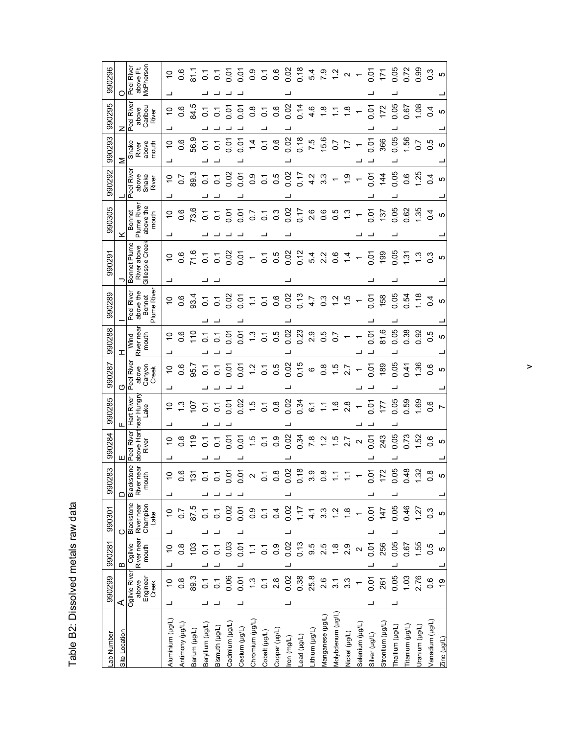# Table B2: Dissolved metals raw data

| Lab Number | 990299 | 990281 | 990301 | 990283 | 990284 | 990285 | 990287 | 990288 | 990289 | 990291 | 990305 | 990292 | 990293 | 990295 | 990296 |
|---|---|---|---|---|---|---|---|---|---|---|---|---|---|---|---|
| Site Location | A | B | C | D | E | F | G | H | I | J | K | L | M | N | O |
| | Ogilvie River above Engineer Creek | Ogilvie River near mouth | Blackstone River near Champion Lake | Blackstone River near mouth | Peel River above Hart River | Hart River near Hungry Lake | Peel River above Canyon Creek | Wind River near mouth | Peel River above the Bonnet Plume River | Bonnet Plume River above Gillespie Creek | Bonnet Plume River above the mouth | Peel River above Snake River | Snake River above mouth | Peel River above Caribou River | Peel River above Ft. McPherson |
| Aluminium (µg/L) | L 10 | L 10 | L 10 | L 10 | L 10 | L 10 | L 10 | L 10 | 10 | L 10 | L 10 | L 10 | L 10 | L 10 | L 10 |
| Antimony (µg/L) | 0.8 | 0.8 | 0.7 | 0.6 | 0.8 | 1.3 | 0.6 | 0.6 | 0.6 | 0.6 | 0.6 | 0.7 | 0.6 | 0.6 | 0.6 |
| Barium (µg/L) | 89.3 | 103 | 87.5 | 131 | 119 | 107 | 95.7 | 110 | 93.4 | 71.6 | 73.6 | 89.3 | 56.9 | 84.5 | 81.1 |
| Beryllium (µg/L) | L 0.1 | L 0.1 | L 0.1 | L 0.1 | L 0.1 | L 0.1 | L 0.1 | L 0.1 | L 0.1 | L 0.1 | L 0.1 | L 0.1 | L 0.1 | L 0.1 | L 0.1 |
| Bismuth (µg/L) | L 0.1 | L 0.1 | L 0.1 | L 0.1 | L 0.1 | L 0.1 | L 0.1 | L 0.1 | L 0.1 | L 0.1 | L 0.1 | L 0.1 | L 0.1 | L 0.1 | L 0.1 |
| Cadmium (µg/L) | 0.06 | 0.03 | 0.02 | L 0.01 | 0.01 | L 0.01 | L 0.01 | L 0.01 | 0.02 | 0.02 | L 0.01 | 0.02 | 0.01 | L 0.01 | L 0.01 |
| Cesium (µg/L) | L 0.01 | L 0.01 | L 0.01 | L 0.01 | L 0.01 | 0.02 | L 0.01 | L 0.01 | L 0.01 | 0.01 | L 0.01 | L 0.01 | L 0.01 | L 0.01 | L 0.01 |
| Chromium (µg/L) | 1.3 | 1.1 | 0.9 | 2 | 1.5 | 1.5 | 1.2 | 1.3 | 1.1 | 1 | 0.7 | 0.9 | 1.4 | 0.8 | 0.9 |
| Cobalt (µg/L) | 0.1 | 0.1 | 0.1 | 0.1 | 0.1 | 0.1 | 0.1 | 0.1 | 0.1 | 0.1 | L 0.1 | 0.1 | 0.1 | L 0.1 | 0.1 |
| Copper (µg/L) | 2.8 | 0.9 | 0.4 | 0.8 | 0.9 | 0.8 | 0.5 | 0.5 | 0.6 | 0.5 | 0.3 | 0.5 | 0.6 | 0.6 | 0.6 |
| Iron (mg/L) | L 0.02 | L 0.02 | L 0.02 | L 0.02 | L 0.02 | L 0.02 | L 0.02 | L 0.02 | L 0.02 | L 0.02 | L 0.02 | L 0.02 | L 0.02 | L 0.02 | L 0.02 |
| Lead (µg/L) | 0.38 | 0.13 | 1.17 | 0.18 | 0.34 | 0.34 | 0.15 | 0.23 | 0.13 | 0.12 | 0.17 | 0.17 | 0.18 | 0.14 | 0.18 |
| Lithium (µg/L) | 25.8 | 9.5 | 4.1 | 3.9 | 7.8 | 6.1 | 6 | 2.9 | 4.7 | 5.4 | 2.6 | 4.2 | 7.5 | 4.6 | 5.4 |
| Manganese (µg/L) | 2.6 | 2.5 | 3.3 | 0.8 | 1.2 | 1.1 | 0.8 | 0.5 | 0.3 | 2.2 | 0.6 | 3.3 | 15.6 | 1.8 | 7.9 |
| Molybdenum (µg/L) | 3.1 | 1.8 | 1.2 | 1.1 | 1.5 | 1.6 | 1.5 | 0.7 | 1.2 | 0.6 | 0.5 | 1 | 0.7 | 1.1 | 1.2 |
| Nickel (µg/L) | 3.3 | 2.9 | 1.8 | 1.1 | 2.7 | 2.8 | 2.7 | 1 | 1.5 | 1.4 | 1.3 | 1.9 | 1.7 | 1.8 | 2 |
| Selenium (µg/L) | 1 | 2 | 1 | 1 | 2 | L 1 | L 1 | L 1 | 1 | 1 | L 1 | 1 | L 1 | 1 | 1 |
| Silver (µg/L) | L 0.01 | L 0.01 | L 0.01 | L 0.01 | L 0.01 | L 0.01 | L 0.01 | L 0.01 | L 0.01 | L 0.01 | L 0.01 | L 0.01 | L 0.01 | L 0.01 | L 0.01 |
| Strontium (µg/L) | 261 | 256 | 147 | 172 | 243 | 177 | 189 | 81.6 | 158 | 199 | 137 | 144 | 366 | 172 | 171 |
| Thallium (µg/L) | L 0.05 | L 0.05 | L 0.05 | L 0.05 | L 0.05 | L 0.05 | L 0.05 | L 0.05 | L 0.05 | L 0.05 | L 0.05 | L 0.05 | L 0.05 | L 0.05 | L 0.05 |
| Titanium (µg/L) | 1.03 | 0.67 | 0.46 | 0.48 | 0.73 | 0.59 | 0.41 | 0.38 | 0.54 | 1.31 | 0.62 | 0.6 | 1.56 | 0.67 | 0.72 |
| Uranium (µg/L) | 2.76 | 1.55 | 1.27 | 1.32 | 1.52 | 1.69 | 1.36 | 0.92 | 1.18 | 1.3 | 1.35 | 1.25 | 0.7 | 1.08 | 0.99 |
| Vanadium (µg/L) | 0.6 | 0.5 | 0.3 | 0.8 | 0.6 | 0.6 | 0.6 | 0.5 | 0.4 | 0.3 | 0.4 | 0.4 | 0.5 | 0.4 | 0.3 |
| Zinc (µg/L) | 19 | L 5 | L 5 | L 5 | L 5 | 7 | L 5 | L 5 | L 5 | L 5 | L 5 | L 5 | L 5 | L 5 | L 5 |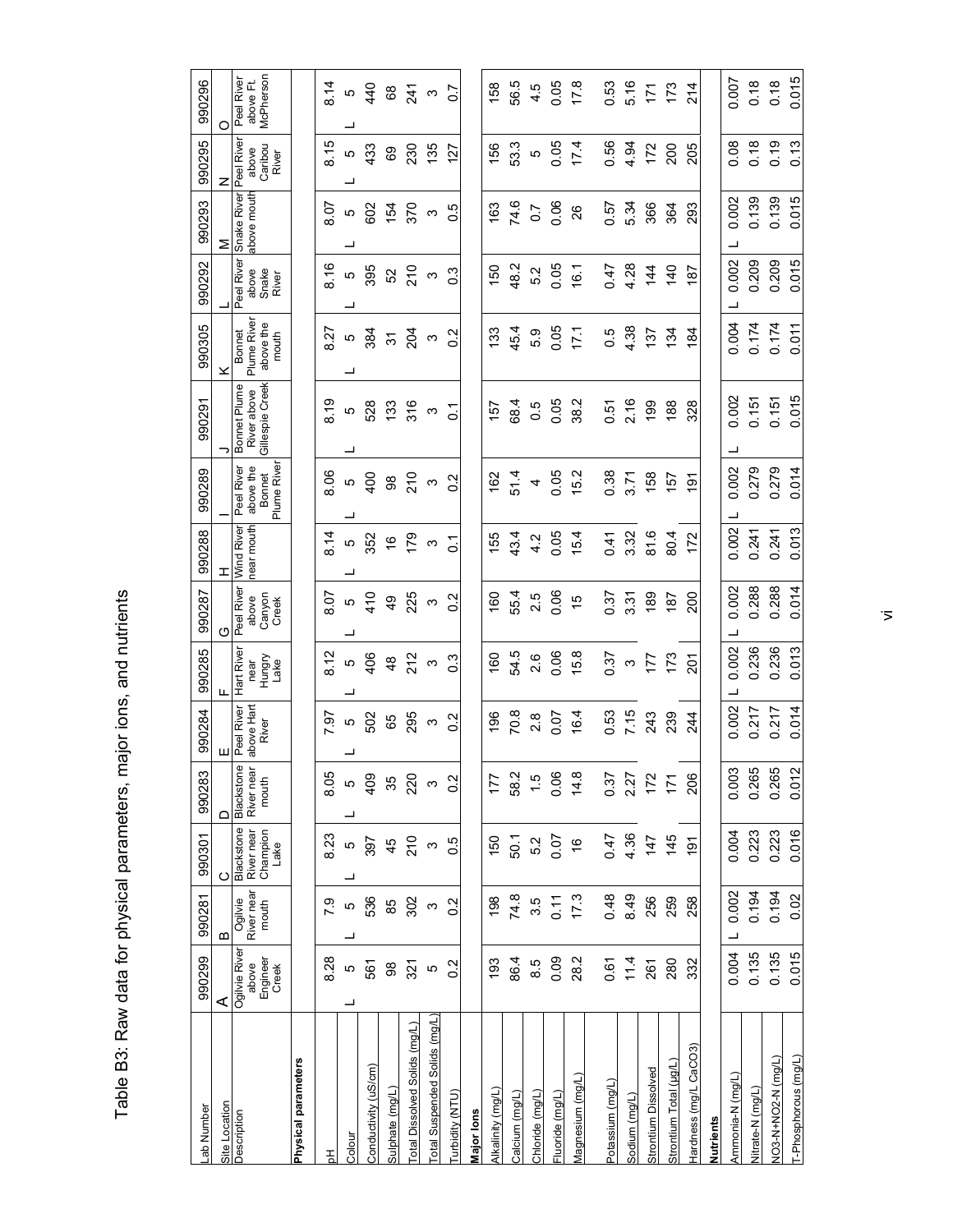# Table B3: Raw data for physical parameters, major ions, and nutrients

| Lab Number | 990299 | 990281 | 990301 | 990283 | 990284 | 990285 | 990287 | 990288 | 990289 | 990291 | 990305 | 990292 | 990293 | 990295 | 990296 |
|---|---|---|---|---|---|---|---|---|---|---|---|---|---|---|---|
| Site Location | A | B | C | D | E | F | G | H | I | J | K | L | M | N | O |
| Description | Ogilvie River above Engineer Creek | Ogilvie River near mouth | Blackstone River near Champion Lake | Blackstone River near mouth | Peel River above Hart River | Hart River near Hungry Lake | Peel River above Canyon Creek | Wind River near mouth | Peel River above the Bonnet Plume River | Bonnet Plume River above Gillespie Creek | Bonnet Plume River above the mouth | Peel River above Snake River | Snake River above mouth | Peel River above Caribou River | Peel River above Ft. McPherson |
| **Physical parameters** | | | | | | | | | | | | | | | |
| pH | 8.28 | 7.9 | 8.23 | 8.05 | 7.97 | 8.12 | 8.07 | 8.14 | 8.06 | 8.19 | 8.27 | 8.16 | 8.07 | 8.15 | 8.14 |
| Colour | L 5 | L 5 | L 5 | L 5 | L 5 | L 5 | L 5 | L 5 | L 5 | L 5 | L 5 | L 5 | L 5 | L 5 | L 5 |
| Conductivity (uS/cm) | 561 | 536 | 397 | 409 | 502 | 406 | 410 | 352 | 400 | 528 | 384 | 395 | 602 | 433 | 440 |
| Sulphate (mg/L) | 98 | 85 | 45 | 35 | 65 | 48 | 49 | 16 | 98 | 133 | 31 | 52 | 154 | 69 | 68 |
| Total Dissolved Solids (mg/L) | 321 | 302 | 210 | 220 | 295 | 212 | 225 | 179 | 210 | 316 | 204 | 210 | 370 | 230 | 241 |
| Total Suspended Solids (mg/L) | 5 | 3 | 3 | 3 | 3 | 3 | 3 | 3 | 3 | 3 | 3 | 3 | 3 | 135 | 3 |
| Turbidity (NTU) | 0.2 | 0.2 | 0.5 | 0.2 | 0.2 | 0.3 | 0.2 | 0.1 | 0.2 | 0.1 | 0.2 | 0.3 | 0.5 | 127 | 0.7 |
| **Major Ions** | | | | | | | | | | | | | | | |
| Alkalinity (mg/L) | 193 | 198 | 150 | 177 | 196 | 160 | 160 | 155 | 162 | 157 | 133 | 150 | 163 | 156 | 158 |
| Calcium (mg/L) | 86.4 | 74.8 | 50.1 | 58.2 | 70.8 | 54.5 | 55.4 | 43.4 | 51.4 | 68.4 | 45.4 | 48.2 | 74.6 | 53.3 | 56.5 |
| Chloride (mg/L) | 8.5 | 3.5 | 5.2 | 1.5 | 2.8 | 2.6 | 2.5 | 4.2 | 4 | 0.5 | 5.9 | 5.2 | 0.7 | 5 | 4.5 |
| Fluoride (mg/L) | 0.09 | 0.11 | 0.07 | 0.06 | 0.07 | 0.06 | 0.06 | 0.05 | 0.05 | 0.05 | 0.05 | 0.05 | 0.06 | 0.05 | 0.05 |
| Magnesium (mg/L) | 28.2 | 17.3 | 16 | 14.8 | 16.4 | 15.8 | 15 | 15.4 | 15.2 | 38.2 | 17.1 | 16.1 | 26 | 17.4 | 17.8 |
| Potassium (mg/L) | 0.61 | 0.48 | 0.47 | 0.37 | 0.53 | 0.37 | 0.37 | 0.41 | 0.38 | 0.51 | 0.5 | 0.47 | 0.57 | 0.56 | 0.53 |
| Sodium (mg/L) | 11.4 | 8.49 | 4.36 | 2.27 | 7.15 | 3 | 3.31 | 3.32 | 3.71 | 2.16 | 4.38 | 4.28 | 5.34 | 4.94 | 5.16 |
| Strontium Dissolved | 261 | 256 | 147 | 172 | 243 | 177 | 189 | 81.6 | 158 | 199 | 137 | 144 | 366 | 172 | 171 |
| Strontium Total (µg/L) | 280 | 259 | 145 | 171 | 239 | 173 | 187 | 80.4 | 157 | 188 | 134 | 140 | 364 | 200 | 173 |
| Hardness (mg/L CaCO3) | 332 | 258 | 191 | 206 | 244 | 201 | 200 | 172 | 191 | 328 | 184 | 187 | 293 | 205 | 214 |
| **Nutrients** | | | | | | | | | | | | | | | |
| Ammonia-N (mg/L) | 0.004 | L 0.002 | 0.004 | 0.003 | 0.002 | L 0.002 | L 0.002 | 0.002 | L 0.002 | L 0.002 | 0.004 | L 0.002 | L 0.002 | 0.08 | 0.007 |
| Nitrate-N (mg/L) | 0.135 | 0.194 | 0.223 | 0.265 | 0.217 | 0.236 | 0.288 | 0.241 | 0.279 | 0.151 | 0.174 | 0.209 | 0.139 | 0.18 | 0.18 |
| NO3-N+NO2-N (mg/L) | 0.135 | 0.194 | 0.223 | 0.265 | 0.217 | 0.236 | 0.288 | 0.241 | 0.279 | 0.151 | 0.174 | 0.209 | 0.139 | 0.19 | 0.18 |
| T-Phosphorous (mg/L) | 0.015 | 0.02 | 0.016 | 0.012 | 0.014 | 0.013 | 0.014 | 0.013 | 0.014 | 0.015 | 0.011 | 0.015 | 0.015 | 0.13 | 0.015 |